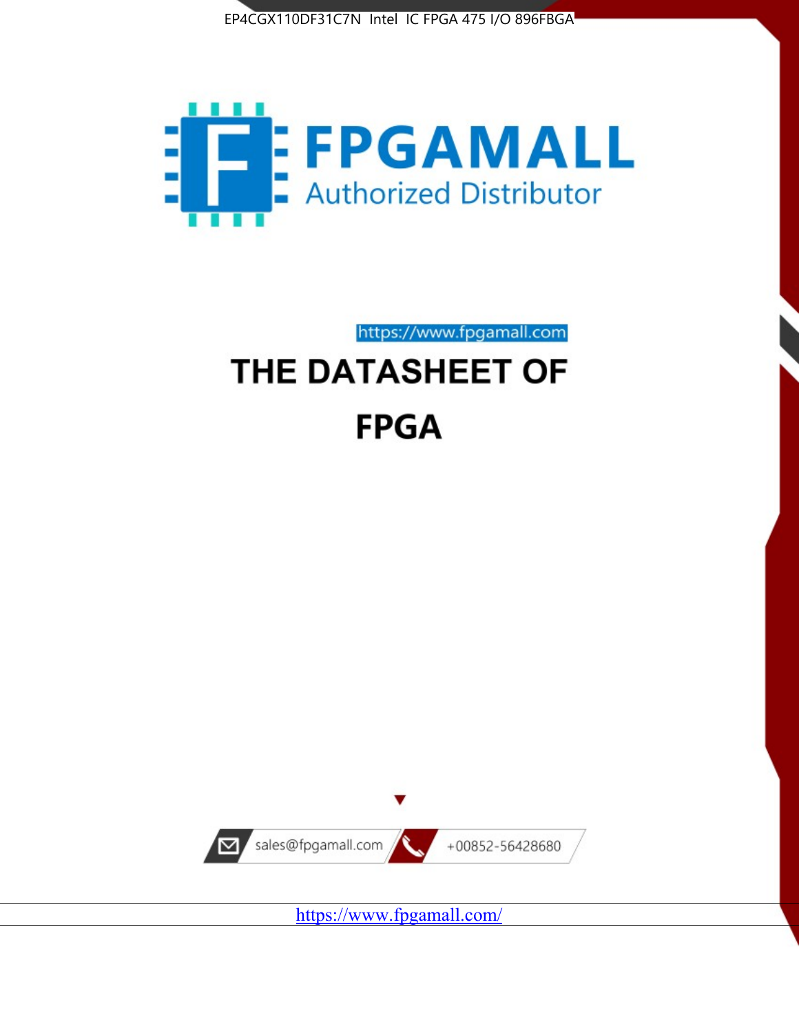EP4CGX110DF31C7N Intel IC FPGA 475 I/O 896FBGA

FPGAMALL

Authorized Distributor

https://www.fpgamall.com

# THE DATASHEET OF

# FPGA

sales@fpgamall.com

+00852-56428680

https://www.fpgamall.com/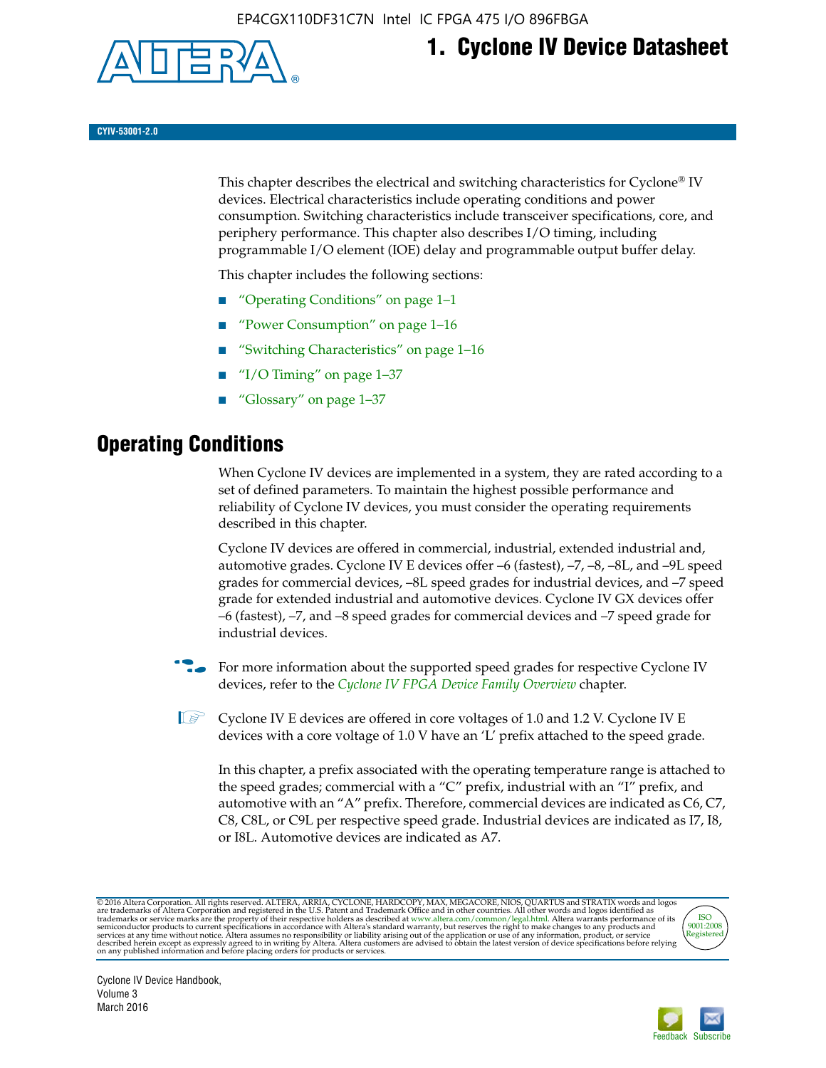# 1. Cyclone IV Device Datasheet

**CYIV-53001-2.0**

This chapter describes the electrical and switching characteristics for Cyclone® IV devices. Electrical characteristics include operating conditions and power consumption. Switching characteristics include transceiver specifications, core, and periphery performance. This chapter also describes I/O timing, including programmable I/O element (IOE) delay and programmable output buffer delay.

This chapter includes the following sections:

- "Operating Conditions" on page 1–1
- "Power Consumption" on page 1–16
- "Switching Characteristics" on page 1–16
- "I/O Timing" on page 1–37
- "Glossary" on page 1–37

## Operating Conditions

When Cyclone IV devices are implemented in a system, they are rated according to a set of defined parameters. To maintain the highest possible performance and reliability of Cyclone IV devices, you must consider the operating requirements described in this chapter.

Cyclone IV devices are offered in commercial, industrial, extended industrial and, automotive grades. Cyclone IV E devices offer –6 (fastest), –7, –8, –8L, and –9L speed grades for commercial devices, –8L speed grades for industrial devices, and –7 speed grade for extended industrial and automotive devices. Cyclone IV GX devices offer –6 (fastest), –7, and –8 speed grades for commercial devices and –7 speed grade for industrial devices.

For more information about the supported speed grades for respective Cyclone IV devices, refer to the *Cyclone IV FPGA Device Family Overview* chapter.

Cyclone IV E devices are offered in core voltages of 1.0 and 1.2 V. Cyclone IV E devices with a core voltage of 1.0 V have an 'L' prefix attached to the speed grade.

In this chapter, a prefix associated with the operating temperature range is attached to the speed grades; commercial with a "C" prefix, industrial with an "I" prefix, and automotive with an "A" prefix. Therefore, commercial devices are indicated as C6, C7, C8, C8L, or C9L per respective speed grade. Industrial devices are indicated as I7, I8, or I8L. Automotive devices are indicated as A7.

© 2016 Altera Corporation. All rights reserved. ALTERA, ARRIA, CYCLONE, HARDCOPY, MAX, MEGACORE, NIOS, QUARTUS and STRATIX words and logos are trademarks of Altera Corporation and registered in the U.S. Patent and Trademark Office and in other countries. All other words and logos identified as trademarks or service marks are the property of their respective holders as described at www.altera.com/common/legal.html. Altera warrants performance of its semiconductor products to current specifications in accordance with Altera's standard warranty, but reserves the right to make changes to any products and services at any time without notice. Altera assumes no responsibility or liability arising out of the application or use of any information, product, or service described herein except as expressly agreed to in writing by Altera. Altera customers are advised to obtain the latest version of device specifications before relying on any published information and before placing orders for products or services.

Cyclone IV Device Handbook, Volume 3
March 2016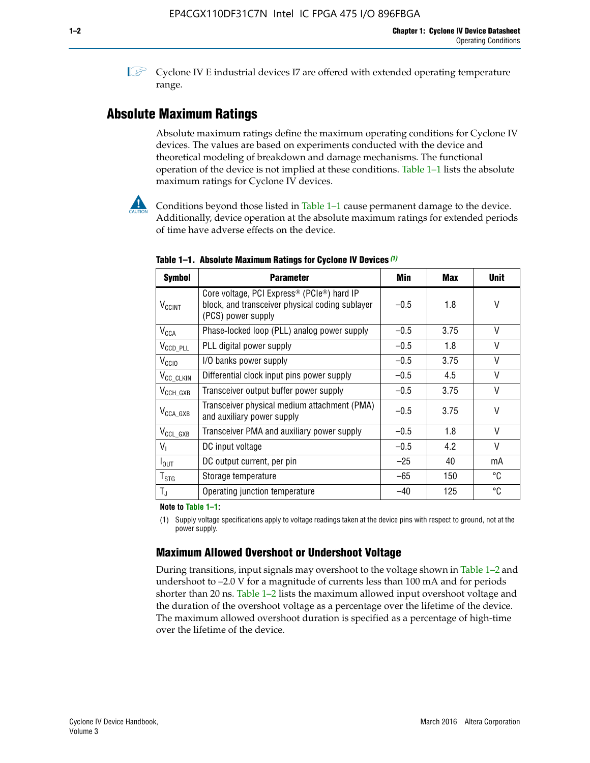Cyclone IV E industrial devices I7 are offered with extended operating temperature range.

## Absolute Maximum Ratings

Absolute maximum ratings define the maximum operating conditions for Cyclone IV devices. The values are based on experiments conducted with the device and theoretical modeling of breakdown and damage mechanisms. The functional operation of the device is not implied at these conditions. Table 1–1 lists the absolute maximum ratings for Cyclone IV devices.

Conditions beyond those listed in Table 1–1 cause permanent damage to the device. Additionally, device operation at the absolute maximum ratings for extended periods of time have adverse effects on the device.

**Table 1–1. Absolute Maximum Ratings for Cyclone IV Devices (1)**

| Symbol | Parameter | Min | Max | Unit |
|---|---|---|---|---|
| $V_{CCINT}$ | Core voltage, PCI Express® (PCIe®) hard IP block, and transceiver physical coding sublayer (PCS) power supply | –0.5 | 1.8 | V |
| $V_{CCA}$ | Phase-locked loop (PLL) analog power supply | –0.5 | 3.75 | V |
| $V_{CCD\_PLL}$ | PLL digital power supply | –0.5 | 1.8 | V |
| $V_{CCIO}$ | I/O banks power supply | –0.5 | 3.75 | V |
| $V_{CC\_CLKIN}$ | Differential clock input pins power supply | –0.5 | 4.5 | V |
| $V_{CCH\_GXB}$ | Transceiver output buffer power supply | –0.5 | 3.75 | V |
| $V_{CCA\_GXB}$ | Transceiver physical medium attachment (PMA) and auxiliary power supply | –0.5 | 3.75 | V |
| $V_{CCL\_GXB}$ | Transceiver PMA and auxiliary power supply | –0.5 | 1.8 | V |
| $V_I$ | DC input voltage | –0.5 | 4.2 | V |
| $I_{OUT}$ | DC output current, per pin | –25 | 40 | mA |
| $T_{STG}$ | Storage temperature | –65 | 150 | °C |
| $T_J$ | Operating junction temperature | –40 | 125 | °C |

**Note to Table 1–1:**

(1) Supply voltage specifications apply to voltage readings taken at the device pins with respect to ground, not at the power supply.

### Maximum Allowed Overshoot or Undershoot Voltage

During transitions, input signals may overshoot to the voltage shown in Table 1–2 and undershoot to –2.0 V for a magnitude of currents less than 100 mA and for periods shorter than 20 ns. Table 1–2 lists the maximum allowed input overshoot voltage and the duration of the overshoot voltage as a percentage over the lifetime of the device. The maximum allowed overshoot duration is specified as a percentage of high-time over the lifetime of the device.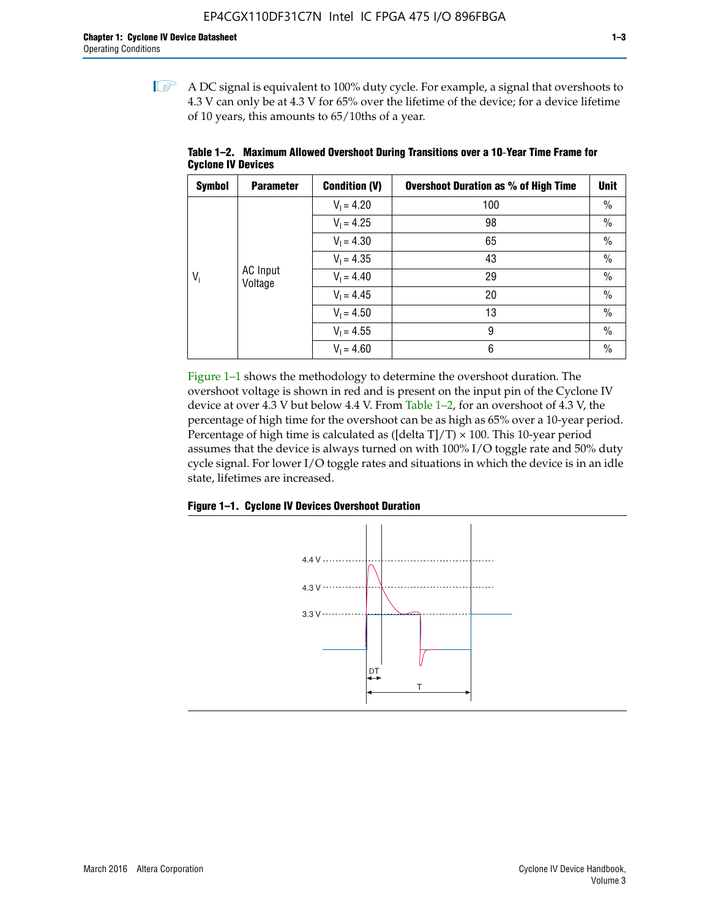A DC signal is equivalent to 100% duty cycle. For example, a signal that overshoots to 4.3 V can only be at 4.3 V for 65% over the lifetime of the device; for a device lifetime of 10 years, this amounts to 65/10ths of a year.

**Table 1–2. Maximum Allowed Overshoot During Transitions over a 10-Year Time Frame for Cyclone IV Devices**

| Symbol | Parameter | Condition (V) | Overshoot Duration as % of High Time | Unit |
|---|---|---|---|---|
| $V_i$ | AC Input Voltage | $V_I = 4.20$ | 100 | % |
| | | $V_I = 4.25$ | 98 | % |
| | | $V_I = 4.30$ | 65 | % |
| | | $V_I = 4.35$ | 43 | % |
| | | $V_I = 4.40$ | 29 | % |
| | | $V_I = 4.45$ | 20 | % |
| | | $V_I = 4.50$ | 13 | % |
| | | $V_I = 4.55$ | 9 | % |
| | | $V_I = 4.60$ | 6 | % |

Figure 1–1 shows the methodology to determine the overshoot duration. The overshoot voltage is shown in red and is present on the input pin of the Cyclone IV device at over 4.3 V but below 4.4 V. From Table 1–2, for an overshoot of 4.3 V, the percentage of high time for the overshoot can be as high as 65% over a 10-year period. Percentage of high time is calculated as ([delta T]/T) × 100. This 10-year period assumes that the device is always turned on with 100% I/O toggle rate and 50% duty cycle signal. For lower I/O toggle rates and situations in which the device is in an idle state, lifetimes are increased.

**Figure 1–1. Cyclone IV Devices Overshoot Duration**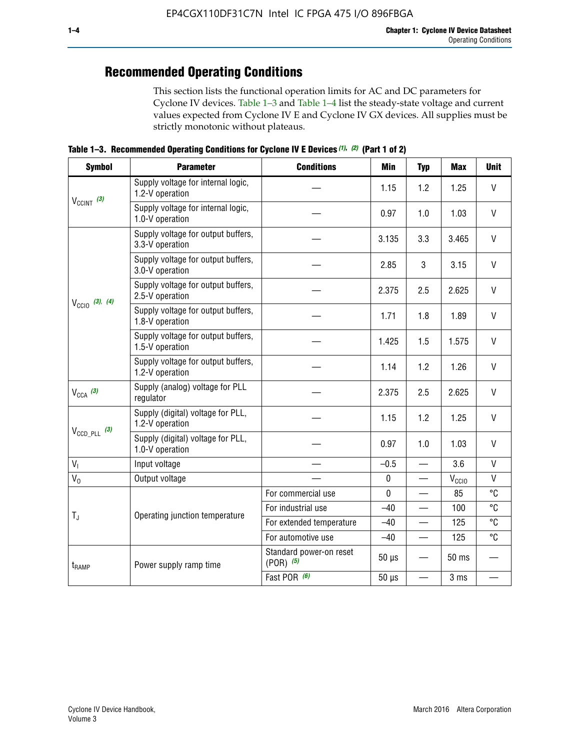## Recommended Operating Conditions

This section lists the functional operation limits for AC and DC parameters for Cyclone IV devices. Table 1–3 and Table 1–4 list the steady-state voltage and current values expected from Cyclone IV E and Cyclone IV GX devices. All supplies must be strictly monotonic without plateaus.

**Table 1–3. Recommended Operating Conditions for Cyclone IV E Devices (1), (2) (Part 1 of 2)**

| Symbol | Parameter | Conditions | Min | Typ | Max | Unit |
|---|---|---|---|---|---|---|
| $V_{CCINT}$ (3) | Supply voltage for internal logic, 1.2-V operation | — | 1.15 | 1.2 | 1.25 | V |
| | Supply voltage for internal logic, 1.0-V operation | — | 0.97 | 1.0 | 1.03 | V |
| $V_{CCIO}$ (3), (4) | Supply voltage for output buffers, 3.3-V operation | — | 3.135 | 3.3 | 3.465 | V |
| | Supply voltage for output buffers, 3.0-V operation | — | 2.85 | 3 | 3.15 | V |
| | Supply voltage for output buffers, 2.5-V operation | — | 2.375 | 2.5 | 2.625 | V |
| | Supply voltage for output buffers, 1.8-V operation | — | 1.71 | 1.8 | 1.89 | V |
| | Supply voltage for output buffers, 1.5-V operation | — | 1.425 | 1.5 | 1.575 | V |
| | Supply voltage for output buffers, 1.2-V operation | — | 1.14 | 1.2 | 1.26 | V |
| $V_{CCA}$ (3) | Supply (analog) voltage for PLL regulator | — | 2.375 | 2.5 | 2.625 | V |
| $V_{CCD\_PLL}$ (3) | Supply (digital) voltage for PLL, 1.2-V operation | — | 1.15 | 1.2 | 1.25 | V |
| | Supply (digital) voltage for PLL, 1.0-V operation | — | 0.97 | 1.0 | 1.03 | V |
| $V_I$ | Input voltage | — | –0.5 | — | 3.6 | V |
| $V_O$ | Output voltage | — | 0 | — | $V_{CCIO}$ | V |
| $T_J$ | Operating junction temperature | For commercial use | 0 | — | 85 | °C |
| | | For industrial use | –40 | — | 100 | °C |
| | | For extended temperature | –40 | — | 125 | °C |
| | | For automotive use | –40 | — | 125 | °C |
| $t_{RAMP}$ | Power supply ramp time | Standard power-on reset (POR) (5) | 50 µs | — | 50 ms | — |
| | | Fast POR (6) | 50 µs | — | 3 ms | — |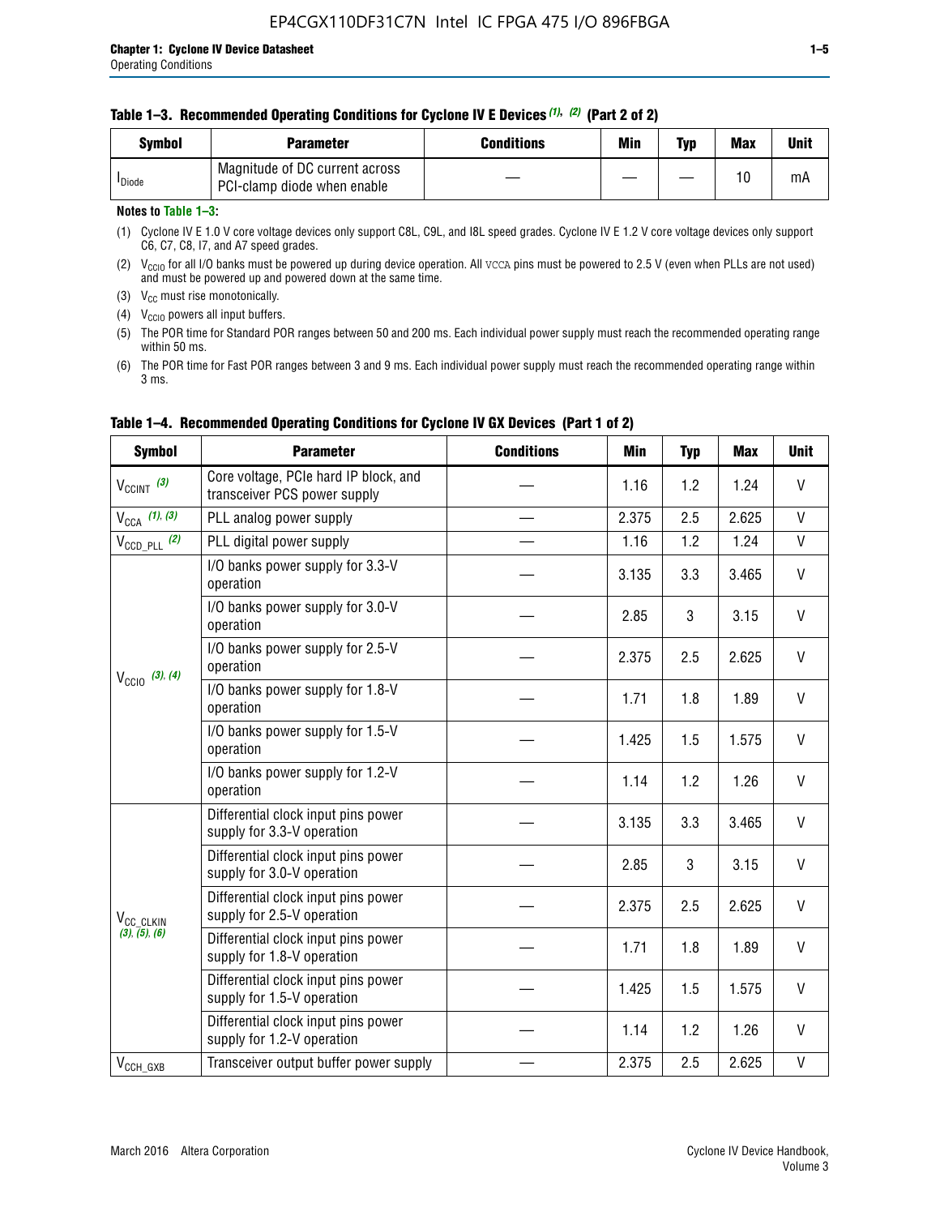**Table 1–3. Recommended Operating Conditions for Cyclone IV E Devices (1), (2) (Part 2 of 2)**

| Symbol | Parameter | Conditions | Min | Typ | Max | Unit |
|---|---|---|---|---|---|---|
| $I_{Diode}$ | Magnitude of DC current across PCI-clamp diode when enable | — | — | — | 10 | mA |

**Notes to Table 1–3:**

(1) Cyclone IV E 1.0 V core voltage devices only support C8L, C9L, and I8L speed grades. Cyclone IV E 1.2 V core voltage devices only support C6, C7, C8, I7, and A7 speed grades.

(2) $V_{CCIO}$ for all I/O banks must be powered up during device operation. All VCCA pins must be powered to 2.5 V (even when PLLs are not used) and must be powered up and powered down at the same time.

(3) $V_{CC}$ must rise monotonically.

(4) $V_{CCIO}$ powers all input buffers.

(5) The POR time for Standard POR ranges between 50 and 200 ms. Each individual power supply must reach the recommended operating range within 50 ms.

(6) The POR time for Fast POR ranges between 3 and 9 ms. Each individual power supply must reach the recommended operating range within 3 ms.

**Table 1–4. Recommended Operating Conditions for Cyclone IV GX Devices (Part 1 of 2)**

| Symbol | Parameter | Conditions | Min | Typ | Max | Unit |
|---|---|---|---|---|---|---|
| $V_{CCINT}$ (3) | Core voltage, PCIe hard IP block, and transceiver PCS power supply | — | 1.16 | 1.2 | 1.24 | V |
| $V_{CCA}$ (1), (3) | PLL analog power supply | — | 2.375 | 2.5 | 2.625 | V |
| $V_{CCD\_PLL}$ (2) | PLL digital power supply | — | 1.16 | 1.2 | 1.24 | V |
| $V_{CCIO}$ (3), (4) | I/O banks power supply for 3.3-V operation | — | 3.135 | 3.3 | 3.465 | V |
| | I/O banks power supply for 3.0-V operation | — | 2.85 | 3 | 3.15 | V |
| | I/O banks power supply for 2.5-V operation | — | 2.375 | 2.5 | 2.625 | V |
| | I/O banks power supply for 1.8-V operation | — | 1.71 | 1.8 | 1.89 | V |
| | I/O banks power supply for 1.5-V operation | — | 1.425 | 1.5 | 1.575 | V |
| | I/O banks power supply for 1.2-V operation | — | 1.14 | 1.2 | 1.26 | V |
| $V_{CC\_CLKIN}$ (3), (5), (6) | Differential clock input pins power supply for 3.3-V operation | — | 3.135 | 3.3 | 3.465 | V |
| | Differential clock input pins power supply for 3.0-V operation | — | 2.85 | 3 | 3.15 | V |
| | Differential clock input pins power supply for 2.5-V operation | — | 2.375 | 2.5 | 2.625 | V |
| | Differential clock input pins power supply for 1.8-V operation | — | 1.71 | 1.8 | 1.89 | V |
| | Differential clock input pins power supply for 1.5-V operation | — | 1.425 | 1.5 | 1.575 | V |
| | Differential clock input pins power supply for 1.2-V operation | — | 1.14 | 1.2 | 1.26 | V |
| $V_{CCH\_GXB}$ | Transceiver output buffer power supply | — | 2.375 | 2.5 | 2.625 | V |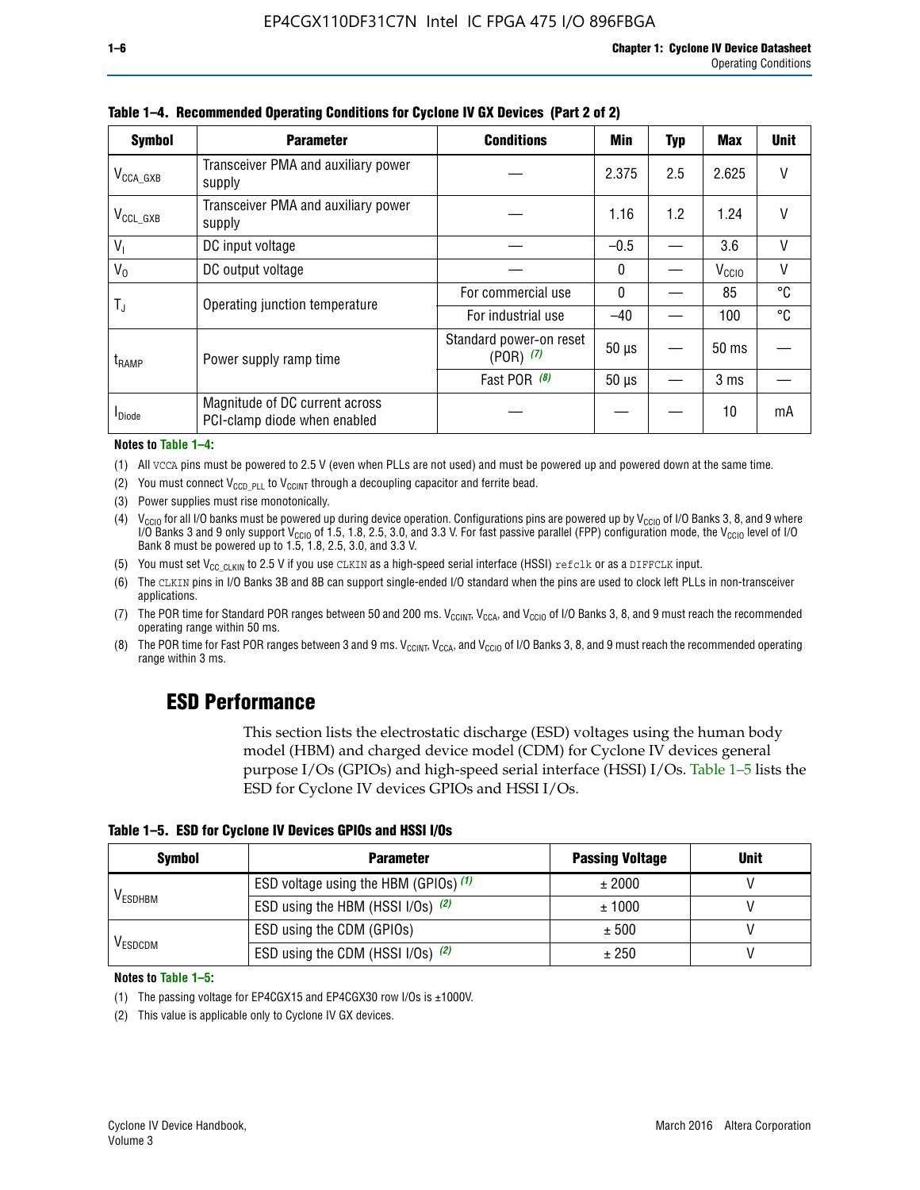**Table 1–4. Recommended Operating Conditions for Cyclone IV GX Devices (Part 2 of 2)**

| Symbol | Parameter | Conditions | Min | Typ | Max | Unit |
|---|---|---|---|---|---|---|
| $V_{CCA\_GXB}$ | Transceiver PMA and auxiliary power supply | — | 2.375 | 2.5 | 2.625 | V |
| $V_{CCL\_GXB}$ | Transceiver PMA and auxiliary power supply | — | 1.16 | 1.2 | 1.24 | V |
| $V_I$ | DC input voltage | — | –0.5 | — | 3.6 | V |
| $V_O$ | DC output voltage | — | 0 | — | $V_{CCIO}$ | V |
| $T_J$ | Operating junction temperature | For commercial use | 0 | — | 85 | °C |
| | | For industrial use | –40 | — | 100 | °C |
| $t_{RAMP}$ | Power supply ramp time | Standard power-on reset (POR) (7) | 50 µs | — | 50 ms | — |
| | | Fast POR (8) | 50 µs | — | 3 ms | — |
| $I_{Diode}$ | Magnitude of DC current across PCI-clamp diode when enabled | — | — | — | 10 | mA |

**Notes to Table 1–4:**

(1) All VCCA pins must be powered to 2.5 V (even when PLLs are not used) and must be powered up and powered down at the same time.

(2) You must connect $V_{CCD\_PLL}$ to $V_{CCINT}$ through a decoupling capacitor and ferrite bead.

(3) Power supplies must rise monotonically.

(4) $V_{CCIO}$ for all I/O banks must be powered up during device operation. Configurations pins are powered up by $V_{CCIO}$ of I/O Banks 3, 8, and 9 where I/O Banks 3 and 9 only support $V_{CCIO}$ of 1.5, 1.8, 2.5, 3.0, and 3.3 V. For fast passive parallel (FPP) configuration mode, the $V_{CCIO}$ level of I/O Bank 8 must be powered up to 1.5, 1.8, 2.5, 3.0, and 3.3 V.

(5) You must set $V_{CC\_CLKIN}$ to 2.5 V if you use CLKIN as a high-speed serial interface (HSSI) refclk or as a DIFFCLK input.

(6) The CLKIN pins in I/O Banks 3B and 8B can support single-ended I/O standard when the pins are used to clock left PLLs in non-transceiver applications.

(7) The POR time for Standard POR ranges between 50 and 200 ms. $V_{CCINT}$, $V_{CCA}$, and $V_{CCIO}$ of I/O Banks 3, 8, and 9 must reach the recommended operating range within 50 ms.

(8) The POR time for Fast POR ranges between 3 and 9 ms. $V_{CCINT}$, $V_{CCA}$, and $V_{CCIO}$ of I/O Banks 3, 8, and 9 must reach the recommended operating range within 3 ms.

## ESD Performance

This section lists the electrostatic discharge (ESD) voltages using the human body model (HBM) and charged device model (CDM) for Cyclone IV devices general purpose I/Os (GPIOs) and high-speed serial interface (HSSI) I/Os. Table 1–5 lists the ESD for Cyclone IV devices GPIOs and HSSI I/Os.

**Table 1–5. ESD for Cyclone IV Devices GPIOs and HSSI I/Os**

| Symbol | Parameter | Passing Voltage | Unit |
|---|---|---|---|
| $V_{ESDHBM}$ | ESD voltage using the HBM (GPIOs) (1) | ± 2000 | V |
| | ESD using the HBM (HSSI I/Os) (2) | ± 1000 | V |
| $V_{ESDCDM}$ | ESD using the CDM (GPIOs) | ± 500 | V |
| | ESD using the CDM (HSSI I/Os) (2) | ± 250 | V |

**Notes to Table 1–5:**

(1) The passing voltage for EP4CGX15 and EP4CGX30 row I/Os is ±1000V.

(2) This value is applicable only to Cyclone IV GX devices.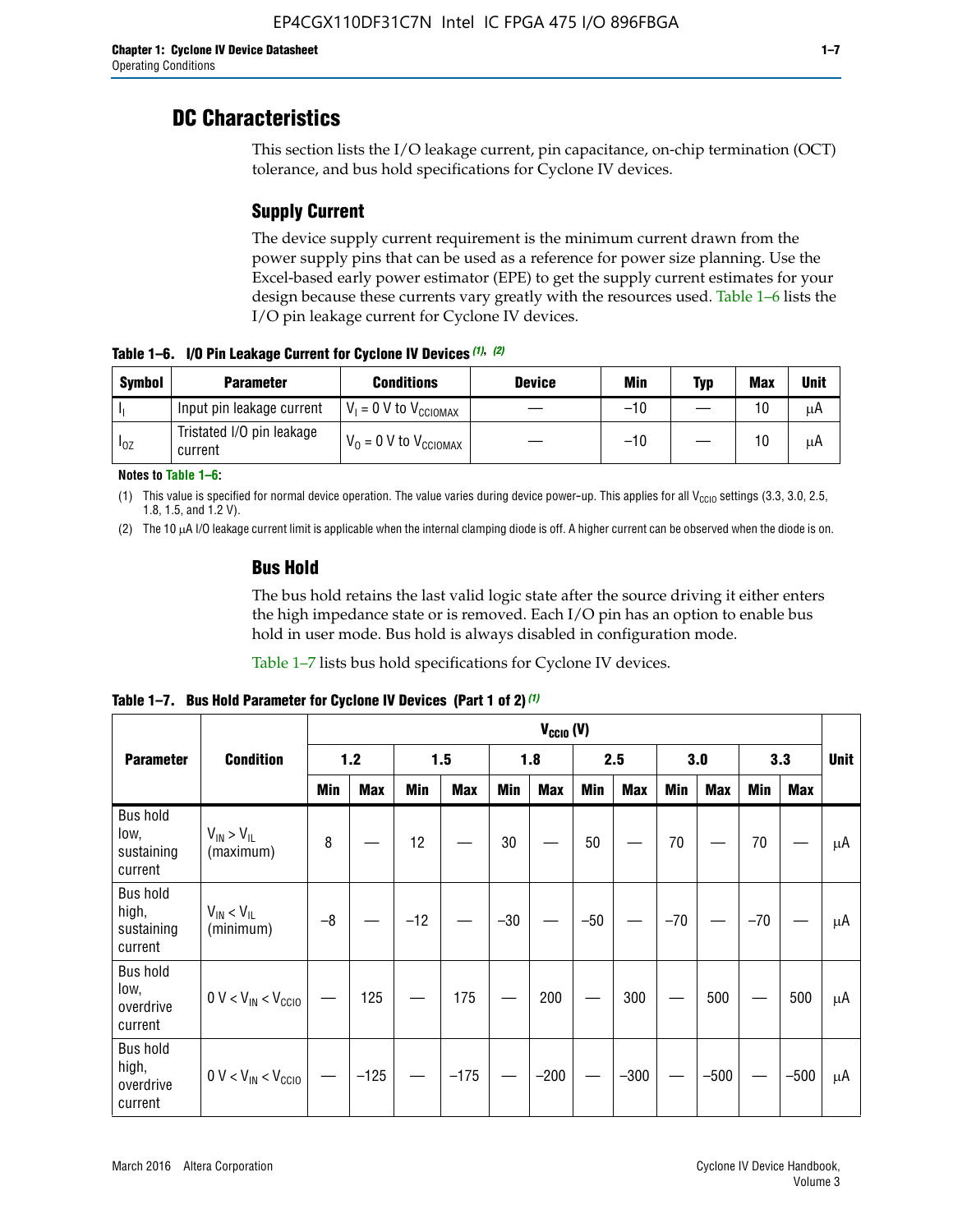# DC Characteristics

This section lists the I/O leakage current, pin capacitance, on-chip termination (OCT) tolerance, and bus hold specifications for Cyclone IV devices.

## Supply Current

The device supply current requirement is the minimum current drawn from the power supply pins that can be used as a reference for power size planning. Use the Excel-based early power estimator (EPE) to get the supply current estimates for your design because these currents vary greatly with the resources used. Table 1–6 lists the I/O pin leakage current for Cyclone IV devices.

**Table 1–6. I/O Pin Leakage Current for Cyclone IV Devices (1), (2)**

| Symbol | Parameter | Conditions | Device | Min | Typ | Max | Unit |
|---|---|---|---|---|---|---|---|
| $I_I$ | Input pin leakage current | $V_I$ = 0 V to $V_{CCIOMAX}$ | — | –10 | — | 10 | µA |
| $I_{OZ}$ | Tristated I/O pin leakage current | $V_O$ = 0 V to $V_{CCIOMAX}$ | — | –10 | — | 10 | µA |

**Notes to Table 1–6:**

(1) This value is specified for normal device operation. The value varies during device power-up. This applies for all $V_{CCIO}$ settings (3.3, 3.0, 2.5, 1.8, 1.5, and 1.2 V).

(2) The 10 µA I/O leakage current limit is applicable when the internal clamping diode is off. A higher current can be observed when the diode is on.

## Bus Hold

The bus hold retains the last valid logic state after the source driving it either enters the high impedance state or is removed. Each I/O pin has an option to enable bus hold in user mode. Bus hold is always disabled in configuration mode.

Table 1–7 lists bus hold specifications for Cyclone IV devices.

**Table 1–7. Bus Hold Parameter for Cyclone IV Devices (Part 1 of 2) (1)**

| Parameter | Condition | $V_{CCIO}$ (V) | | | | | | | | | | | | Unit |
|---|---|---|---|---|---|---|---|---|---|---|---|---|---|---|
| | | 1.2 | | 1.5 | | 1.8 | | 2.5 | | 3.0 | | 3.3 | | |
| | | Min | Max | Min | Max | Min | Max | Min | Max | Min | Max | Min | Max | |
| Bus hold low, sustaining current | $V_{IN} > V_{IL}$ (maximum) | 8 | — | 12 | — | 30 | — | 50 | — | 70 | — | 70 | — | µA |
| Bus hold high, sustaining current | $V_{IN} < V_{IL}$ (minimum) | –8 | — | –12 | — | –30 | — | –50 | — | –70 | — | –70 | — | µA |
| Bus hold low, overdrive current | 0 V < $V_{IN}$ < $V_{CCIO}$ | — | 125 | — | 175 | — | 200 | — | 300 | — | 500 | — | 500 | µA |
| Bus hold high, overdrive current | 0 V < $V_{IN}$ < $V_{CCIO}$ | — | –125 | — | –175 | — | –200 | — | –300 | — | –500 | — | –500 | µA |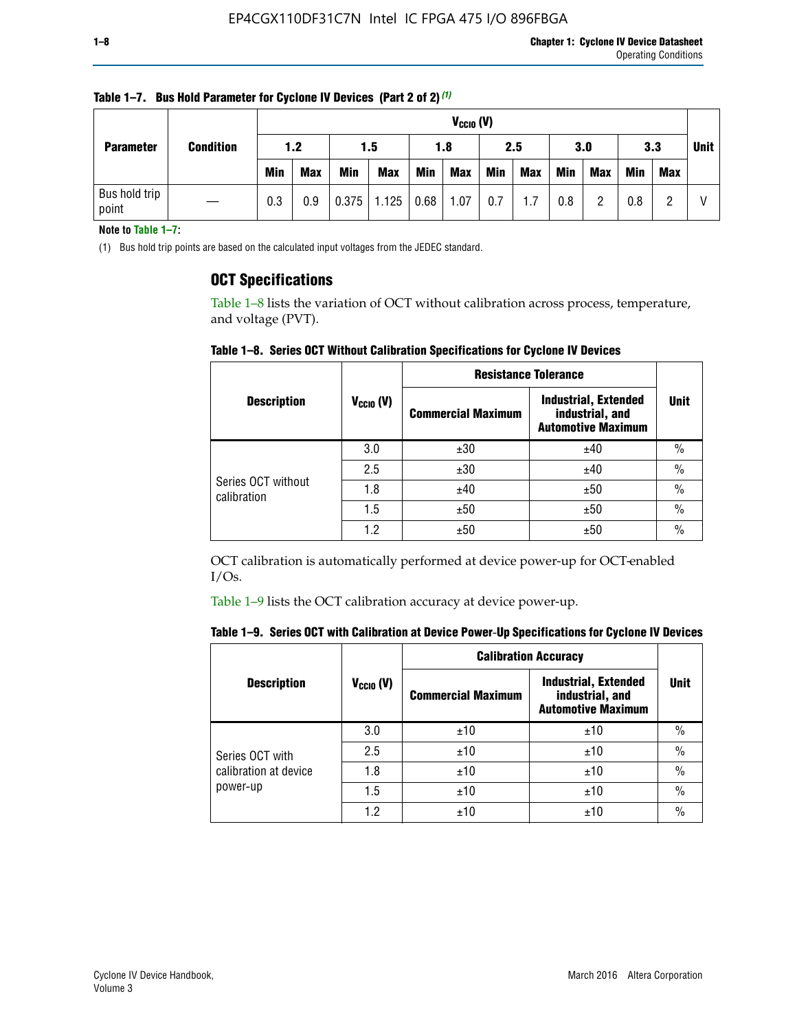**Table 1–7. Bus Hold Parameter for Cyclone IV Devices (Part 2 of 2)** (1)

| Parameter | Condition | $V_{CCIO}$ (V) | | | | | | | | | | | | Unit |
|---|---|---|---|---|---|---|---|---|---|---|---|---|---|---|
| | | 1.2 | | 1.5 | | 1.8 | | 2.5 | | 3.0 | | 3.3 | | |
| | | Min | Max | Min | Max | Min | Max | Min | Max | Min | Max | Min | Max | |
| Bus hold trip point | — | 0.3 | 0.9 | 0.375 | 1.125 | 0.68 | 1.07 | 0.7 | 1.7 | 0.8 | 2 | 0.8 | 2 | V |

**Note to Table 1–7:**

(1) Bus hold trip points are based on the calculated input voltages from the JEDEC standard.

## OCT Specifications

Table 1–8 lists the variation of OCT without calibration across process, temperature, and voltage (PVT).

**Table 1–8. Series OCT Without Calibration Specifications for Cyclone IV Devices**

| Description | $V_{CCIO}$ (V) | Resistance Tolerance | | Unit |
|---|---|---|---|---|
| | | Commercial Maximum | Industrial, Extended industrial, and Automotive Maximum | |
| Series OCT without calibration | 3.0 | ±30 | ±40 | % |
| | 2.5 | ±30 | ±40 | % |
| | 1.8 | ±40 | ±50 | % |
| | 1.5 | ±50 | ±50 | % |
| | 1.2 | ±50 | ±50 | % |

OCT calibration is automatically performed at device power-up for OCT-enabled I/Os.

Table 1–9 lists the OCT calibration accuracy at device power-up.

**Table 1–9. Series OCT with Calibration at Device Power-Up Specifications for Cyclone IV Devices**

| Description | $V_{CCIO}$ (V) | Calibration Accuracy | | Unit |
|---|---|---|---|---|
| | | Commercial Maximum | Industrial, Extended industrial, and Automotive Maximum | |
| Series OCT with calibration at device power-up | 3.0 | ±10 | ±10 | % |
| | 2.5 | ±10 | ±10 | % |
| | 1.8 | ±10 | ±10 | % |
| | 1.5 | ±10 | ±10 | % |
| | 1.2 | ±10 | ±10 | % |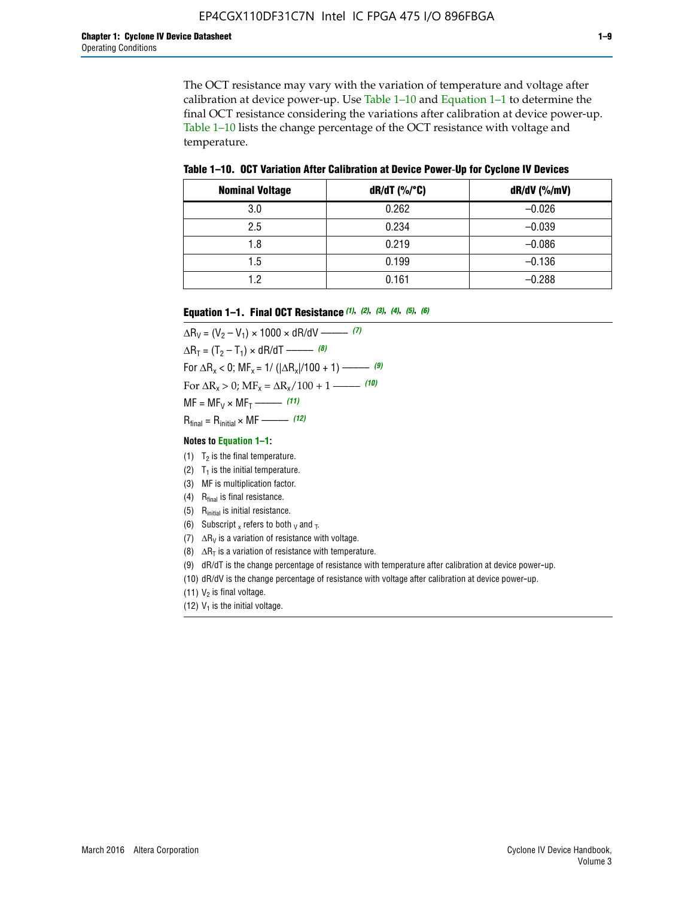The OCT resistance may vary with the variation of temperature and voltage after calibration at device power-up. Use Table 1–10 and Equation 1–1 to determine the final OCT resistance considering the variations after calibration at device power-up. Table 1–10 lists the change percentage of the OCT resistance with voltage and temperature.

**Table 1–10. OCT Variation After Calibration at Device Power-Up for Cyclone IV Devices**

| Nominal Voltage | dR/dT (%/°C) | dR/dV (%/mV) |
|---|---|---|
| 3.0 | 0.262 | –0.026 |
| 2.5 | 0.234 | –0.039 |
| 1.8 | 0.219 | –0.086 |
| 1.5 | 0.199 | –0.136 |
| 1.2 | 0.161 | –0.288 |

**Equation 1–1. Final OCT Resistance** *(1), (2), (3), (4), (5), (6)*

$$\Delta R_V = (V_2 - V_1) \times 1000 \times dR/dV \text{ ——— } (7)$$

$$\Delta R_T = (T_2 - T_1) \times dR/dT \text{ ——— } (8)$$

$$\text{For } \Delta R_x < 0;\ MF_x = 1/(|\Delta R_x|/100 + 1) \text{ ——— } (9)$$

$$\text{For } \Delta R_x > 0;\ MF_x = \Delta R_x/100 + 1 \text{ ——— } (10)$$

$$MF = MF_V \times MF_T \text{ ——— } (11)$$

$$R_{final} = R_{initial} \times MF \text{ ——— } (12)$$

**Notes to Equation 1–1:**

(1) $T_2$ is the final temperature.

(2) $T_1$ is the initial temperature.

(3) MF is multiplication factor.

(4) $R_{final}$ is final resistance.

(5) $R_{initial}$ is initial resistance.

(6) Subscript $_x$ refers to both $_V$ and $_T$.

(7) $\Delta R_V$ is a variation of resistance with voltage.

(8) $\Delta R_T$ is a variation of resistance with temperature.

(9) dR/dT is the change percentage of resistance with temperature after calibration at device power-up.

(10) dR/dV is the change percentage of resistance with voltage after calibration at device power-up.

(11) $V_2$ is final voltage.

(12) $V_1$ is the initial voltage.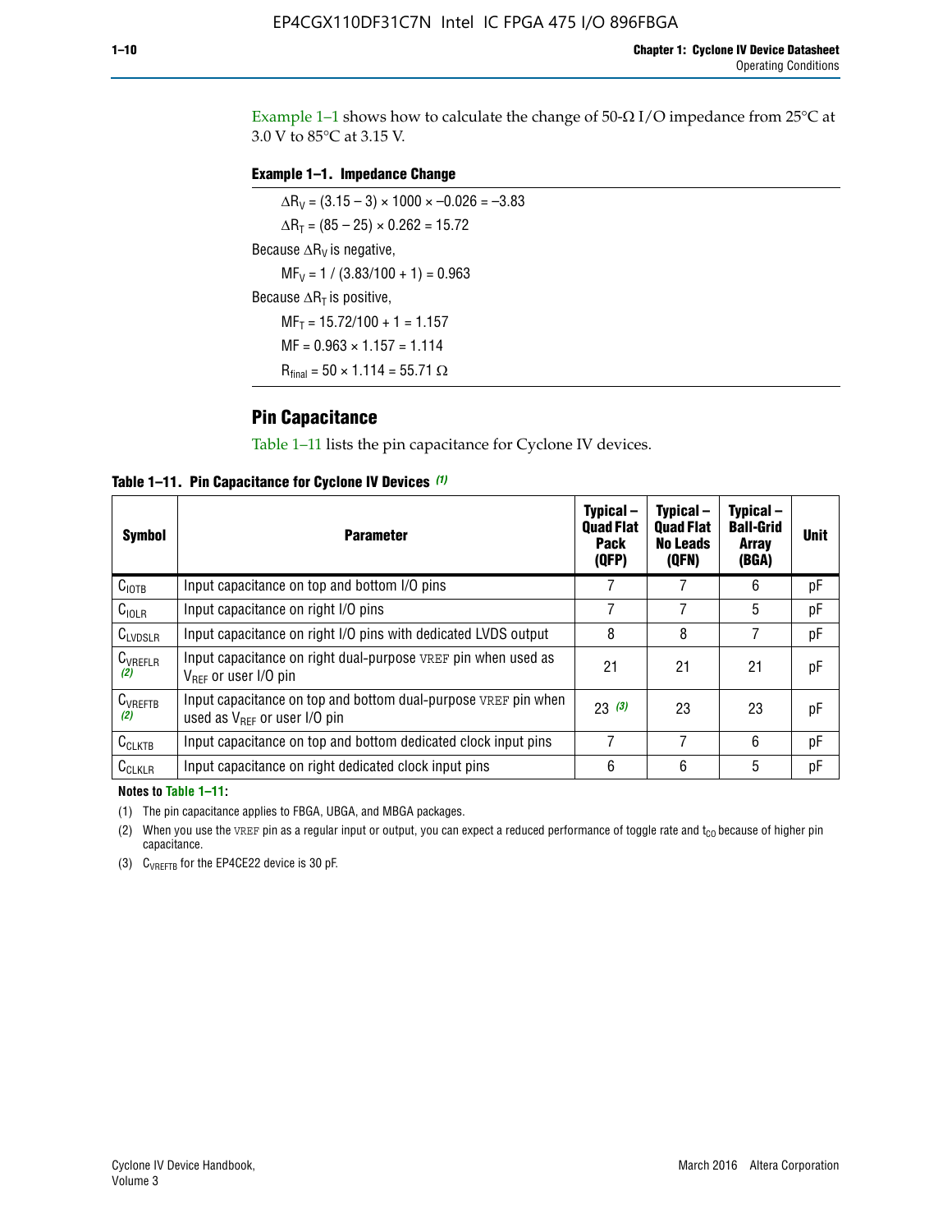Example 1–1 shows how to calculate the change of 50-Ω I/O impedance from 25°C at 3.0 V to 85°C at 3.15 V.

**Example 1–1. Impedance Change**

$\Delta R_V = (3.15 - 3) \times 1000 \times -0.026 = -3.83$

$\Delta R_T = (85 - 25) \times 0.262 = 15.72$

Because $\Delta R_V$ is negative,

$MF_V = 1 / (3.83/100 + 1) = 0.963$

Because $\Delta R_T$ is positive,

$MF_T = 15.72/100 + 1 = 1.157$

$MF = 0.963 \times 1.157 = 1.114$

$R_{final} = 50 \times 1.114 = 55.71\ \Omega$

## Pin Capacitance

Table 1–11 lists the pin capacitance for Cyclone IV devices.

**Table 1–11. Pin Capacitance for Cyclone IV Devices (1)**

| Symbol | Parameter | Typical – Quad Flat Pack (QFP) | Typical – Quad Flat No Leads (QFN) | Typical – Ball-Grid Array (BGA) | Unit |
|---|---|---|---|---|---|
| $C_{IOTB}$ | Input capacitance on top and bottom I/O pins | 7 | 7 | 6 | pF |
| $C_{IOLR}$ | Input capacitance on right I/O pins | 7 | 7 | 5 | pF |
| $C_{LVDSLR}$ | Input capacitance on right I/O pins with dedicated LVDS output | 8 | 8 | 7 | pF |
| $C_{VREFLR}$ (2) | Input capacitance on right dual-purpose VREF pin when used as $V_{REF}$ or user I/O pin | 21 | 21 | 21 | pF |
| $C_{VREFTB}$ (2) | Input capacitance on top and bottom dual-purpose VREF pin when used as $V_{REF}$ or user I/O pin | 23 (3) | 23 | 23 | pF |
| $C_{CLKTB}$ | Input capacitance on top and bottom dedicated clock input pins | 7 | 7 | 6 | pF |
| $C_{CLKLR}$ | Input capacitance on right dedicated clock input pins | 6 | 6 | 5 | pF |

**Notes to Table 1–11:**

(1) The pin capacitance applies to FBGA, UBGA, and MBGA packages.

(2) When you use the VREF pin as a regular input or output, you can expect a reduced performance of toggle rate and $t_{CO}$ because of higher pin capacitance.

(3) $C_{VREFTB}$ for the EP4CE22 device is 30 pF.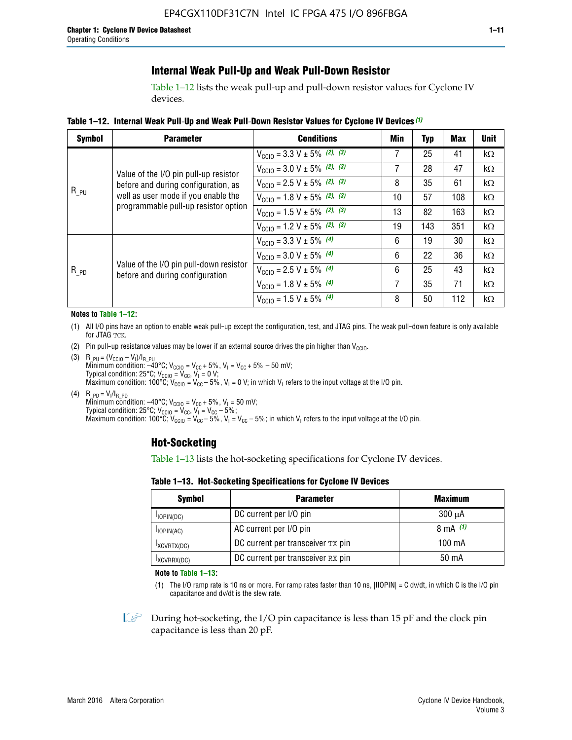## Internal Weak Pull-Up and Weak Pull-Down Resistor

Table 1–12 lists the weak pull-up and pull-down resistor values for Cyclone IV devices.

**Table 1–12. Internal Weak Pull-Up and Weak Pull-Down Resistor Values for Cyclone IV Devices (1)**

| Symbol | Parameter | Conditions | Min | Typ | Max | Unit |
|---|---|---|---|---|---|---|
| $R_{\_PU}$ | Value of the I/O pin pull-up resistor before and during configuration, as well as user mode if you enable the programmable pull-up resistor option | $V_{CCIO}$ = 3.3 V ± 5% (2), (3) | 7 | 25 | 41 | kΩ |
| | | $V_{CCIO}$ = 3.0 V ± 5% (2), (3) | 7 | 28 | 47 | kΩ |
| | | $V_{CCIO}$ = 2.5 V ± 5% (2), (3) | 8 | 35 | 61 | kΩ |
| | | $V_{CCIO}$ = 1.8 V ± 5% (2), (3) | 10 | 57 | 108 | kΩ |
| | | $V_{CCIO}$ = 1.5 V ± 5% (2), (3) | 13 | 82 | 163 | kΩ |
| | | $V_{CCIO}$ = 1.2 V ± 5% (2), (3) | 19 | 143 | 351 | kΩ |
| $R_{\_PD}$ | Value of the I/O pin pull-down resistor before and during configuration | $V_{CCIO}$ = 3.3 V ± 5% (4) | 6 | 19 | 30 | kΩ |
| | | $V_{CCIO}$ = 3.0 V ± 5% (4) | 6 | 22 | 36 | kΩ |
| | | $V_{CCIO}$ = 2.5 V ± 5% (4) | 6 | 25 | 43 | kΩ |
| | | $V_{CCIO}$ = 1.8 V ± 5% (4) | 7 | 35 | 71 | kΩ |
| | | $V_{CCIO}$ = 1.5 V ± 5% (4) | 8 | 50 | 112 | kΩ |

**Notes to Table 1–12:**

(1) All I/O pins have an option to enable weak pull-up except the configuration, test, and JTAG pins. The weak pull-down feature is only available for JTAG TCK.

(2) Pin pull-up resistance values may be lower if an external source drives the pin higher than $V_{CCIO}$.

(3) $R_{\_PU} = (V_{CCIO} - V_I)/I_{R\_PU}$
Minimum condition: –40°C; $V_{CCIO} = V_{CC} + 5\%$, $V_I = V_{CC} + 5\% - 50$ mV;
Typical condition: 25°C; $V_{CCIO} = V_{CC}$, $V_I = 0$ V;
Maximum condition: 100°C; $V_{CCIO} = V_{CC} - 5\%$, $V_I = 0$ V; in which $V_I$ refers to the input voltage at the I/O pin.

(4) $R_{\_PD} = V_I/I_{R\_PD}$
Minimum condition: –40°C; $V_{CCIO} = V_{CC} + 5\%$, $V_I = 50$ mV;
Typical condition: 25°C; $V_{CCIO} = V_{CC}$, $V_I = V_{CC} - 5\%$;
Maximum condition: 100°C; $V_{CCIO} = V_{CC} - 5\%$, $V_I = V_{CC} - 5\%$; in which $V_I$ refers to the input voltage at the I/O pin.

## Hot-Socketing

Table 1–13 lists the hot-socketing specifications for Cyclone IV devices.

**Table 1–13. Hot-Socketing Specifications for Cyclone IV Devices**

| Symbol | Parameter | Maximum |
|---|---|---|
| $I_{IOPIN(DC)}$ | DC current per I/O pin | 300 μA |
| $I_{IOPIN(AC)}$ | AC current per I/O pin | 8 mA (1) |
| $I_{XCVRTX(DC)}$ | DC current per transceiver TX pin | 100 mA |
| $I_{XCVRRX(DC)}$ | DC current per transceiver RX pin | 50 mA |

**Note to Table 1–13:**

(1) The I/O ramp rate is 10 ns or more. For ramp rates faster than 10 ns, |IIOPIN| = C dv/dt, in which C is the I/O pin capacitance and dv/dt is the slew rate.

During hot-socketing, the I/O pin capacitance is less than 15 pF and the clock pin capacitance is less than 20 pF.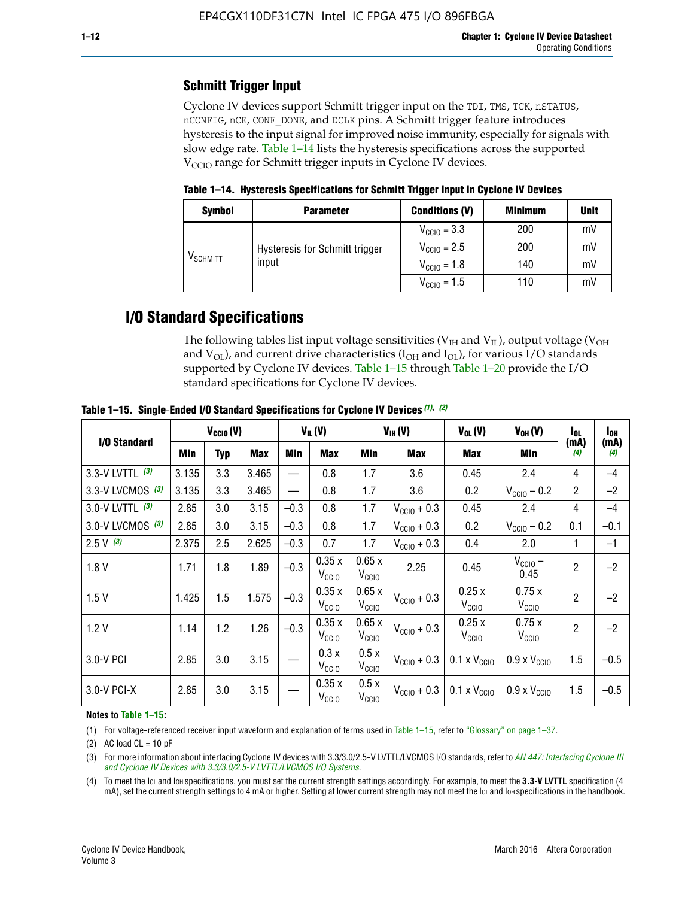## Schmitt Trigger Input

Cyclone IV devices support Schmitt trigger input on the TDI, TMS, TCK, nSTATUS, nCONFIG, nCE, CONF_DONE, and DCLK pins. A Schmitt trigger feature introduces hysteresis to the input signal for improved noise immunity, especially for signals with slow edge rate. Table 1–14 lists the hysteresis specifications across the supported $V_{CCIO}$ range for Schmitt trigger inputs in Cyclone IV devices.

**Table 1–14. Hysteresis Specifications for Schmitt Trigger Input in Cyclone IV Devices**

| Symbol | Parameter | Conditions (V) | Minimum | Unit |
|---|---|---|---|---|
| $V_{SCHMITT}$ | Hysteresis for Schmitt trigger input | $V_{CCIO}$ = 3.3 | 200 | mV |
| | | $V_{CCIO}$ = 2.5 | 200 | mV |
| | | $V_{CCIO}$ = 1.8 | 140 | mV |
| | | $V_{CCIO}$ = 1.5 | 110 | mV |

# I/O Standard Specifications

The following tables list input voltage sensitivities ($V_{IH}$ and $V_{IL}$), output voltage ($V_{OH}$ and $V_{OL}$), and current drive characteristics ($I_{OH}$ and $I_{OL}$), for various I/O standards supported by Cyclone IV devices. Table 1–15 through Table 1–20 provide the I/O standard specifications for Cyclone IV devices.

**Table 1–15. Single-Ended I/O Standard Specifications for Cyclone IV Devices (1), (2)**

| I/O Standard | $V_{CCIO}$ (V) | | | $V_{IL}$ (V) | | $V_{IH}$ (V) | | $V_{OL}$ (V) | $V_{OH}$ (V) | $I_{OL}$ (mA) (4) | $I_{OH}$ (mA) (4) |
|---|---|---|---|---|---|---|---|---|---|---|---|
| | Min | Typ | Max | Min | Max | Min | Max | Max | Min | | |
| 3.3-V LVTTL (3) | 3.135 | 3.3 | 3.465 | — | 0.8 | 1.7 | 3.6 | 0.45 | 2.4 | 4 | –4 |
| 3.3-V LVCMOS (3) | 3.135 | 3.3 | 3.465 | — | 0.8 | 1.7 | 3.6 | 0.2 | $V_{CCIO}$ – 0.2 | 2 | –2 |
| 3.0-V LVTTL (3) | 2.85 | 3.0 | 3.15 | –0.3 | 0.8 | 1.7 | $V_{CCIO}$ + 0.3 | 0.45 | 2.4 | 4 | –4 |
| 3.0-V LVCMOS (3) | 2.85 | 3.0 | 3.15 | –0.3 | 0.8 | 1.7 | $V_{CCIO}$ + 0.3 | 0.2 | $V_{CCIO}$ – 0.2 | 0.1 | –0.1 |
| 2.5 V (3) | 2.375 | 2.5 | 2.625 | –0.3 | 0.7 | 1.7 | $V_{CCIO}$ + 0.3 | 0.4 | 2.0 | 1 | –1 |
| 1.8 V | 1.71 | 1.8 | 1.89 | –0.3 | 0.35 x $V_{CCIO}$ | 0.65 x $V_{CCIO}$ | 2.25 | 0.45 | $V_{CCIO}$ – 0.45 | 2 | –2 |
| 1.5 V | 1.425 | 1.5 | 1.575 | –0.3 | 0.35 x $V_{CCIO}$ | 0.65 x $V_{CCIO}$ | $V_{CCIO}$ + 0.3 | 0.25 x $V_{CCIO}$ | 0.75 x $V_{CCIO}$ | 2 | –2 |
| 1.2 V | 1.14 | 1.2 | 1.26 | –0.3 | 0.35 x $V_{CCIO}$ | 0.65 x $V_{CCIO}$ | $V_{CCIO}$ + 0.3 | 0.25 x $V_{CCIO}$ | 0.75 x $V_{CCIO}$ | 2 | –2 |
| 3.0-V PCI | 2.85 | 3.0 | 3.15 | — | 0.3 x $V_{CCIO}$ | 0.5 x $V_{CCIO}$ | $V_{CCIO}$ + 0.3 | 0.1 x $V_{CCIO}$ | 0.9 x $V_{CCIO}$ | 1.5 | –0.5 |
| 3.0-V PCI-X | 2.85 | 3.0 | 3.15 | — | 0.35 x $V_{CCIO}$ | 0.5 x $V_{CCIO}$ | $V_{CCIO}$ + 0.3 | 0.1 x $V_{CCIO}$ | 0.9 x $V_{CCIO}$ | 1.5 | –0.5 |

**Notes to Table 1–15:**

(1) For voltage-referenced receiver input waveform and explanation of terms used in Table 1–15, refer to "Glossary" on page 1–37.

(2) AC load CL = 10 pF

(3) For more information about interfacing Cyclone IV devices with 3.3/3.0/2.5-V LVTTL/LVCMOS I/O standards, refer to *AN 447: Interfacing Cyclone III and Cyclone IV Devices with 3.3/3.0/2.5-V LVTTL/LVCMOS I/O Systems*.

(4) To meet the $I_{OL}$ and $I_{OH}$ specifications, you must set the current strength settings accordingly. For example, to meet the **3.3-V LVTTL** specification (4 mA), set the current strength settings to 4 mA or higher. Setting at lower current strength may not meet the $I_{OL}$ and $I_{OH}$ specifications in the handbook.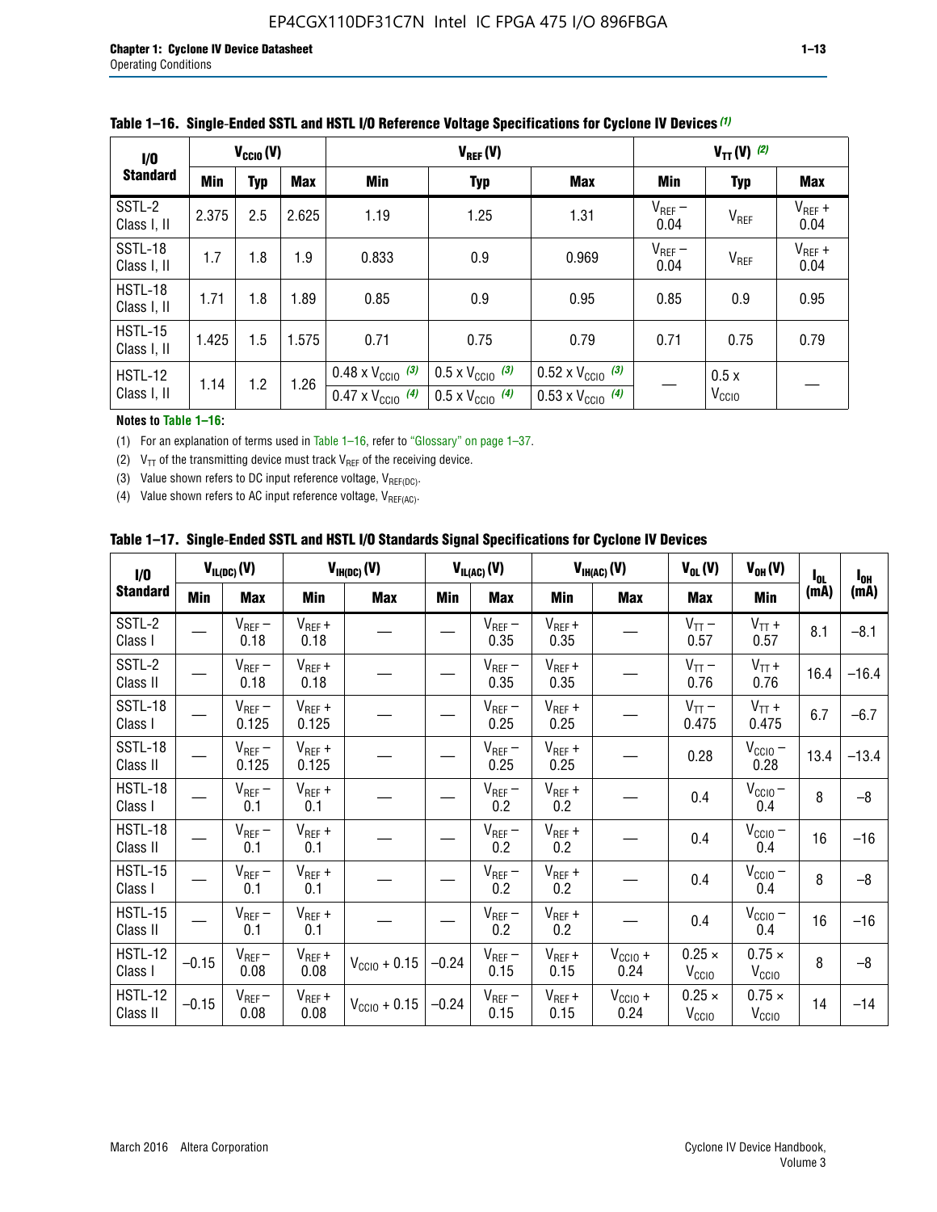**Table 1–16. Single-Ended SSTL and HSTL I/O Reference Voltage Specifications for Cyclone IV Devices (1)**

| I/O Standard | $V_{CCIO}$ (V) | | | $V_{REF}$ (V) | | | $V_{TT}$ (V) (2) | | |
|---|---|---|---|---|---|---|---|---|---|
| | Min | Typ | Max | Min | Typ | Max | Min | Typ | Max |
| SSTL-2 Class I, II | 2.375 | 2.5 | 2.625 | 1.19 | 1.25 | 1.31 | $V_{REF}$ – 0.04 | $V_{REF}$ | $V_{REF}$ + 0.04 |
| SSTL-18 Class I, II | 1.7 | 1.8 | 1.9 | 0.833 | 0.9 | 0.969 | $V_{REF}$ – 0.04 | $V_{REF}$ | $V_{REF}$ + 0.04 |
| HSTL-18 Class I, II | 1.71 | 1.8 | 1.89 | 0.85 | 0.9 | 0.95 | 0.85 | 0.9 | 0.95 |
| HSTL-15 Class I, II | 1.425 | 1.5 | 1.575 | 0.71 | 0.75 | 0.79 | 0.71 | 0.75 | 0.79 |
| HSTL-12 Class I, II | 1.14 | 1.2 | 1.26 | 0.48 x $V_{CCIO}$ (3) / 0.47 x $V_{CCIO}$ (4) | 0.5 x $V_{CCIO}$ (3) / 0.5 x $V_{CCIO}$ (4) | 0.52 x $V_{CCIO}$ (3) / 0.53 x $V_{CCIO}$ (4) | — | 0.5 x $V_{CCIO}$ | — |

**Notes to Table 1–16:**

(1) For an explanation of terms used in Table 1–16, refer to "Glossary" on page 1–37.

(2) $V_{TT}$ of the transmitting device must track $V_{REF}$ of the receiving device.

(3) Value shown refers to DC input reference voltage, $V_{REF(DC)}$.

(4) Value shown refers to AC input reference voltage, $V_{REF(AC)}$.

**Table 1–17. Single-Ended SSTL and HSTL I/O Standards Signal Specifications for Cyclone IV Devices**

| I/O Standard | $V_{IL(DC)}$ (V) | | $V_{IH(DC)}$ (V) | | $V_{IL(AC)}$ (V) | | $V_{IH(AC)}$ (V) | | $V_{OL}$ (V) | $V_{OH}$ (V) | $I_{OL}$ (mA) | $I_{OH}$ (mA) |
|---|---|---|---|---|---|---|---|---|---|---|---|---|
| | Min | Max | Min | Max | Min | Max | Min | Max | Max | Min | | |
| SSTL-2 Class I | — | $V_{REF}$ – 0.18 | $V_{REF}$ + 0.18 | — | — | $V_{REF}$ – 0.35 | $V_{REF}$ + 0.35 | — | $V_{TT}$ – 0.57 | $V_{TT}$ + 0.57 | 8.1 | –8.1 |
| SSTL-2 Class II | — | $V_{REF}$ – 0.18 | $V_{REF}$ + 0.18 | — | — | $V_{REF}$ – 0.35 | $V_{REF}$ + 0.35 | — | $V_{TT}$ – 0.76 | $V_{TT}$ + 0.76 | 16.4 | –16.4 |
| SSTL-18 Class I | — | $V_{REF}$ – 0.125 | $V_{REF}$ + 0.125 | — | — | $V_{REF}$ – 0.25 | $V_{REF}$ + 0.25 | — | $V_{TT}$ – 0.475 | $V_{TT}$ + 0.475 | 6.7 | –6.7 |
| SSTL-18 Class II | — | $V_{REF}$ – 0.125 | $V_{REF}$ + 0.125 | — | — | $V_{REF}$ – 0.25 | $V_{REF}$ + 0.25 | — | 0.28 | $V_{CCIO}$ – 0.28 | 13.4 | –13.4 |
| HSTL-18 Class I | — | $V_{REF}$ – 0.1 | $V_{REF}$ + 0.1 | — | — | $V_{REF}$ – 0.2 | $V_{REF}$ + 0.2 | — | 0.4 | $V_{CCIO}$ – 0.4 | 8 | –8 |
| HSTL-18 Class II | — | $V_{REF}$ – 0.1 | $V_{REF}$ + 0.1 | — | — | $V_{REF}$ – 0.2 | $V_{REF}$ + 0.2 | — | 0.4 | $V_{CCIO}$ – 0.4 | 16 | –16 |
| HSTL-15 Class I | — | $V_{REF}$ – 0.1 | $V_{REF}$ + 0.1 | — | — | $V_{REF}$ – 0.2 | $V_{REF}$ + 0.2 | — | 0.4 | $V_{CCIO}$ – 0.4 | 8 | –8 |
| HSTL-15 Class II | — | $V_{REF}$ – 0.1 | $V_{REF}$ + 0.1 | — | — | $V_{REF}$ – 0.2 | $V_{REF}$ + 0.2 | — | 0.4 | $V_{CCIO}$ – 0.4 | 16 | –16 |
| HSTL-12 Class I | –0.15 | $V_{REF}$ – 0.08 | $V_{REF}$ + 0.08 | $V_{CCIO}$ + 0.15 | –0.24 | $V_{REF}$ – 0.15 | $V_{REF}$ + 0.15 | $V_{CCIO}$ + 0.24 | 0.25 × $V_{CCIO}$ | 0.75 × $V_{CCIO}$ | 8 | –8 |
| HSTL-12 Class II | –0.15 | $V_{REF}$ – 0.08 | $V_{REF}$ + 0.08 | $V_{CCIO}$ + 0.15 | –0.24 | $V_{REF}$ – 0.15 | $V_{REF}$ + 0.15 | $V_{CCIO}$ + 0.24 | 0.25 × $V_{CCIO}$ | 0.75 × $V_{CCIO}$ | 14 | –14 |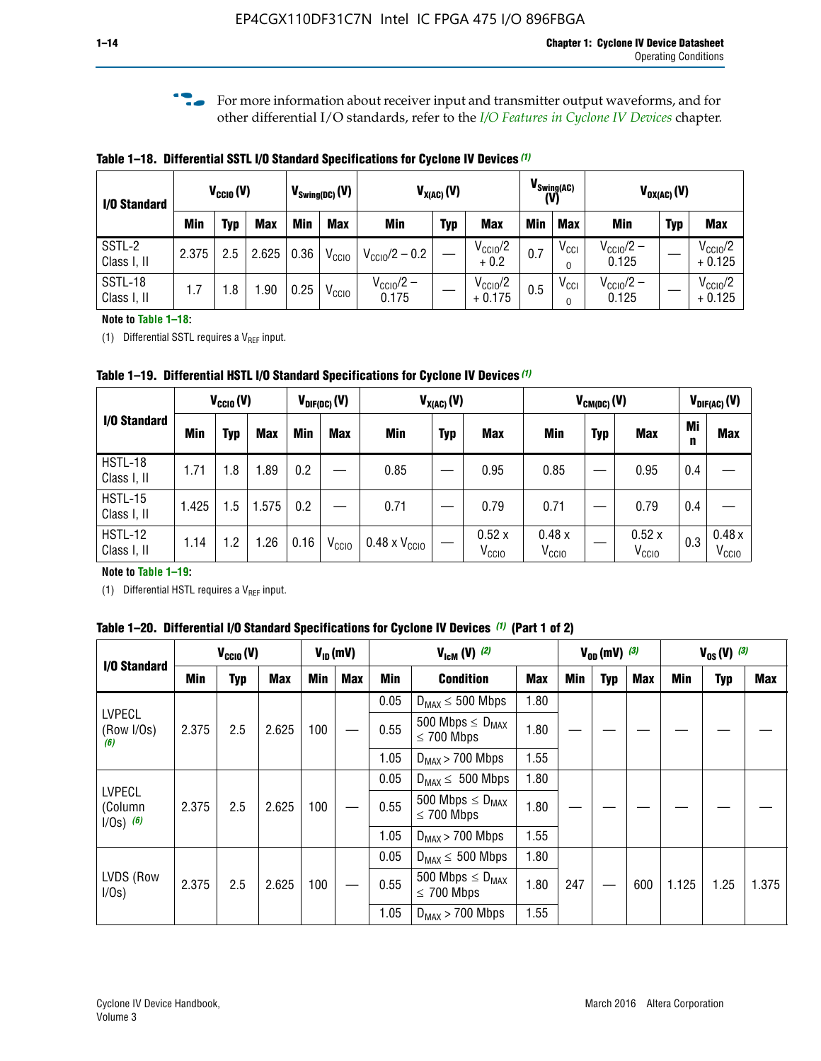For more information about receiver input and transmitter output waveforms, and for other differential I/O standards, refer to the *I/O Features in Cyclone IV Devices* chapter.

**Table 1–18. Differential SSTL I/O Standard Specifications for Cyclone IV Devices** *(1)*

| I/O Standard | $V_{CCIO}$ (V) | | | $V_{Swing(DC)}$ (V) | | $V_{X(AC)}$ (V) | | | $V_{Swing(AC)}$ (V) | | $V_{OX(AC)}$ (V) | | |
|---|---|---|---|---|---|---|---|---|---|---|---|---|---|
| | Min | Typ | Max | Min | Max | Min | Typ | Max | Min | Max | Min | Typ | Max |
| SSTL-2 Class I, II | 2.375 | 2.5 | 2.625 | 0.36 | $V_{CCIO}$ | $V_{CCIO}/2 - 0.2$ | — | $V_{CCIO}/2 + 0.2$ | 0.7 | $V_{CCIO}$ | $V_{CCIO}/2 - 0.125$ | — | $V_{CCIO}/2 + 0.125$ |
| SSTL-18 Class I, II | 1.7 | 1.8 | 1.90 | 0.25 | $V_{CCIO}$ | $V_{CCIO}/2 - 0.175$ | — | $V_{CCIO}/2 + 0.175$ | 0.5 | $V_{CCIO}$ | $V_{CCIO}/2 - 0.125$ | — | $V_{CCIO}/2 + 0.125$ |

**Note to Table 1–18:**

(1) Differential SSTL requires a $V_{REF}$ input.

**Table 1–19. Differential HSTL I/O Standard Specifications for Cyclone IV Devices** *(1)*

| I/O Standard | $V_{CCIO}$ (V) | | | $V_{DIF(DC)}$ (V) | | $V_{X(AC)}$ (V) | | | $V_{CM(DC)}$ (V) | | | $V_{DIF(AC)}$ (V) | |
|---|---|---|---|---|---|---|---|---|---|---|---|---|---|
| | Min | Typ | Max | Min | Max | Min | Typ | Max | Min | Typ | Max | Min | Max |
| HSTL-18 Class I, II | 1.71 | 1.8 | 1.89 | 0.2 | — | 0.85 | — | 0.95 | 0.85 | — | 0.95 | 0.4 | — |
| HSTL-15 Class I, II | 1.425 | 1.5 | 1.575 | 0.2 | — | 0.71 | — | 0.79 | 0.71 | — | 0.79 | 0.4 | — |
| HSTL-12 Class I, II | 1.14 | 1.2 | 1.26 | 0.16 | $V_{CCIO}$ | 0.48 x $V_{CCIO}$ | — | 0.52 x $V_{CCIO}$ | 0.48 x $V_{CCIO}$ | — | 0.52 x $V_{CCIO}$ | 0.3 | 0.48 x $V_{CCIO}$ |

**Note to Table 1–19:**

(1) Differential HSTL requires a $V_{REF}$ input.

**Table 1–20. Differential I/O Standard Specifications for Cyclone IV Devices** *(1)* **(Part 1 of 2)**

| I/O Standard | $V_{CCIO}$ (V) | | | $V_{ID}$ (mV) | | $V_{IcM}$ (V) *(2)* | | | $V_{OD}$ (mV) *(3)* | | | $V_{OS}$ (V) *(3)* | | |
|---|---|---|---|---|---|---|---|---|---|---|---|---|---|---|
| | Min | Typ | Max | Min | Max | Min | Condition | Max | Min | Typ | Max | Min | Typ | Max |
| LVPECL (Row I/Os) *(6)* | 2.375 | 2.5 | 2.625 | 100 | — | 0.05 | $D_{MAX} \leq$ 500 Mbps | 1.80 | — | — | — | — | — | — |
| | | | | | | 0.55 | 500 Mbps $\leq D_{MAX} \leq$ 700 Mbps | 1.80 | | | | | | |
| | | | | | | 1.05 | $D_{MAX}$ > 700 Mbps | 1.55 | | | | | | |
| LVPECL (Column I/Os) *(6)* | 2.375 | 2.5 | 2.625 | 100 | — | 0.05 | $D_{MAX} \leq$ 500 Mbps | 1.80 | — | — | — | — | — | — |
| | | | | | | 0.55 | 500 Mbps $\leq D_{MAX} \leq$ 700 Mbps | 1.80 | | | | | | |
| | | | | | | 1.05 | $D_{MAX}$ > 700 Mbps | 1.55 | | | | | | |
| LVDS (Row I/Os) | 2.375 | 2.5 | 2.625 | 100 | — | 0.05 | $D_{MAX} \leq$ 500 Mbps | 1.80 | 247 | — | 600 | 1.125 | 1.25 | 1.375 |
| | | | | | | 0.55 | 500 Mbps $\leq D_{MAX} \leq$ 700 Mbps | 1.80 | | | | | | |
| | | | | | | 1.05 | $D_{MAX}$ > 700 Mbps | 1.55 | | | | | | |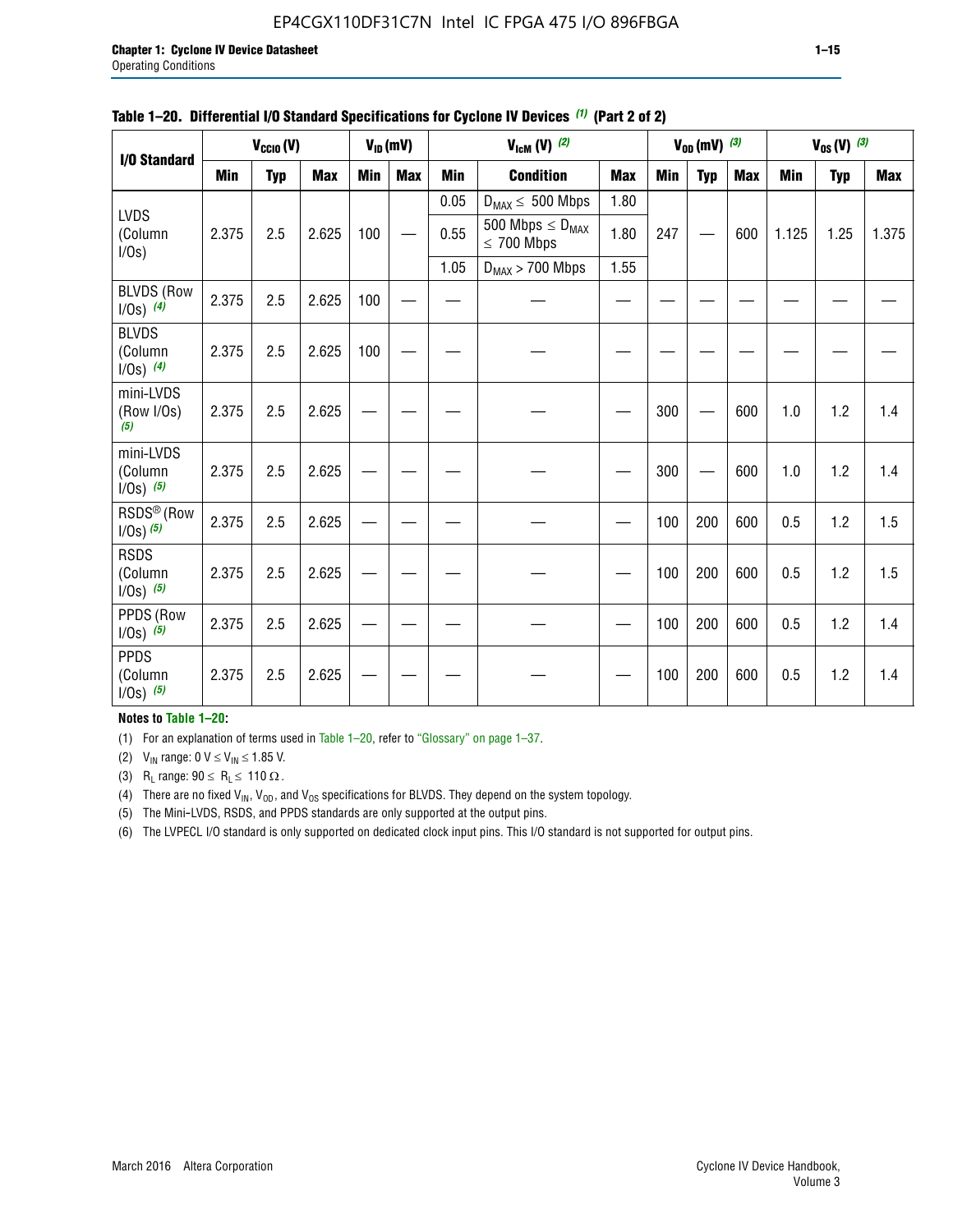**Table 1–20. Differential I/O Standard Specifications for Cyclone IV Devices (1) (Part 2 of 2)**

| I/O Standard | $V_{CCIO}$ (V) | | | $V_{ID}$ (mV) | | $V_{IcM}$ (V) (2) | | | $V_{OD}$ (mV) (3) | | | $V_{OS}$ (V) (3) | | |
|---|---|---|---|---|---|---|---|---|---|---|---|---|---|---|
| | Min | Typ | Max | Min | Max | Min | Condition | Max | Min | Typ | Max | Min | Typ | Max |
| LVDS (Column I/Os) | 2.375 | 2.5 | 2.625 | 100 | — | 0.05 | $D_{MAX} \leq$ 500 Mbps | 1.80 | 247 | — | 600 | 1.125 | 1.25 | 1.375 |
| | | | | | | 0.55 | 500 Mbps $\leq D_{MAX} \leq$ 700 Mbps | 1.80 | | | | | | |
| | | | | | | 1.05 | $D_{MAX}$ > 700 Mbps | 1.55 | | | | | | |
| BLVDS (Row I/Os) (4) | 2.375 | 2.5 | 2.625 | 100 | — | — | — | — | — | — | — | — | — | — |
| BLVDS (Column I/Os) (4) | 2.375 | 2.5 | 2.625 | 100 | — | — | — | — | — | — | — | — | — | — |
| mini-LVDS (Row I/Os) (5) | 2.375 | 2.5 | 2.625 | — | — | — | — | — | 300 | — | 600 | 1.0 | 1.2 | 1.4 |
| mini-LVDS (Column I/Os) (5) | 2.375 | 2.5 | 2.625 | — | — | — | — | — | 300 | — | 600 | 1.0 | 1.2 | 1.4 |
| RSDS® (Row I/Os) (5) | 2.375 | 2.5 | 2.625 | — | — | — | — | — | 100 | 200 | 600 | 0.5 | 1.2 | 1.5 |
| RSDS (Column I/Os) (5) | 2.375 | 2.5 | 2.625 | — | — | — | — | — | 100 | 200 | 600 | 0.5 | 1.2 | 1.5 |
| PPDS (Row I/Os) (5) | 2.375 | 2.5 | 2.625 | — | — | — | — | — | 100 | 200 | 600 | 0.5 | 1.2 | 1.4 |
| PPDS (Column I/Os) (5) | 2.375 | 2.5 | 2.625 | — | — | — | — | — | 100 | 200 | 600 | 0.5 | 1.2 | 1.4 |

**Notes to Table 1–20:**

(1) For an explanation of terms used in Table 1–20, refer to "Glossary" on page 1–37.

(2) $V_{IN}$ range: 0 V $\leq V_{IN} \leq$ 1.85 V.

(3) $R_L$ range: 90 $\leq R_L \leq$ 110 Ω.

(4) There are no fixed $V_{IN}$, $V_{OD}$, and $V_{OS}$ specifications for BLVDS. They depend on the system topology.

(5) The Mini-LVDS, RSDS, and PPDS standards are only supported at the output pins.

(6) The LVPECL I/O standard is only supported on dedicated clock input pins. This I/O standard is not supported for output pins.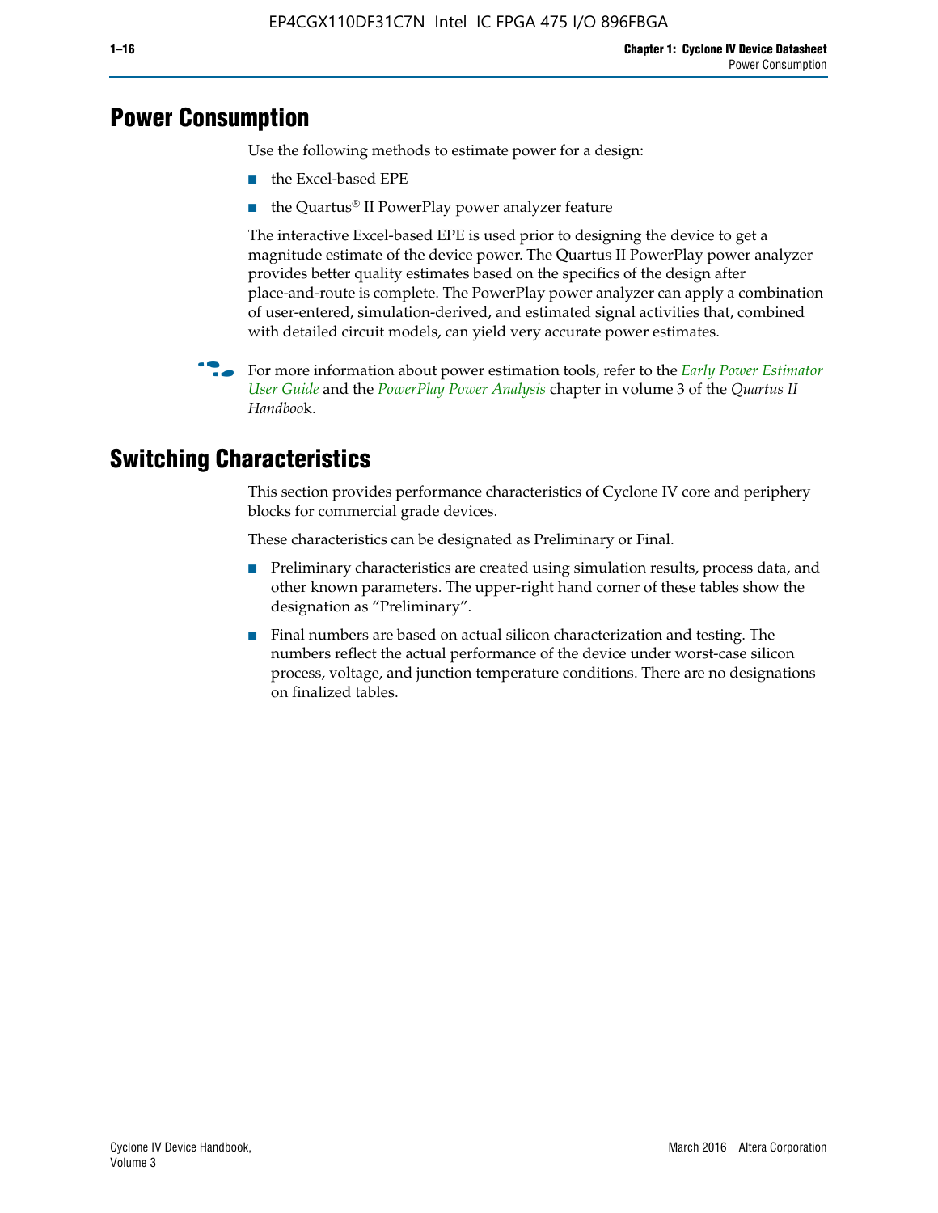# Power Consumption

Use the following methods to estimate power for a design:

- the Excel-based EPE
- the Quartus® II PowerPlay power analyzer feature

The interactive Excel-based EPE is used prior to designing the device to get a magnitude estimate of the device power. The Quartus II PowerPlay power analyzer provides better quality estimates based on the specifics of the design after place-and-route is complete. The PowerPlay power analyzer can apply a combination of user-entered, simulation-derived, and estimated signal activities that, combined with detailed circuit models, can yield very accurate power estimates.

For more information about power estimation tools, refer to the *Early Power Estimator User Guide* and the *PowerPlay Power Analysis* chapter in volume 3 of the *Quartus II Handbook*.

# Switching Characteristics

This section provides performance characteristics of Cyclone IV core and periphery blocks for commercial grade devices.

These characteristics can be designated as Preliminary or Final.

- Preliminary characteristics are created using simulation results, process data, and other known parameters. The upper-right hand corner of these tables show the designation as "Preliminary".
- Final numbers are based on actual silicon characterization and testing. The numbers reflect the actual performance of the device under worst-case silicon process, voltage, and junction temperature conditions. There are no designations on finalized tables.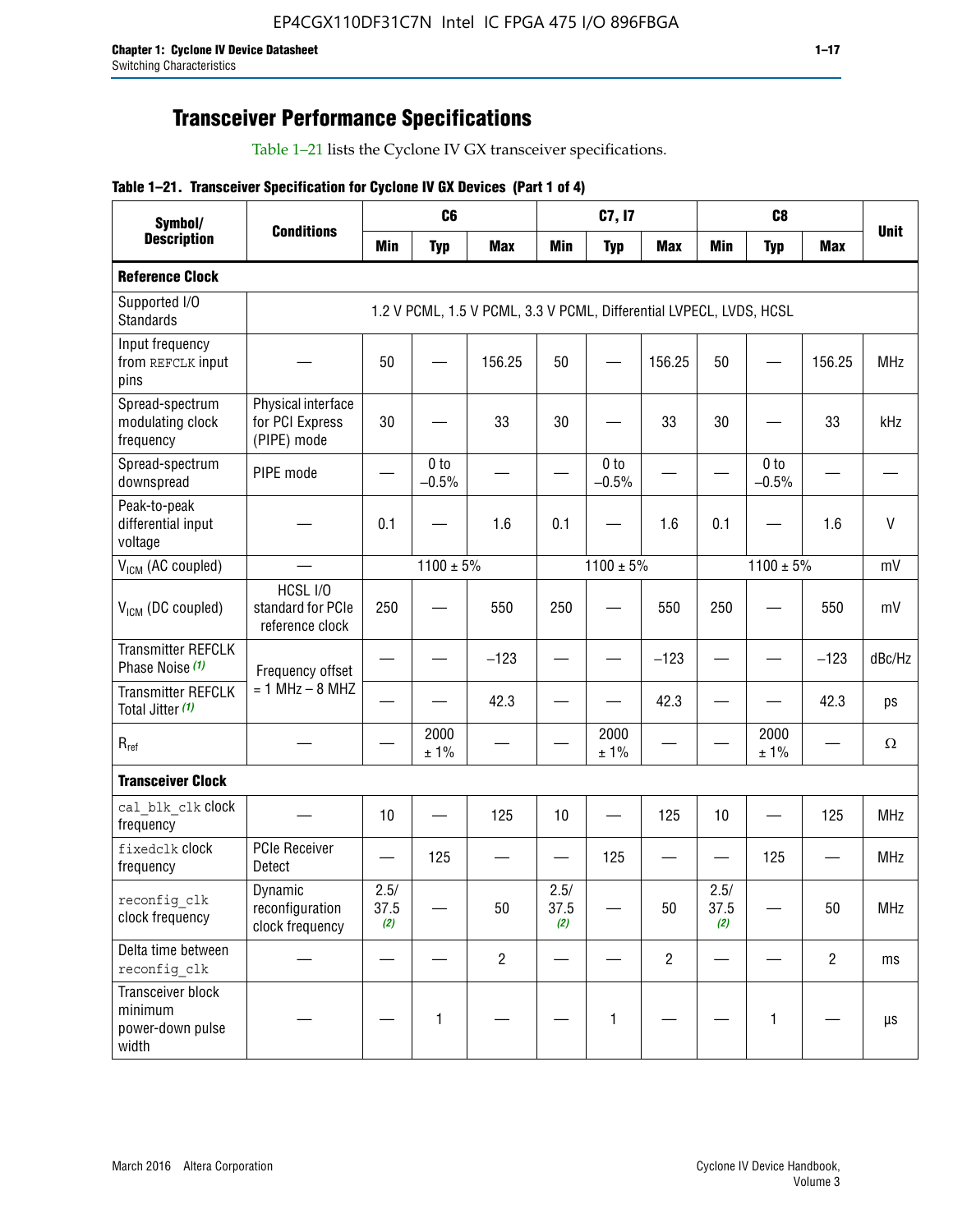## Transceiver Performance Specifications

Table 1–21 lists the Cyclone IV GX transceiver specifications.

**Table 1–21. Transceiver Specification for Cyclone IV GX Devices (Part 1 of 4)**

| Symbol/ Description | Conditions | C6 | | | C7, I7 | | | C8 | | | Unit |
|---|---|---|---|---|---|---|---|---|---|---|---|
| | | Min | Typ | Max | Min | Typ | Max | Min | Typ | Max | |
| **Reference Clock** | | | | | | | | | | | |
| Supported I/O Standards | 1.2 V PCML, 1.5 V PCML, 3.3 V PCML, Differential LVPECL, LVDS, HCSL | | | | | | | | | | |
| Input frequency from REFCLK input pins | — | 50 | — | 156.25 | 50 | — | 156.25 | 50 | — | 156.25 | MHz |
| Spread-spectrum modulating clock frequency | Physical interface for PCI Express (PIPE) mode | 30 | — | 33 | 30 | — | 33 | 30 | — | 33 | kHz |
| Spread-spectrum downspread | PIPE mode | — | 0 to −0.5% | — | — | 0 to −0.5% | — | — | 0 to −0.5% | — | — |
| Peak-to-peak differential input voltage | — | 0.1 | — | 1.6 | 0.1 | — | 1.6 | 0.1 | — | 1.6 | V |
| $V_{ICM}$ (AC coupled) | — | 1100 ± 5% | | | 1100 ± 5% | | | 1100 ± 5% | | | mV |
| $V_{ICM}$ (DC coupled) | HCSL I/O standard for PCIe reference clock | 250 | — | 550 | 250 | — | 550 | 250 | — | 550 | mV |
| Transmitter REFCLK Phase Noise *(1)* | Frequency offset = 1 MHz – 8 MHZ | — | — | −123 | — | — | −123 | — | — | −123 | dBc/Hz |
| Transmitter REFCLK Total Jitter *(1)* | | — | — | 42.3 | — | — | 42.3 | — | — | 42.3 | ps |
| $R_{ref}$ | — | — | 2000 ± 1% | — | — | 2000 ± 1% | — | — | 2000 ± 1% | — | Ω |
| **Transceiver Clock** | | | | | | | | | | | |
| cal_blk_clk clock frequency | — | 10 | — | 125 | 10 | — | 125 | 10 | — | 125 | MHz |
| fixedclk clock frequency | PCIe Receiver Detect | — | 125 | — | — | 125 | — | — | 125 | — | MHz |
| reconfig_clk clock frequency | Dynamic reconfiguration clock frequency | 2.5/ 37.5 *(2)* | — | 50 | 2.5/ 37.5 *(2)* | — | 50 | 2.5/ 37.5 *(2)* | — | 50 | MHz |
| Delta time between reconfig_clk | — | — | — | 2 | — | — | 2 | — | — | 2 | ms |
| Transceiver block minimum power-down pulse width | — | — | 1 | — | — | 1 | — | — | 1 | — | µs |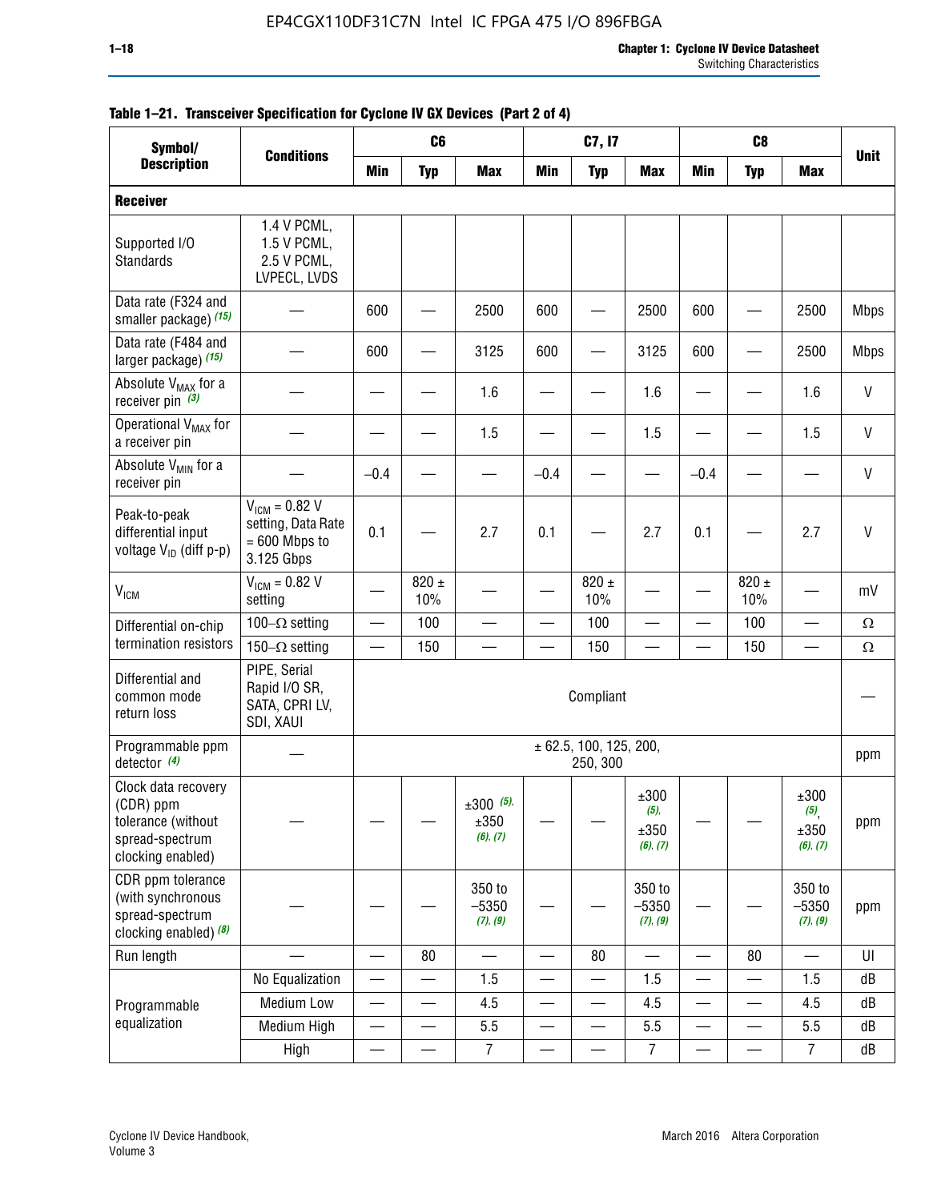**Table 1–21. Transceiver Specification for Cyclone IV GX Devices (Part 2 of 4)**

| Symbol/ Description | Conditions | C6 | | | C7, I7 | | | C8 | | | Unit |
|---|---|---|---|---|---|---|---|---|---|---|---|
| | | Min | Typ | Max | Min | Typ | Max | Min | Typ | Max | |
| **Receiver** | | | | | | | | | | | |
| Supported I/O Standards | 1.4 V PCML, 1.5 V PCML, 2.5 V PCML, LVPECL, LVDS | | | | | | | | | | |
| Data rate (F324 and smaller package) *(15)* | — | 600 | — | 2500 | 600 | — | 2500 | 600 | — | 2500 | Mbps |
| Data rate (F484 and larger package) *(15)* | — | 600 | — | 3125 | 600 | — | 3125 | 600 | — | 2500 | Mbps |
| Absolute $V_{MAX}$ for a receiver pin *(3)* | — | — | — | 1.6 | — | — | 1.6 | — | — | 1.6 | V |
| Operational $V_{MAX}$ for a receiver pin | — | — | — | 1.5 | — | — | 1.5 | — | — | 1.5 | V |
| Absolute $V_{MIN}$ for a receiver pin | — | –0.4 | — | — | –0.4 | — | — | –0.4 | — | — | V |
| Peak-to-peak differential input voltage $V_{ID}$ (diff p-p) | $V_{ICM}$ = 0.82 V setting, Data Rate = 600 Mbps to 3.125 Gbps | 0.1 | — | 2.7 | 0.1 | — | 2.7 | 0.1 | — | 2.7 | V |
| $V_{ICM}$ | $V_{ICM}$ = 0.82 V setting | — | 820 ± 10% | — | — | 820 ± 10% | — | — | 820 ± 10% | — | mV |
| Differential on-chip termination resistors | 100–Ω setting | — | 100 | — | — | 100 | — | — | 100 | — | Ω |
| | 150–Ω setting | — | 150 | — | — | 150 | — | — | 150 | — | Ω |
| Differential and common mode return loss | PIPE, Serial Rapid I/O SR, SATA, CPRI LV, SDI, XAUI | Compliant | | | | | | | | | — |
| Programmable ppm detector *(4)* | — | ± 62.5, 100, 125, 200, 250, 300 | | | | | | | | | ppm |
| Clock data recovery (CDR) ppm tolerance (without spread-spectrum clocking enabled) | — | — | — | ±300 *(5)*, ±350 *(6), (7)* | — | — | ±300 *(5)*, ±350 *(6), (7)* | — | — | ±300 *(5)*, ±350 *(6), (7)* | ppm |
| CDR ppm tolerance (with synchronous spread-spectrum clocking enabled) *(8)* | — | — | — | 350 to –5350 *(7), (9)* | — | — | 350 to –5350 *(7), (9)* | — | — | 350 to –5350 *(7), (9)* | ppm |
| Run length | — | — | 80 | — | — | 80 | — | — | 80 | — | UI |
| Programmable equalization | No Equalization | — | — | 1.5 | — | — | 1.5 | — | — | 1.5 | dB |
| | Medium Low | — | — | 4.5 | — | — | 4.5 | — | — | 4.5 | dB |
| | Medium High | — | — | 5.5 | — | — | 5.5 | — | — | 5.5 | dB |
| | High | — | — | 7 | — | — | 7 | — | — | 7 | dB |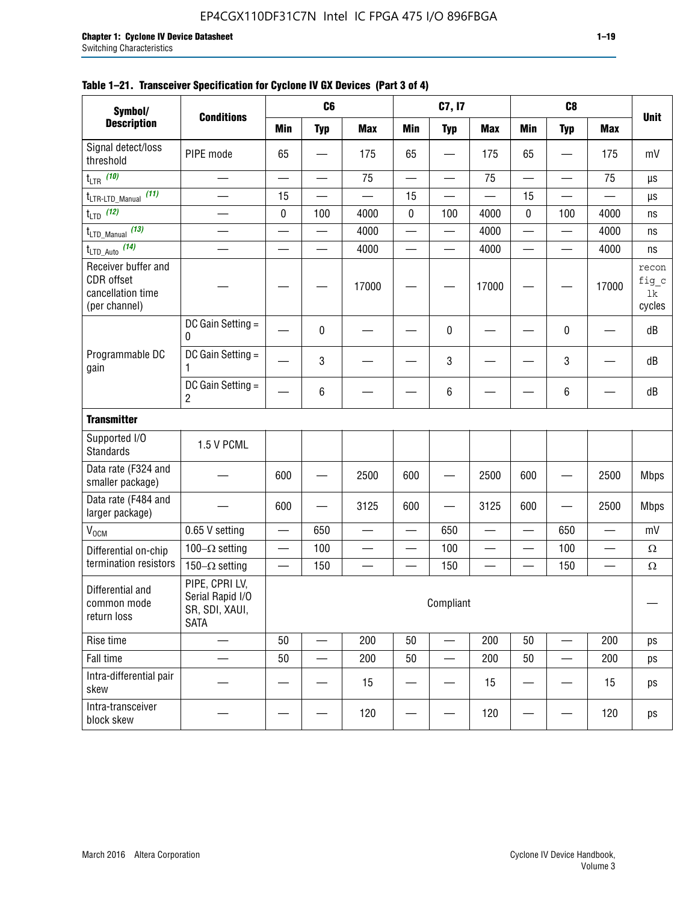**Table 1–21. Transceiver Specification for Cyclone IV GX Devices (Part 3 of 4)**

| Symbol/ Description | Conditions | C6 | | | C7, I7 | | | C8 | | | Unit |
|---|---|---|---|---|---|---|---|---|---|---|---|
| | | Min | Typ | Max | Min | Typ | Max | Min | Typ | Max | |
| Signal detect/loss threshold | PIPE mode | 65 | — | 175 | 65 | — | 175 | 65 | — | 175 | mV |
| $t_{LTR}$ (10) | — | — | — | 75 | — | — | 75 | — | — | 75 | µs |
| $t_{LTR\text{-}LTD\_Manual}$ (11) | — | 15 | — | — | 15 | — | — | 15 | — | — | µs |
| $t_{LTD}$ (12) | — | 0 | 100 | 4000 | 0 | 100 | 4000 | 0 | 100 | 4000 | ns |
| $t_{LTD\_Manual}$ (13) | — | — | — | 4000 | — | — | 4000 | — | — | 4000 | ns |
| $t_{LTD\_Auto}$ (14) | — | — | — | 4000 | — | — | 4000 | — | — | 4000 | ns |
| Receiver buffer and CDR offset cancellation time (per channel) | — | — | — | 17000 | — | — | 17000 | — | — | 17000 | reconfig_clk cycles |
| Programmable DC gain | DC Gain Setting = 0 | — | 0 | — | — | 0 | — | — | 0 | — | dB |
| | DC Gain Setting = 1 | — | 3 | — | — | 3 | — | — | 3 | — | dB |
| | DC Gain Setting = 2 | — | 6 | — | — | 6 | — | — | 6 | — | dB |
| **Transmitter** | | | | | | | | | | | |
| Supported I/O Standards | 1.5 V PCML | | | | | | | | | | |
| Data rate (F324 and smaller package) | — | 600 | — | 2500 | 600 | — | 2500 | 600 | — | 2500 | Mbps |
| Data rate (F484 and larger package) | — | 600 | — | 3125 | 600 | — | 3125 | 600 | — | 2500 | Mbps |
| $V_{OCM}$ | 0.65 V setting | — | 650 | — | — | 650 | — | — | 650 | — | mV |
| Differential on-chip termination resistors | 100–Ω setting | — | 100 | — | — | 100 | — | — | 100 | — | Ω |
| | 150–Ω setting | — | 150 | — | — | 150 | — | — | 150 | — | Ω |
| Differential and common mode return loss | PIPE, CPRI LV, Serial Rapid I/O SR, SDI, XAUI, SATA | Compliant | | | | | | | | | — |
| Rise time | — | 50 | — | 200 | 50 | — | 200 | 50 | — | 200 | ps |
| Fall time | — | 50 | — | 200 | 50 | — | 200 | 50 | — | 200 | ps |
| Intra-differential pair skew | — | — | — | 15 | — | — | 15 | — | — | 15 | ps |
| Intra-transceiver block skew | — | — | — | 120 | — | — | 120 | — | — | 120 | ps |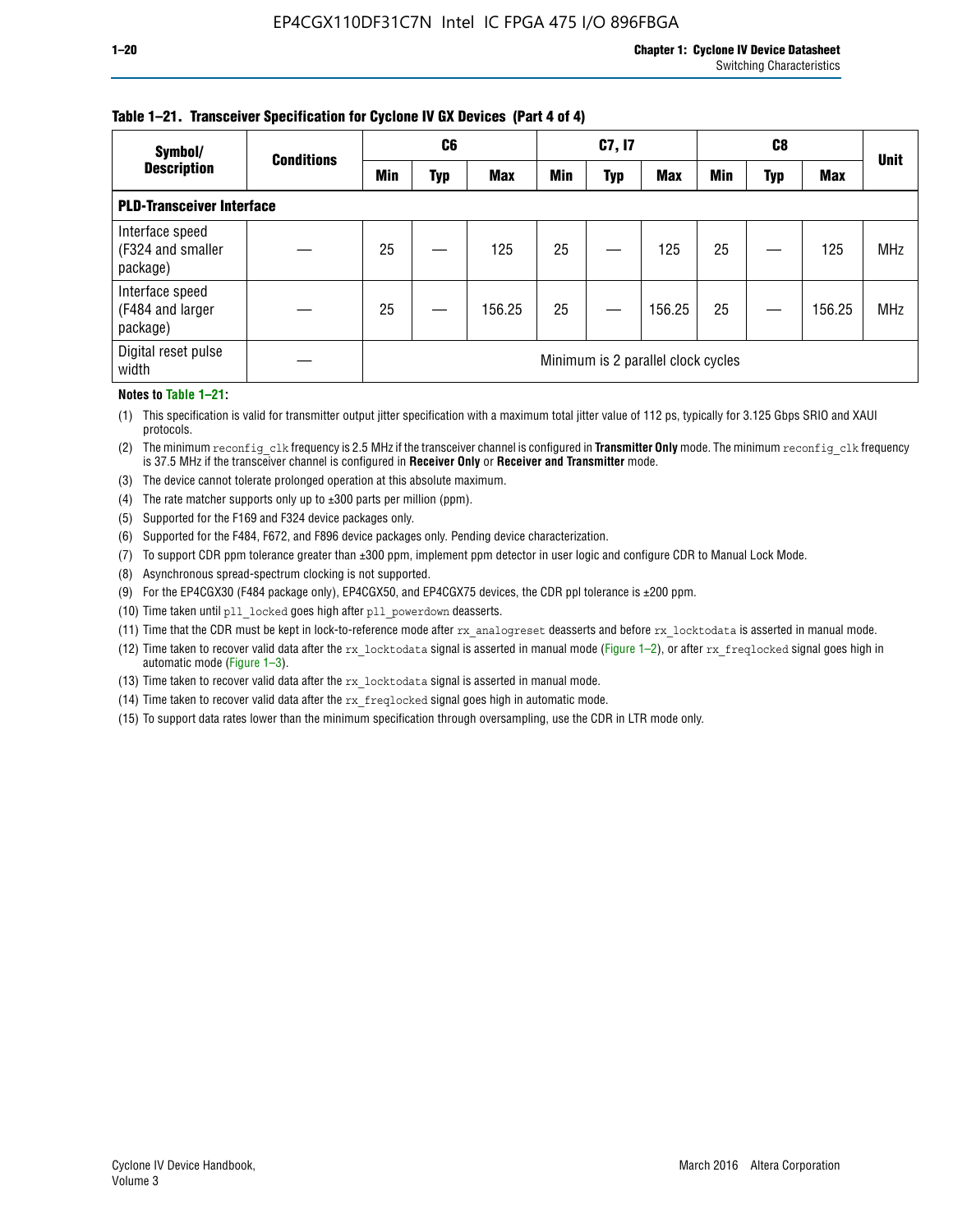**Table 1–21. Transceiver Specification for Cyclone IV GX Devices (Part 4 of 4)**

| Symbol/ Description | Conditions | C6 | | | C7, I7 | | | C8 | | | Unit |
|---|---|---|---|---|---|---|---|---|---|---|---|
| | | Min | Typ | Max | Min | Typ | Max | Min | Typ | Max | |
| **PLD-Transceiver Interface** | | | | | | | | | | | |
| Interface speed (F324 and smaller package) | — | 25 | — | 125 | 25 | — | 125 | 25 | — | 125 | MHz |
| Interface speed (F484 and larger package) | — | 25 | — | 156.25 | 25 | — | 156.25 | 25 | — | 156.25 | MHz |
| Digital reset pulse width | — | Minimum is 2 parallel clock cycles | | | | | | | | | |

**Notes to Table 1–21:**

(1) This specification is valid for transmitter output jitter specification with a maximum total jitter value of 112 ps, typically for 3.125 Gbps SRIO and XAUI protocols.

(2) The minimum `reconfig_clk` frequency is 2.5 MHz if the transceiver channel is configured in **Transmitter Only** mode. The minimum `reconfig_clk` frequency is 37.5 MHz if the transceiver channel is configured in **Receiver Only** or **Receiver and Transmitter** mode.

(3) The device cannot tolerate prolonged operation at this absolute maximum.

(4) The rate matcher supports only up to ±300 parts per million (ppm).

(5) Supported for the F169 and F324 device packages only.

(6) Supported for the F484, F672, and F896 device packages only. Pending device characterization.

(7) To support CDR ppm tolerance greater than ±300 ppm, implement ppm detector in user logic and configure CDR to Manual Lock Mode.

(8) Asynchronous spread-spectrum clocking is not supported.

(9) For the EP4CGX30 (F484 package only), EP4CGX50, and EP4CGX75 devices, the CDR ppl tolerance is ±200 ppm.

(10) Time taken until `pll_locked` goes high after `pll_powerdown` deasserts.

(11) Time that the CDR must be kept in lock-to-reference mode after `rx_analogreset` deasserts and before `rx_locktodata` is asserted in manual mode.

(12) Time taken to recover valid data after the `rx_locktodata` signal is asserted in manual mode (Figure 1–2), or after `rx_freqlocked` signal goes high in automatic mode (Figure 1–3).

(13) Time taken to recover valid data after the `rx_locktodata` signal is asserted in manual mode.

(14) Time taken to recover valid data after the `rx_freqlocked` signal goes high in automatic mode.

(15) To support data rates lower than the minimum specification through oversampling, use the CDR in LTR mode only.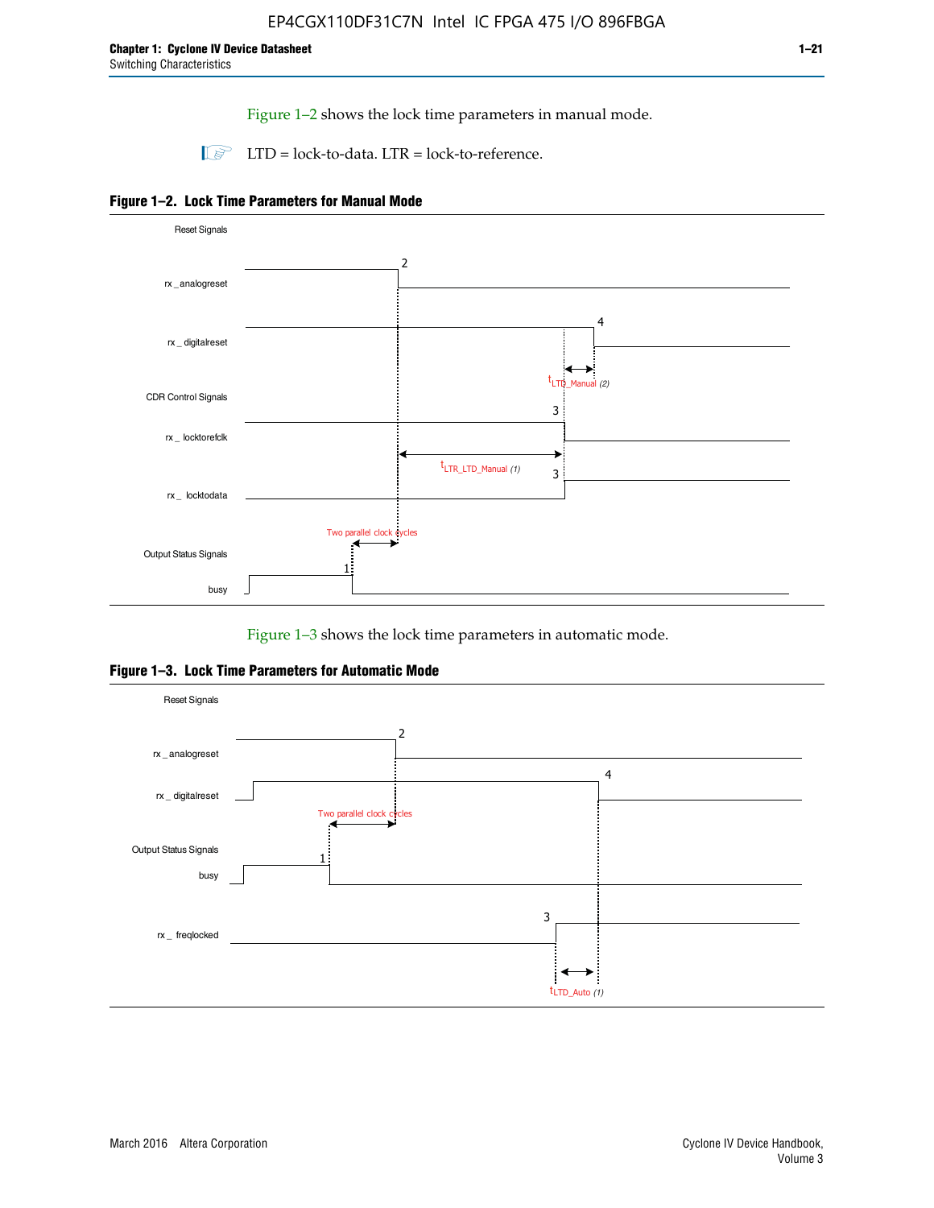Figure 1–2 shows the lock time parameters in manual mode.

LTD = lock-to-data. LTR = lock-to-reference.

**Figure 1–2. Lock Time Parameters for Manual Mode**

Reset Signals

rx_analogreset

rx_digitalreset

$t_{LTD\_Manual}$ (2)

CDR Control Signals

rx_locktorefclk

$t_{LTR\_LTD\_Manual}$ (1)

rx_locktodata

Two parallel clock cycles

Output Status Signals

busy

Figure 1–3 shows the lock time parameters in automatic mode.

**Figure 1–3. Lock Time Parameters for Automatic Mode**

Reset Signals

rx_analogreset

rx_digitalreset

Two parallel clock cycles

Output Status Signals

busy

rx_freqlocked

$t_{LTD\_Auto}$ (1)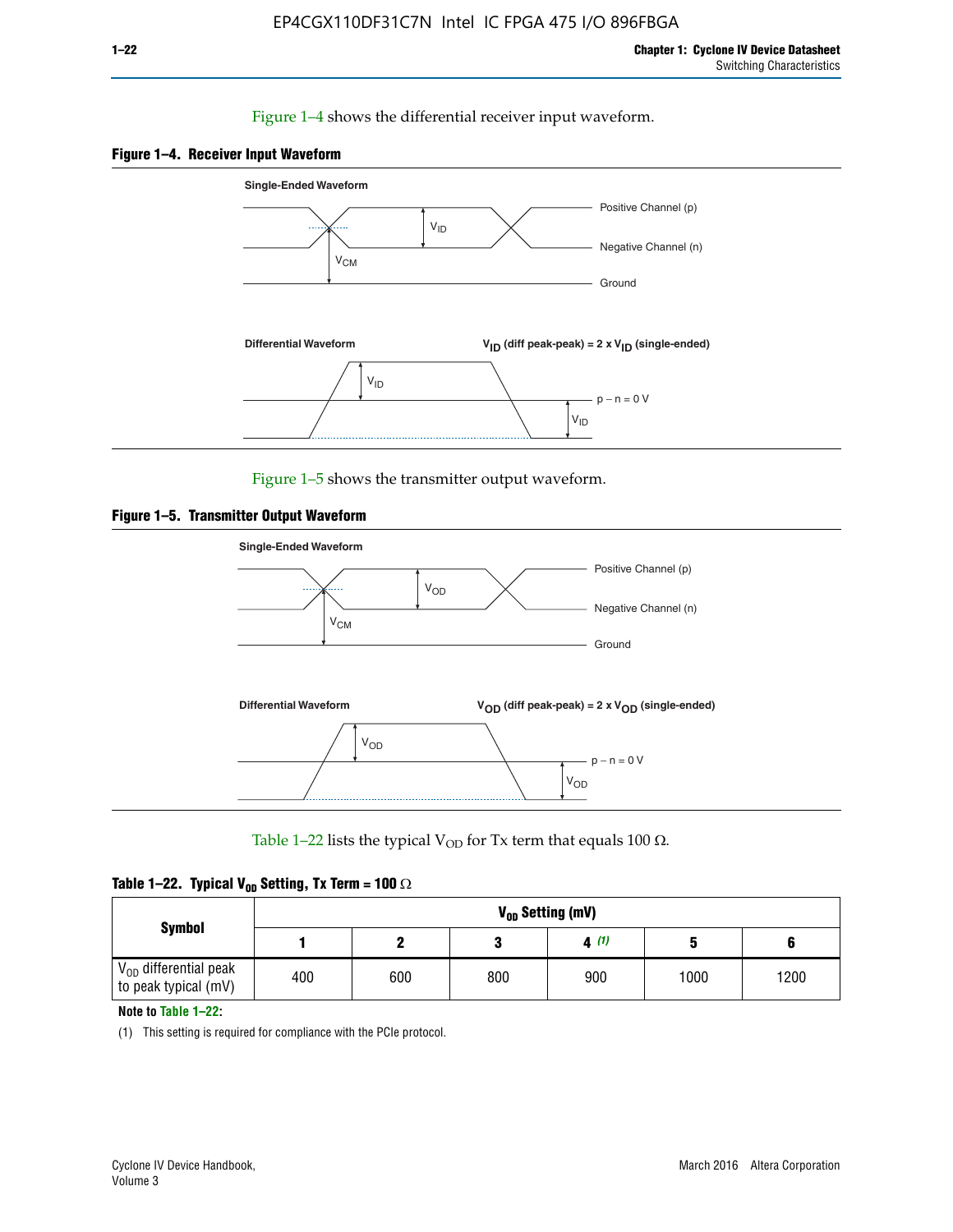Figure 1–4 shows the differential receiver input waveform.

**Figure 1–4. Receiver Input Waveform**

Single-Ended Waveform

Positive Channel (p)

Negative Channel (n)

Ground

$V_{ID}$

$V_{CM}$

Differential Waveform

$V_{ID}$ (diff peak-peak) = 2 x $V_{ID}$ (single-ended)

$V_{ID}$

p − n = 0 V

$V_{ID}$

Figure 1–5 shows the transmitter output waveform.

**Figure 1–5. Transmitter Output Waveform**

Single-Ended Waveform

Positive Channel (p)

Negative Channel (n)

Ground

$V_{OD}$

$V_{CM}$

Differential Waveform

$V_{OD}$ (diff peak-peak) = 2 x $V_{OD}$ (single-ended)

$V_{OD}$

p − n = 0 V

$V_{OD}$

Table 1–22 lists the typical $V_{OD}$ for Tx term that equals 100 Ω.

**Table 1–22. Typical $V_{OD}$ Setting, Tx Term = 100 Ω**

| Symbol | $V_{OD}$ Setting (mV) | | | | | |
|---|---|---|---|---|---|---|
| | 1 | 2 | 3 | 4 (1) | 5 | 6 |
| $V_{OD}$ differential peak to peak typical (mV) | 400 | 600 | 800 | 900 | 1000 | 1200 |

**Note to Table 1–22:**

(1) This setting is required for compliance with the PCIe protocol.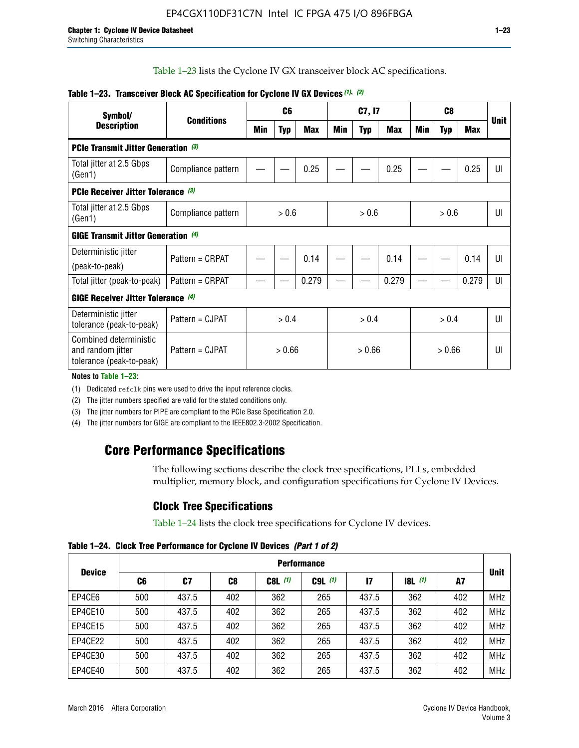Table 1–23 lists the Cyclone IV GX transceiver block AC specifications.

**Table 1–23. Transceiver Block AC Specification for Cyclone IV GX Devices (1), (2)**

| Symbol/ Description | Conditions | C6 | | | C7, I7 | | | C8 | | | Unit |
|---|---|---|---|---|---|---|---|---|---|---|---|
| | | Min | Typ | Max | Min | Typ | Max | Min | Typ | Max | |
| **PCIe Transmit Jitter Generation (3)** | | | | | | | | | | | |
| Total jitter at 2.5 Gbps (Gen1) | Compliance pattern | — | — | 0.25 | — | — | 0.25 | — | — | 0.25 | UI |
| **PCIe Receiver Jitter Tolerance (3)** | | | | | | | | | | | |
| Total jitter at 2.5 Gbps (Gen1) | Compliance pattern | > 0.6 | | | > 0.6 | | | > 0.6 | | | UI |
| **GIGE Transmit Jitter Generation (4)** | | | | | | | | | | | |
| Deterministic jitter (peak-to-peak) | Pattern = CRPAT | — | — | 0.14 | — | — | 0.14 | — | — | 0.14 | UI |
| Total jitter (peak-to-peak) | Pattern = CRPAT | — | — | 0.279 | — | — | 0.279 | — | — | 0.279 | UI |
| **GIGE Receiver Jitter Tolerance (4)** | | | | | | | | | | | |
| Deterministic jitter tolerance (peak-to-peak) | Pattern = CJPAT | > 0.4 | | | > 0.4 | | | > 0.4 | | | UI |
| Combined deterministic and random jitter tolerance (peak-to-peak) | Pattern = CJPAT | > 0.66 | | | > 0.66 | | | > 0.66 | | | UI |

**Notes to Table 1–23:**

(1) Dedicated refclk pins were used to drive the input reference clocks.

(2) The jitter numbers specified are valid for the stated conditions only.

(3) The jitter numbers for PIPE are compliant to the PCIe Base Specification 2.0.

(4) The jitter numbers for GIGE are compliant to the IEEE802.3-2002 Specification.

## Core Performance Specifications

The following sections describe the clock tree specifications, PLLs, embedded multiplier, memory block, and configuration specifications for Cyclone IV Devices.

### Clock Tree Specifications

Table 1–24 lists the clock tree specifications for Cyclone IV devices.

**Table 1–24. Clock Tree Performance for Cyclone IV Devices** *(Part 1 of 2)*

| Device | Performance | | | | | | | | Unit |
|---|---|---|---|---|---|---|---|---|---|
| | C6 | C7 | C8 | C8L (1) | C9L (1) | I7 | I8L (1) | A7 | |
| EP4CE6 | 500 | 437.5 | 402 | 362 | 265 | 437.5 | 362 | 402 | MHz |
| EP4CE10 | 500 | 437.5 | 402 | 362 | 265 | 437.5 | 362 | 402 | MHz |
| EP4CE15 | 500 | 437.5 | 402 | 362 | 265 | 437.5 | 362 | 402 | MHz |
| EP4CE22 | 500 | 437.5 | 402 | 362 | 265 | 437.5 | 362 | 402 | MHz |
| EP4CE30 | 500 | 437.5 | 402 | 362 | 265 | 437.5 | 362 | 402 | MHz |
| EP4CE40 | 500 | 437.5 | 402 | 362 | 265 | 437.5 | 362 | 402 | MHz |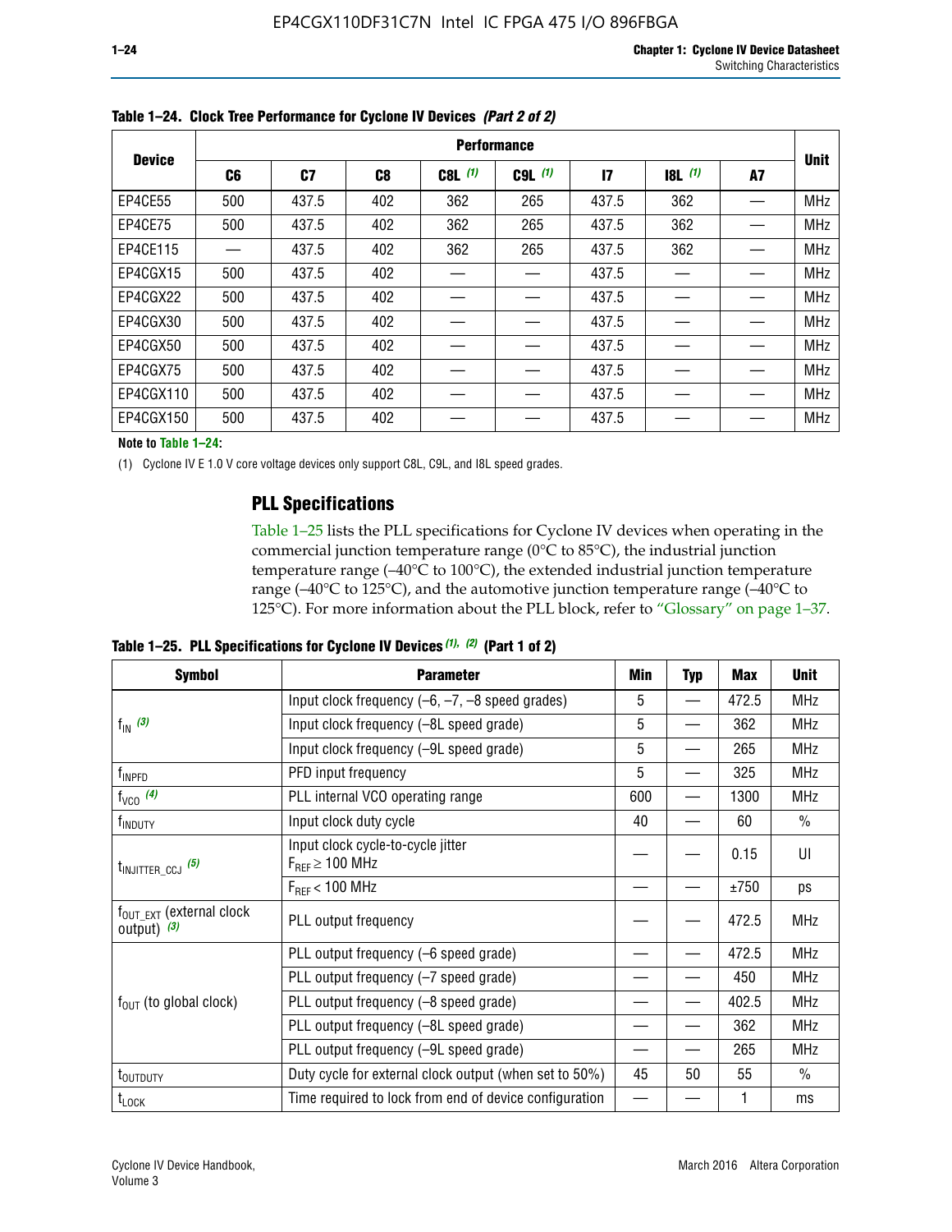**Table 1–24. Clock Tree Performance for Cyclone IV Devices** *(Part 2 of 2)*

| Device | Performance | | | | | | | | Unit |
|---|---|---|---|---|---|---|---|---|---|
| | C6 | C7 | C8 | C8L (1) | C9L (1) | I7 | I8L (1) | A7 | |
| EP4CE55 | 500 | 437.5 | 402 | 362 | 265 | 437.5 | 362 | — | MHz |
| EP4CE75 | 500 | 437.5 | 402 | 362 | 265 | 437.5 | 362 | — | MHz |
| EP4CE115 | — | 437.5 | 402 | 362 | 265 | 437.5 | 362 | — | MHz |
| EP4CGX15 | 500 | 437.5 | 402 | — | — | 437.5 | — | — | MHz |
| EP4CGX22 | 500 | 437.5 | 402 | — | — | 437.5 | — | — | MHz |
| EP4CGX30 | 500 | 437.5 | 402 | — | — | 437.5 | — | — | MHz |
| EP4CGX50 | 500 | 437.5 | 402 | — | — | 437.5 | — | — | MHz |
| EP4CGX75 | 500 | 437.5 | 402 | — | — | 437.5 | — | — | MHz |
| EP4CGX110 | 500 | 437.5 | 402 | — | — | 437.5 | — | — | MHz |
| EP4CGX150 | 500 | 437.5 | 402 | — | — | 437.5 | — | — | MHz |

**Note to Table 1–24:**

(1) Cyclone IV E 1.0 V core voltage devices only support C8L, C9L, and I8L speed grades.

## PLL Specifications

Table 1–25 lists the PLL specifications for Cyclone IV devices when operating in the commercial junction temperature range (0°C to 85°C), the industrial junction temperature range (–40°C to 100°C), the extended industrial junction temperature range (–40°C to 125°C), and the automotive junction temperature range (–40°C to 125°C). For more information about the PLL block, refer to "Glossary" on page 1–37.

**Table 1–25. PLL Specifications for Cyclone IV Devices** *(1), (2)* **(Part 1 of 2)**

| Symbol | Parameter | Min | Typ | Max | Unit |
|---|---|---|---|---|---|
| $f_{IN}$ (3) | Input clock frequency (–6, –7, –8 speed grades) | 5 | — | 472.5 | MHz |
| | Input clock frequency (–8L speed grade) | 5 | — | 362 | MHz |
| | Input clock frequency (–9L speed grade) | 5 | — | 265 | MHz |
| $f_{INPFD}$ | PFD input frequency | 5 | — | 325 | MHz |
| $f_{VCO}$ (4) | PLL internal VCO operating range | 600 | — | 1300 | MHz |
| $f_{INDUTY}$ | Input clock duty cycle | 40 | — | 60 | % |
| $t_{INJITTER\_CCJ}$ (5) | Input clock cycle-to-cycle jitter $F_{REF} \geq 100$ MHz | — | — | 0.15 | UI |
| | $F_{REF} < 100$ MHz | — | — | ±750 | ps |
| $f_{OUT\_EXT}$ (external clock output) (3) | PLL output frequency | — | — | 472.5 | MHz |
| $f_{OUT}$ (to global clock) | PLL output frequency (–6 speed grade) | — | — | 472.5 | MHz |
| | PLL output frequency (–7 speed grade) | — | — | 450 | MHz |
| | PLL output frequency (–8 speed grade) | — | — | 402.5 | MHz |
| | PLL output frequency (–8L speed grade) | — | — | 362 | MHz |
| | PLL output frequency (–9L speed grade) | — | — | 265 | MHz |
| $t_{OUTDUTY}$ | Duty cycle for external clock output (when set to 50%) | 45 | 50 | 55 | % |
| $t_{LOCK}$ | Time required to lock from end of device configuration | — | — | 1 | ms |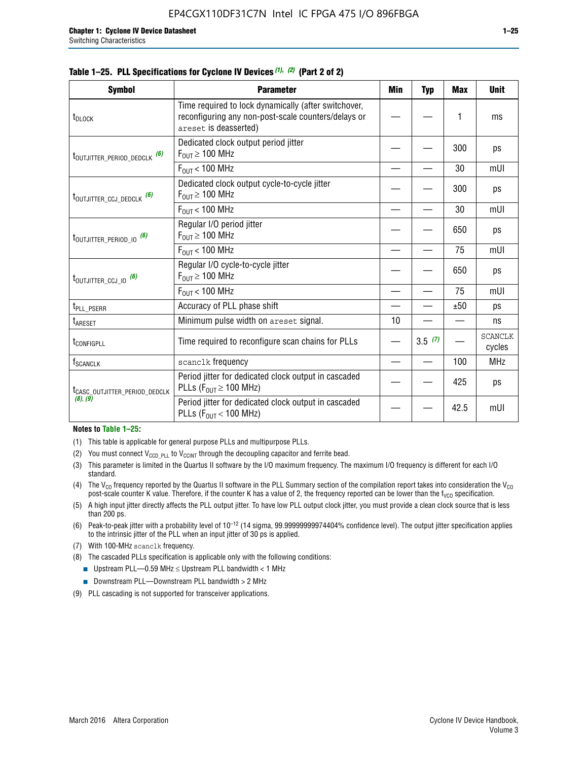**Table 1–25. PLL Specifications for Cyclone IV Devices (1), (2) (Part 2 of 2)**

| Symbol | Parameter | Min | Typ | Max | Unit |
|---|---|---|---|---|---|
| $t_{DLOCK}$ | Time required to lock dynamically (after switchover, reconfiguring any non-post-scale counters/delays or areset is deasserted) | — | — | 1 | ms |
| $t_{OUTJITTER\_PERIOD\_DEDCLK}$ (6) | Dedicated clock output period jitter $F_{OUT} \geq 100$ MHz | — | — | 300 | ps |
| | $F_{OUT} < 100$ MHz | — | — | 30 | mUI |
| $t_{OUTJITTER\_CCJ\_DEDCLK}$ (6) | Dedicated clock output cycle-to-cycle jitter $F_{OUT} \geq 100$ MHz | — | — | 300 | ps |
| | $F_{OUT} < 100$ MHz | — | — | 30 | mUI |
| $t_{OUTJITTER\_PERIOD\_IO}$ (6) | Regular I/O period jitter $F_{OUT} \geq 100$ MHz | — | — | 650 | ps |
| | $F_{OUT} < 100$ MHz | — | — | 75 | mUI |
| $t_{OUTJITTER\_CCJ\_IO}$ (6) | Regular I/O cycle-to-cycle jitter $F_{OUT} \geq 100$ MHz | — | — | 650 | ps |
| | $F_{OUT} < 100$ MHz | — | — | 75 | mUI |
| $t_{PLL\_PSERR}$ | Accuracy of PLL phase shift | — | — | ±50 | ps |
| $t_{ARESET}$ | Minimum pulse width on areset signal. | 10 | — | — | ns |
| $t_{CONFIGPLL}$ | Time required to reconfigure scan chains for PLLs | — | 3.5 (7) | — | SCANCLK cycles |
| $f_{SCANCLK}$ | scanclk frequency | — | — | 100 | MHz |
| $t_{CASC\_OUTJITTER\_PERIOD\_DEDCLK}$ (8), (9) | Period jitter for dedicated clock output in cascaded PLLs ($F_{OUT} \geq 100$ MHz) | — | — | 425 | ps |
| | Period jitter for dedicated clock output in cascaded PLLs ($F_{OUT} < 100$ MHz) | — | — | 42.5 | mUI |

**Notes to Table 1–25:**

(1) This table is applicable for general purpose PLLs and multipurpose PLLs.

(2) You must connect $V_{CCD\_PLL}$ to $V_{CCINT}$ through the decoupling capacitor and ferrite bead.

(3) This parameter is limited in the Quartus II software by the I/O maximum frequency. The maximum I/O frequency is different for each I/O standard.

(4) The $V_{CO}$ frequency reported by the Quartus II software in the PLL Summary section of the compilation report takes into consideration the $V_{CO}$ post-scale counter K value. Therefore, if the counter K has a value of 2, the frequency reported can be lower than the $f_{VCO}$ specification.

(5) A high input jitter directly affects the PLL output jitter. To have low PLL output clock jitter, you must provide a clean clock source that is less than 200 ps.

(6) Peak-to-peak jitter with a probability level of $10^{-12}$ (14 sigma, 99.99999999974404% confidence level). The output jitter specification applies to the intrinsic jitter of the PLL when an input jitter of 30 ps is applied.

(7) With 100-MHz scanclk frequency.

(8) The cascaded PLLs specification is applicable only with the following conditions:
- Upstream PLL—0.59 MHz ≤ Upstream PLL bandwidth < 1 MHz
- Downstream PLL—Downstream PLL bandwidth > 2 MHz

(9) PLL cascading is not supported for transceiver applications.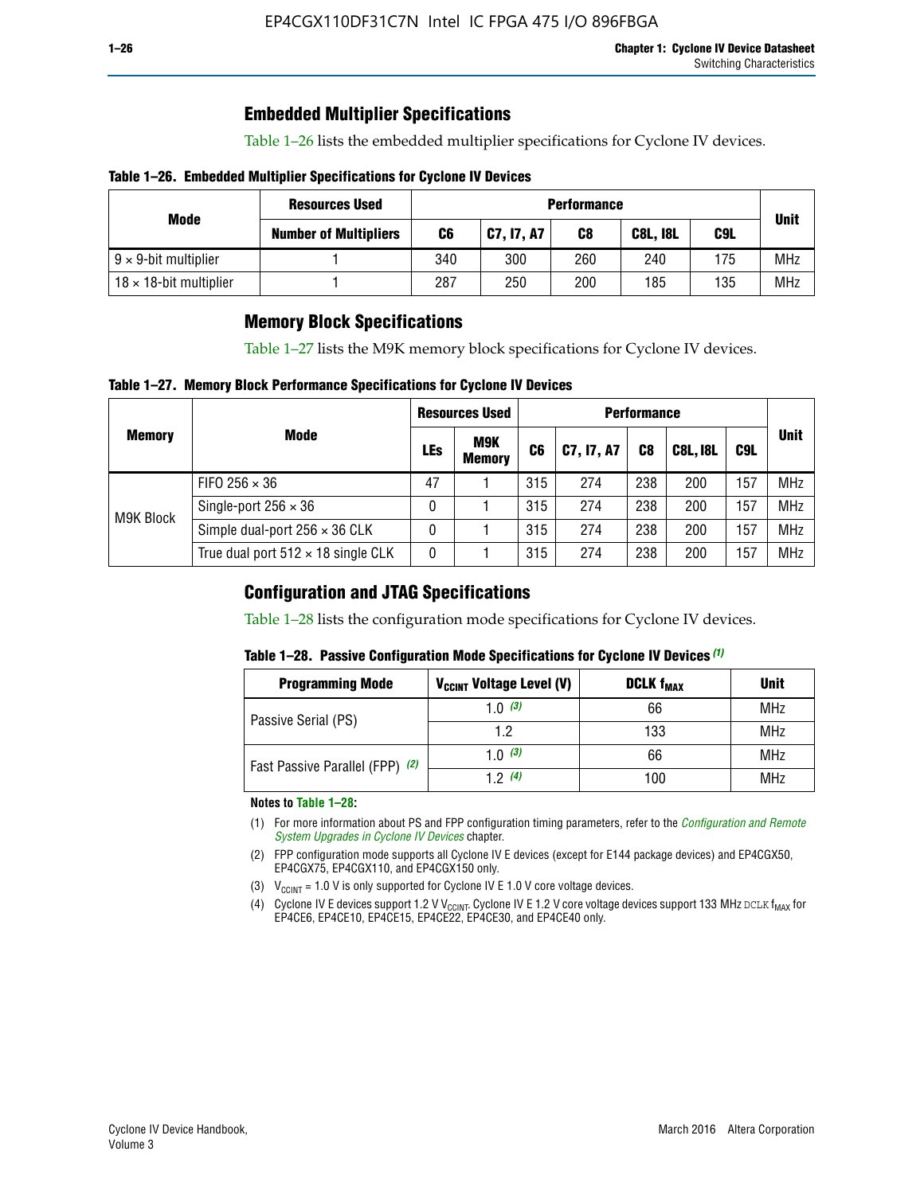## Embedded Multiplier Specifications

Table 1–26 lists the embedded multiplier specifications for Cyclone IV devices.

**Table 1–26. Embedded Multiplier Specifications for Cyclone IV Devices**

| Mode | Resources Used | Performance | | | | | Unit |
|---|---|---|---|---|---|---|---|
| | Number of Multipliers | C6 | C7, I7, A7 | C8 | C8L, I8L | C9L | |
| 9 × 9-bit multiplier | 1 | 340 | 300 | 260 | 240 | 175 | MHz |
| 18 × 18-bit multiplier | 1 | 287 | 250 | 200 | 185 | 135 | MHz |

## Memory Block Specifications

Table 1–27 lists the M9K memory block specifications for Cyclone IV devices.

**Table 1–27. Memory Block Performance Specifications for Cyclone IV Devices**

| Memory | Mode | Resources Used | | Performance | | | | | Unit |
|---|---|---|---|---|---|---|---|---|---|
| | | LEs | M9K Memory | C6 | C7, I7, A7 | C8 | C8L, I8L | C9L | |
| M9K Block | FIFO 256 × 36 | 47 | 1 | 315 | 274 | 238 | 200 | 157 | MHz |
| | Single-port 256 × 36 | 0 | 1 | 315 | 274 | 238 | 200 | 157 | MHz |
| | Simple dual-port 256 × 36 CLK | 0 | 1 | 315 | 274 | 238 | 200 | 157 | MHz |
| | True dual port 512 × 18 single CLK | 0 | 1 | 315 | 274 | 238 | 200 | 157 | MHz |

## Configuration and JTAG Specifications

Table 1–28 lists the configuration mode specifications for Cyclone IV devices.

**Table 1–28. Passive Configuration Mode Specifications for Cyclone IV Devices** *(1)*

| Programming Mode | $V_{CCINT}$ Voltage Level (V) | DCLK $f_{MAX}$ | Unit |
|---|---|---|---|
| Passive Serial (PS) | 1.0 *(3)* | 66 | MHz |
| | 1.2 | 133 | MHz |
| Fast Passive Parallel (FPP) *(2)* | 1.0 *(3)* | 66 | MHz |
| | 1.2 *(4)* | 100 | MHz |

**Notes to Table 1–28:**

(1) For more information about PS and FPP configuration timing parameters, refer to the *Configuration and Remote System Upgrades in Cyclone IV Devices* chapter.

(2) FPP configuration mode supports all Cyclone IV E devices (except for E144 package devices) and EP4CGX50, EP4CGX75, EP4CGX110, and EP4CGX150 only.

(3) $V_{CCINT}$ = 1.0 V is only supported for Cyclone IV E 1.0 V core voltage devices.

(4) Cyclone IV E devices support 1.2 V $V_{CCINT}$. Cyclone IV E 1.2 V core voltage devices support 133 MHz DCLK $f_{MAX}$ for EP4CE6, EP4CE10, EP4CE15, EP4CE22, EP4CE30, and EP4CE40 only.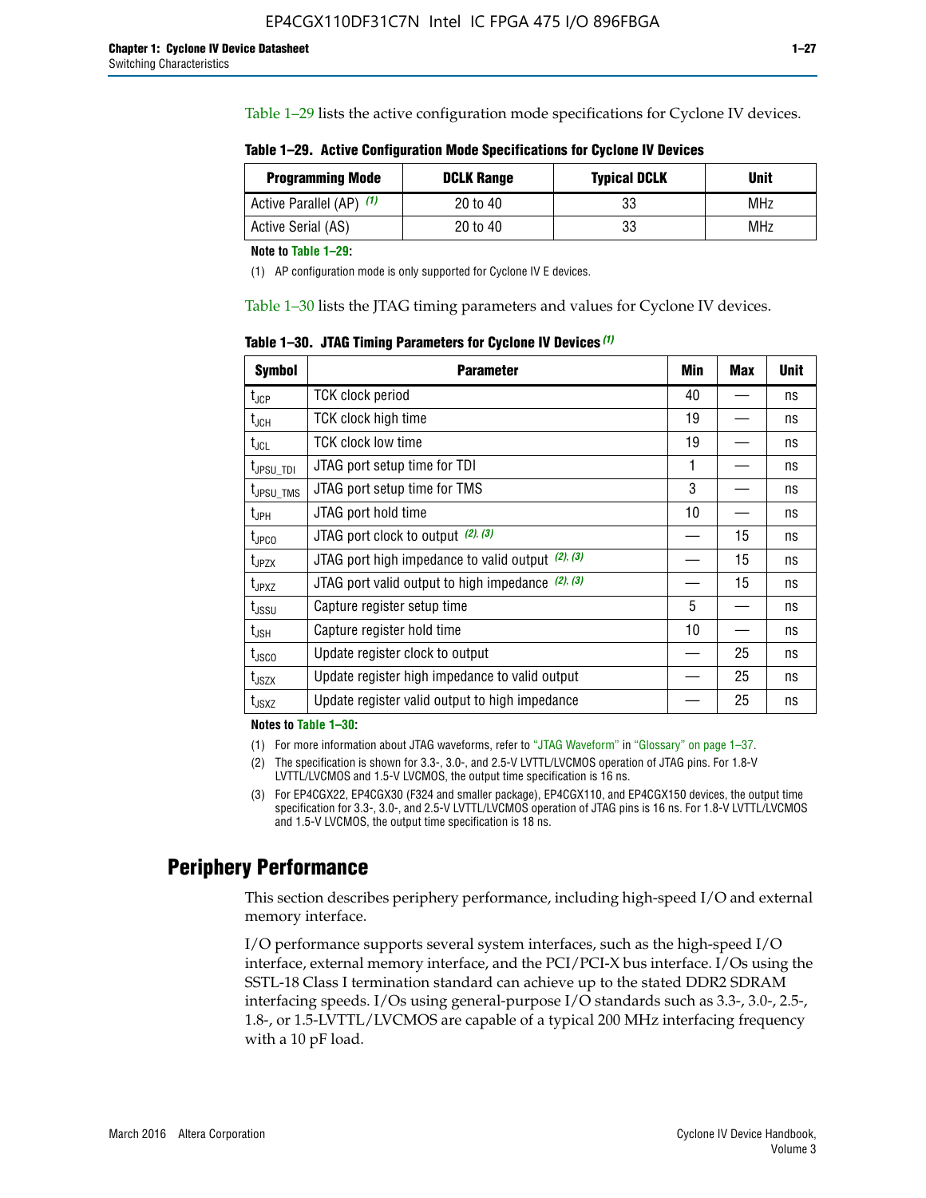Table 1–29 lists the active configuration mode specifications for Cyclone IV devices.

**Table 1–29. Active Configuration Mode Specifications for Cyclone IV Devices**

| Programming Mode | DCLK Range | Typical DCLK | Unit |
|---|---|---|---|
| Active Parallel (AP) (1) | 20 to 40 | 33 | MHz |
| Active Serial (AS) | 20 to 40 | 33 | MHz |

**Note to Table 1–29:**

(1) AP configuration mode is only supported for Cyclone IV E devices.

Table 1–30 lists the JTAG timing parameters and values for Cyclone IV devices.

**Table 1–30. JTAG Timing Parameters for Cyclone IV Devices (1)**

| Symbol | Parameter | Min | Max | Unit |
|---|---|---|---|---|
| $t_{JCP}$ | TCK clock period | 40 | — | ns |
| $t_{JCH}$ | TCK clock high time | 19 | — | ns |
| $t_{JCL}$ | TCK clock low time | 19 | — | ns |
| $t_{JPSU\_TDI}$ | JTAG port setup time for TDI | 1 | — | ns |
| $t_{JPSU\_TMS}$ | JTAG port setup time for TMS | 3 | — | ns |
| $t_{JPH}$ | JTAG port hold time | 10 | — | ns |
| $t_{JPCO}$ | JTAG port clock to output (2), (3) | — | 15 | ns |
| $t_{JPZX}$ | JTAG port high impedance to valid output (2), (3) | — | 15 | ns |
| $t_{JPXZ}$ | JTAG port valid output to high impedance (2), (3) | — | 15 | ns |
| $t_{JSSU}$ | Capture register setup time | 5 | — | ns |
| $t_{JSH}$ | Capture register hold time | 10 | — | ns |
| $t_{JSCO}$ | Update register clock to output | — | 25 | ns |
| $t_{JSZX}$ | Update register high impedance to valid output | — | 25 | ns |
| $t_{JSXZ}$ | Update register valid output to high impedance | — | 25 | ns |

**Notes to Table 1–30:**

(1) For more information about JTAG waveforms, refer to "JTAG Waveform" in "Glossary" on page 1–37.

(2) The specification is shown for 3.3-, 3.0-, and 2.5-V LVTTL/LVCMOS operation of JTAG pins. For 1.8-V LVTTL/LVCMOS and 1.5-V LVCMOS, the output time specification is 16 ns.

(3) For EP4CGX22, EP4CGX30 (F324 and smaller package), EP4CGX110, and EP4CGX150 devices, the output time specification for 3.3-, 3.0-, and 2.5-V LVTTL/LVCMOS operation of JTAG pins is 16 ns. For 1.8-V LVTTL/LVCMOS and 1.5-V LVCMOS, the output time specification is 18 ns.

## Periphery Performance

This section describes periphery performance, including high-speed I/O and external memory interface.

I/O performance supports several system interfaces, such as the high-speed I/O interface, external memory interface, and the PCI/PCI-X bus interface. I/Os using the SSTL-18 Class I termination standard can achieve up to the stated DDR2 SDRAM interfacing speeds. I/Os using general-purpose I/O standards such as 3.3-, 3.0-, 2.5-, 1.8-, or 1.5-LVTTL/LVCMOS are capable of a typical 200 MHz interfacing frequency with a 10 pF load.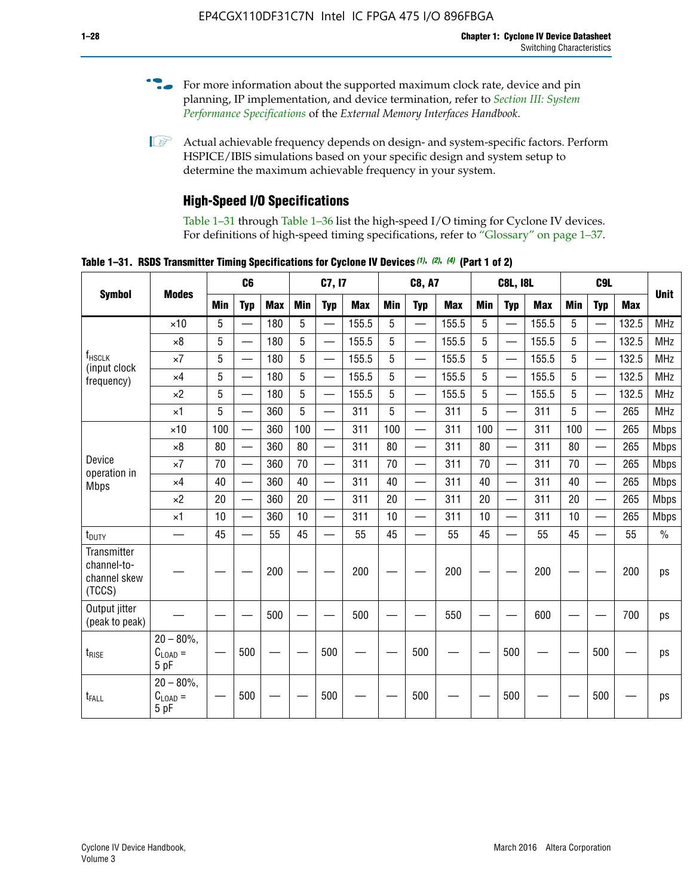For more information about the supported maximum clock rate, device and pin planning, IP implementation, and device termination, refer to *Section III: System Performance Specifications* of the *External Memory Interfaces Handbook*.

Actual achievable frequency depends on design- and system-specific factors. Perform HSPICE/IBIS simulations based on your specific design and system setup to determine the maximum achievable frequency in your system.

## High-Speed I/O Specifications

Table 1–31 through Table 1–36 list the high-speed I/O timing for Cyclone IV devices. For definitions of high-speed timing specifications, refer to "Glossary" on page 1–37.

**Table 1–31. RSDS Transmitter Timing Specifications for Cyclone IV Devices (1), (2), (4) (Part 1 of 2)**

| Symbol | Modes | C6 | | | C7, I7 | | | C8, A7 | | | C8L, I8L | | | C9L | | | Unit |
|---|---|---|---|---|---|---|---|---|---|---|---|---|---|---|---|---|---|
| | | Min | Typ | Max | Min | Typ | Max | Min | Typ | Max | Min | Typ | Max | Min | Typ | Max | |
| $f_{HSCLK}$ (input clock frequency) | ×10 | 5 | — | 180 | 5 | — | 155.5 | 5 | — | 155.5 | 5 | — | 155.5 | 5 | — | 132.5 | MHz |
| | ×8 | 5 | — | 180 | 5 | — | 155.5 | 5 | — | 155.5 | 5 | — | 155.5 | 5 | — | 132.5 | MHz |
| | ×7 | 5 | — | 180 | 5 | — | 155.5 | 5 | — | 155.5 | 5 | — | 155.5 | 5 | — | 132.5 | MHz |
| | ×4 | 5 | — | 180 | 5 | — | 155.5 | 5 | — | 155.5 | 5 | — | 155.5 | 5 | — | 132.5 | MHz |
| | ×2 | 5 | — | 180 | 5 | — | 155.5 | 5 | — | 155.5 | 5 | — | 155.5 | 5 | — | 132.5 | MHz |
| | ×1 | 5 | — | 360 | 5 | — | 311 | 5 | — | 311 | 5 | — | 311 | 5 | — | 265 | MHz |
| Device operation in Mbps | ×10 | 100 | — | 360 | 100 | — | 311 | 100 | — | 311 | 100 | — | 311 | 100 | — | 265 | Mbps |
| | ×8 | 80 | — | 360 | 80 | — | 311 | 80 | — | 311 | 80 | — | 311 | 80 | — | 265 | Mbps |
| | ×7 | 70 | — | 360 | 70 | — | 311 | 70 | — | 311 | 70 | — | 311 | 70 | — | 265 | Mbps |
| | ×4 | 40 | — | 360 | 40 | — | 311 | 40 | — | 311 | 40 | — | 311 | 40 | — | 265 | Mbps |
| | ×2 | 20 | — | 360 | 20 | — | 311 | 20 | — | 311 | 20 | — | 311 | 20 | — | 265 | Mbps |
| | ×1 | 10 | — | 360 | 10 | — | 311 | 10 | — | 311 | 10 | — | 311 | 10 | — | 265 | Mbps |
| $t_{DUTY}$ | — | 45 | — | 55 | 45 | — | 55 | 45 | — | 55 | 45 | — | 55 | 45 | — | 55 | % |
| Transmitter channel-to-channel skew (TCCS) | — | — | — | 200 | — | — | 200 | — | — | 200 | — | — | 200 | — | — | 200 | ps |
| Output jitter (peak to peak) | — | — | — | 500 | — | — | 500 | — | — | 550 | — | — | 600 | — | — | 700 | ps |
| $t_{RISE}$ | 20 – 80%, $C_{LOAD}$ = 5 pF | — | 500 | — | — | 500 | — | — | 500 | — | — | 500 | — | — | 500 | — | ps |
| $t_{FALL}$ | 20 – 80%, $C_{LOAD}$ = 5 pF | — | 500 | — | — | 500 | — | — | 500 | — | — | 500 | — | — | 500 | — | ps |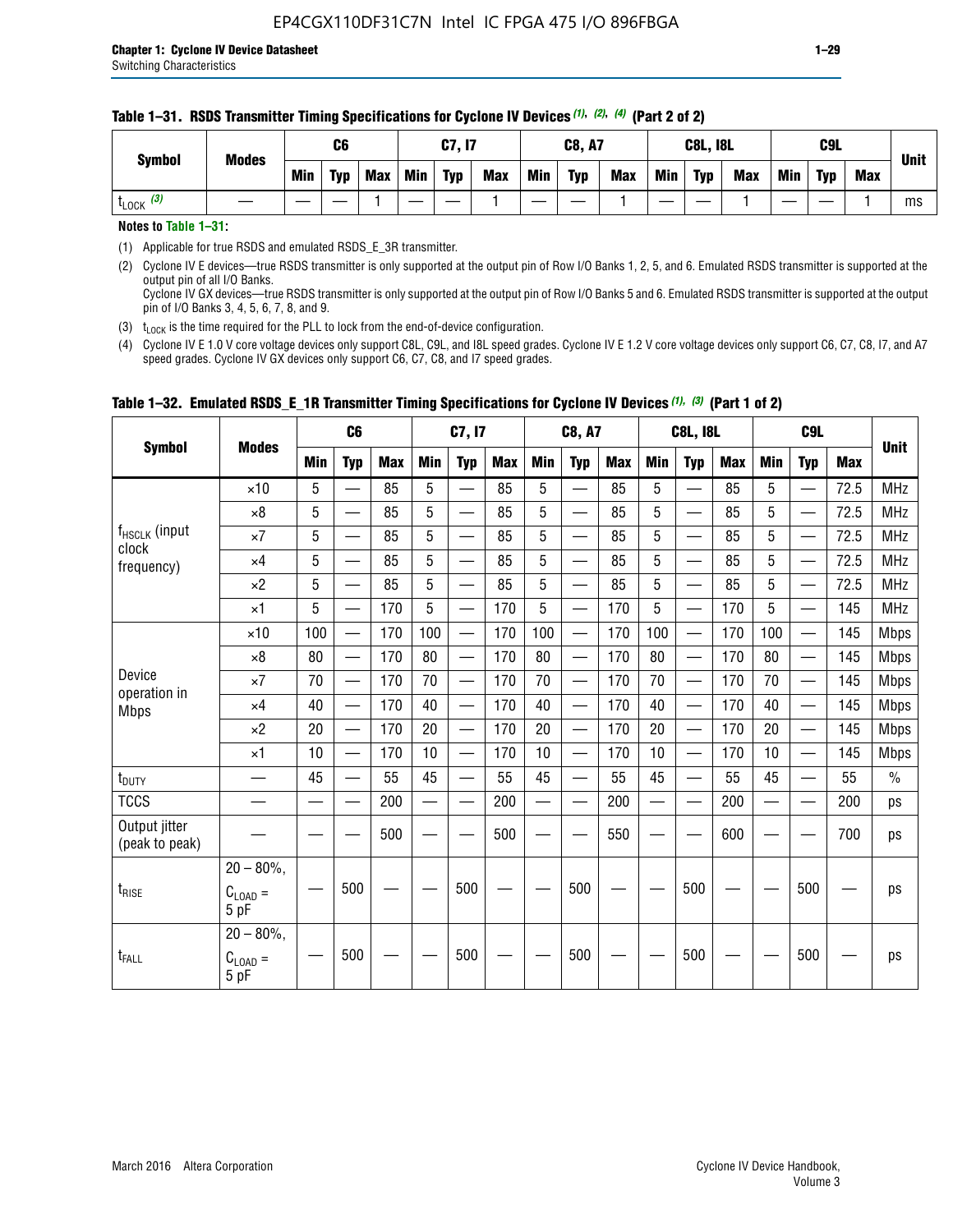**Table 1–31. RSDS Transmitter Timing Specifications for Cyclone IV Devices (1), (2), (4) (Part 2 of 2)**

| Symbol | Modes | C6 | | | C7, I7 | | | C8, A7 | | | C8L, I8L | | | C9L | | | Unit |
|---|---|---|---|---|---|---|---|---|---|---|---|---|---|---|---|---|---|
| | | Min | Typ | Max | Min | Typ | Max | Min | Typ | Max | Min | Typ | Max | Min | Typ | Max | |
| $t_{LOCK}$ (3) | — | — | — | 1 | — | — | 1 | — | — | 1 | — | — | 1 | — | — | 1 | ms |

**Notes to Table 1–31:**

(1) Applicable for true RSDS and emulated RSDS_E_3R transmitter.

(2) Cyclone IV E devices—true RSDS transmitter is only supported at the output pin of Row I/O Banks 1, 2, 5, and 6. Emulated RSDS transmitter is supported at the output pin of all I/O Banks.
Cyclone IV GX devices—true RSDS transmitter is only supported at the output pin of Row I/O Banks 5 and 6. Emulated RSDS transmitter is supported at the output pin of I/O Banks 3, 4, 5, 6, 7, 8, and 9.

(3) $t_{LOCK}$ is the time required for the PLL to lock from the end-of-device configuration.

(4) Cyclone IV E 1.0 V core voltage devices only support C8L, C9L, and I8L speed grades. Cyclone IV E 1.2 V core voltage devices only support C6, C7, C8, I7, and A7 speed grades. Cyclone IV GX devices only support C6, C7, C8, and I7 speed grades.

**Table 1–32. Emulated RSDS_E_1R Transmitter Timing Specifications for Cyclone IV Devices (1), (3) (Part 1 of 2)**

| Symbol | Modes | C6 | | | C7, I7 | | | C8, A7 | | | C8L, I8L | | | C9L | | | Unit |
|---|---|---|---|---|---|---|---|---|---|---|---|---|---|---|---|---|---|
| | | Min | Typ | Max | Min | Typ | Max | Min | Typ | Max | Min | Typ | Max | Min | Typ | Max | |
| $f_{HSCLK}$ (input clock frequency) | ×10 | 5 | — | 85 | 5 | — | 85 | 5 | — | 85 | 5 | — | 85 | 5 | — | 72.5 | MHz |
| | ×8 | 5 | — | 85 | 5 | — | 85 | 5 | — | 85 | 5 | — | 85 | 5 | — | 72.5 | MHz |
| | ×7 | 5 | — | 85 | 5 | — | 85 | 5 | — | 85 | 5 | — | 85 | 5 | — | 72.5 | MHz |
| | ×4 | 5 | — | 85 | 5 | — | 85 | 5 | — | 85 | 5 | — | 85 | 5 | — | 72.5 | MHz |
| | ×2 | 5 | — | 85 | 5 | — | 85 | 5 | — | 85 | 5 | — | 85 | 5 | — | 72.5 | MHz |
| | ×1 | 5 | — | 170 | 5 | — | 170 | 5 | — | 170 | 5 | — | 170 | 5 | — | 145 | MHz |
| Device operation in Mbps | ×10 | 100 | — | 170 | 100 | — | 170 | 100 | — | 170 | 100 | — | 170 | 100 | — | 145 | Mbps |
| | ×8 | 80 | — | 170 | 80 | — | 170 | 80 | — | 170 | 80 | — | 170 | 80 | — | 145 | Mbps |
| | ×7 | 70 | — | 170 | 70 | — | 170 | 70 | — | 170 | 70 | — | 170 | 70 | — | 145 | Mbps |
| | ×4 | 40 | — | 170 | 40 | — | 170 | 40 | — | 170 | 40 | — | 170 | 40 | — | 145 | Mbps |
| | ×2 | 20 | — | 170 | 20 | — | 170 | 20 | — | 170 | 20 | — | 170 | 20 | — | 145 | Mbps |
| | ×1 | 10 | — | 170 | 10 | — | 170 | 10 | — | 170 | 10 | — | 170 | 10 | — | 145 | Mbps |
| $t_{DUTY}$ | — | 45 | — | 55 | 45 | — | 55 | 45 | — | 55 | 45 | — | 55 | 45 | — | 55 | % |
| TCCS | — | — | — | 200 | — | — | 200 | — | — | 200 | — | — | 200 | — | — | 200 | ps |
| Output jitter (peak to peak) | — | — | — | 500 | — | — | 500 | — | — | 550 | — | — | 600 | — | — | 700 | ps |
| $t_{RISE}$ | 20 – 80%, $C_{LOAD}$ = 5 pF | — | 500 | — | — | 500 | — | — | 500 | — | — | 500 | — | — | 500 | — | ps |
| $t_{FALL}$ | 20 – 80%, $C_{LOAD}$ = 5 pF | — | 500 | — | — | 500 | — | — | 500 | — | — | 500 | — | — | 500 | — | ps |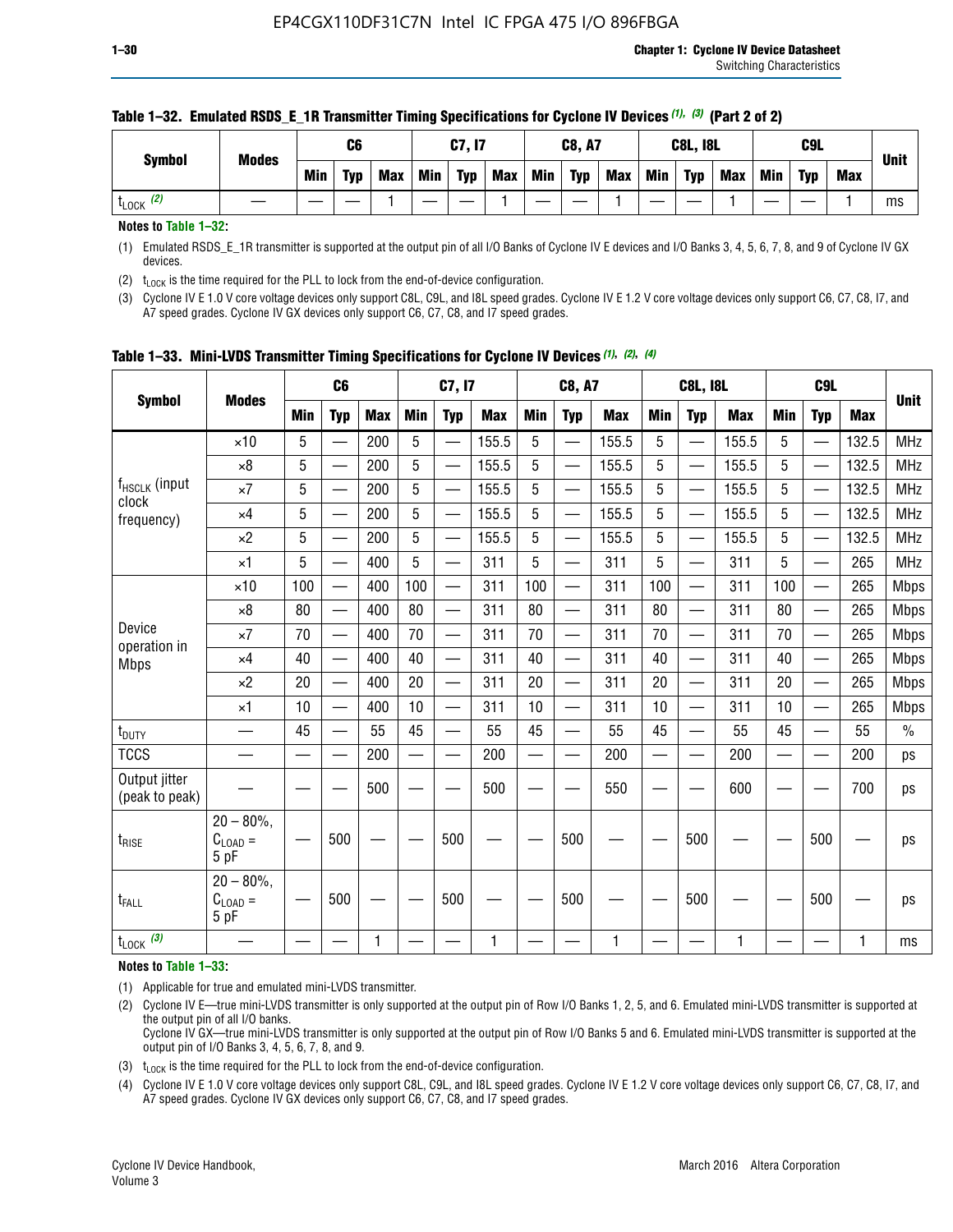**Table 1–32. Emulated RSDS_E_1R Transmitter Timing Specifications for Cyclone IV Devices (1), (3) (Part 2 of 2)**

| Symbol | Modes | C6 | | | C7, I7 | | | C8, A7 | | | C8L, I8L | | | C9L | | | Unit |
|---|---|---|---|---|---|---|---|---|---|---|---|---|---|---|---|---|---|
| | | Min | Typ | Max | Min | Typ | Max | Min | Typ | Max | Min | Typ | Max | Min | Typ | Max | |
| $t_{LOCK}$ (2) | — | — | — | 1 | — | — | 1 | — | — | 1 | — | — | 1 | — | — | 1 | ms |

**Notes to Table 1–32:**

(1) Emulated RSDS_E_1R transmitter is supported at the output pin of all I/O Banks of Cyclone IV E devices and I/O Banks 3, 4, 5, 6, 7, 8, and 9 of Cyclone IV GX devices.

(2) $t_{LOCK}$ is the time required for the PLL to lock from the end-of-device configuration.

(3) Cyclone IV E 1.0 V core voltage devices only support C8L, C9L, and I8L speed grades. Cyclone IV E 1.2 V core voltage devices only support C6, C7, C8, I7, and A7 speed grades. Cyclone IV GX devices only support C6, C7, C8, and I7 speed grades.

**Table 1–33. Mini-LVDS Transmitter Timing Specifications for Cyclone IV Devices (1), (2), (4)**

| Symbol | Modes | C6 | | | C7, I7 | | | C8, A7 | | | C8L, I8L | | | C9L | | | Unit |
|---|---|---|---|---|---|---|---|---|---|---|---|---|---|---|---|---|---|
| | | Min | Typ | Max | Min | Typ | Max | Min | Typ | Max | Min | Typ | Max | Min | Typ | Max | |
| $f_{HSCLK}$ (input clock frequency) | ×10 | 5 | — | 200 | 5 | — | 155.5 | 5 | — | 155.5 | 5 | — | 155.5 | 5 | — | 132.5 | MHz |
| | ×8 | 5 | — | 200 | 5 | — | 155.5 | 5 | — | 155.5 | 5 | — | 155.5 | 5 | — | 132.5 | MHz |
| | ×7 | 5 | — | 200 | 5 | — | 155.5 | 5 | — | 155.5 | 5 | — | 155.5 | 5 | — | 132.5 | MHz |
| | ×4 | 5 | — | 200 | 5 | — | 155.5 | 5 | — | 155.5 | 5 | — | 155.5 | 5 | — | 132.5 | MHz |
| | ×2 | 5 | — | 200 | 5 | — | 155.5 | 5 | — | 155.5 | 5 | — | 155.5 | 5 | — | 132.5 | MHz |
| | ×1 | 5 | — | 400 | 5 | — | 311 | 5 | — | 311 | 5 | — | 311 | 5 | — | 265 | MHz |
| Device operation in Mbps | ×10 | 100 | — | 400 | 100 | — | 311 | 100 | — | 311 | 100 | — | 311 | 100 | — | 265 | Mbps |
| | ×8 | 80 | — | 400 | 80 | — | 311 | 80 | — | 311 | 80 | — | 311 | 80 | — | 265 | Mbps |
| | ×7 | 70 | — | 400 | 70 | — | 311 | 70 | — | 311 | 70 | — | 311 | 70 | — | 265 | Mbps |
| | ×4 | 40 | — | 400 | 40 | — | 311 | 40 | — | 311 | 40 | — | 311 | 40 | — | 265 | Mbps |
| | ×2 | 20 | — | 400 | 20 | — | 311 | 20 | — | 311 | 20 | — | 311 | 20 | — | 265 | Mbps |
| | ×1 | 10 | — | 400 | 10 | — | 311 | 10 | — | 311 | 10 | — | 311 | 10 | — | 265 | Mbps |
| $t_{DUTY}$ | — | 45 | — | 55 | 45 | — | 55 | 45 | — | 55 | 45 | — | 55 | 45 | — | 55 | % |
| TCCS | — | — | — | 200 | — | — | 200 | — | — | 200 | — | — | 200 | — | — | 200 | ps |
| Output jitter (peak to peak) | — | — | — | 500 | — | — | 500 | — | — | 550 | — | — | 600 | — | — | 700 | ps |
| $t_{RISE}$ | 20 – 80%, $C_{LOAD}$ = 5 pF | — | 500 | — | — | 500 | — | — | 500 | — | — | 500 | — | — | 500 | — | ps |
| $t_{FALL}$ | 20 – 80%, $C_{LOAD}$ = 5 pF | — | 500 | — | — | 500 | — | — | 500 | — | — | 500 | — | — | 500 | — | ps |
| $t_{LOCK}$ (3) | — | — | — | 1 | — | — | 1 | — | — | 1 | — | — | 1 | — | — | 1 | ms |

**Notes to Table 1–33:**

(1) Applicable for true and emulated mini-LVDS transmitter.

(2) Cyclone IV E—true mini-LVDS transmitter is only supported at the output pin of Row I/O Banks 1, 2, 5, and 6. Emulated mini-LVDS transmitter is supported at the output pin of all I/O Banks.
Cyclone IV GX—true mini-LVDS transmitter is only supported at the output pin of Row I/O Banks 5 and 6. Emulated mini-LVDS transmitter is supported at the output pin of I/O Banks 3, 4, 5, 6, 7, 8, and 9.

(3) $t_{LOCK}$ is the time required for the PLL to lock from the end-of-device configuration.

(4) Cyclone IV E 1.0 V core voltage devices only support C8L, C9L, and I8L speed grades. Cyclone IV E 1.2 V core voltage devices only support C6, C7, C8, I7, and A7 speed grades. Cyclone IV GX devices only support C6, C7, C8, and I7 speed grades.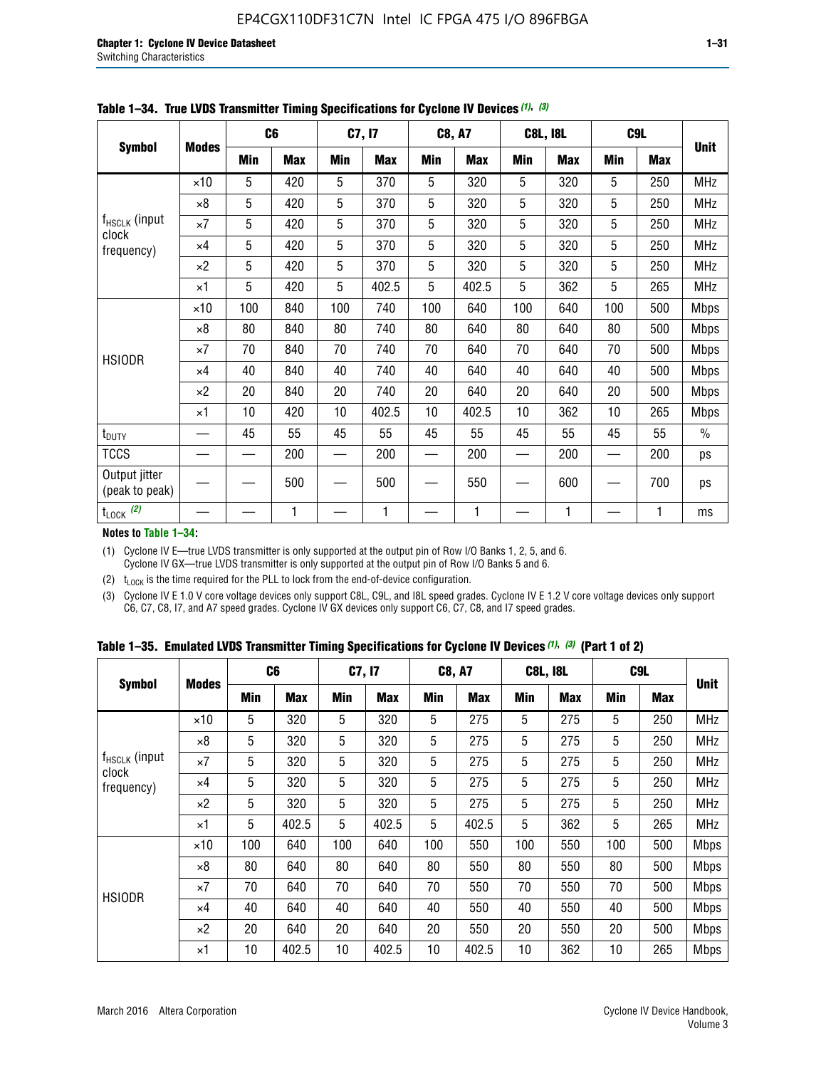**Table 1–34. True LVDS Transmitter Timing Specifications for Cyclone IV Devices (1), (3)**

| Symbol | Modes | C6 | | C7, I7 | | C8, A7 | | C8L, I8L | | C9L | | Unit |
|---|---|---|---|---|---|---|---|---|---|---|---|---|
| | | Min | Max | Min | Max | Min | Max | Min | Max | Min | Max | |
| $f_{HSCLK}$ (input clock frequency) | ×10 | 5 | 420 | 5 | 370 | 5 | 320 | 5 | 320 | 5 | 250 | MHz |
| | ×8 | 5 | 420 | 5 | 370 | 5 | 320 | 5 | 320 | 5 | 250 | MHz |
| | ×7 | 5 | 420 | 5 | 370 | 5 | 320 | 5 | 320 | 5 | 250 | MHz |
| | ×4 | 5 | 420 | 5 | 370 | 5 | 320 | 5 | 320 | 5 | 250 | MHz |
| | ×2 | 5 | 420 | 5 | 370 | 5 | 320 | 5 | 320 | 5 | 250 | MHz |
| | ×1 | 5 | 420 | 5 | 402.5 | 5 | 402.5 | 5 | 362 | 5 | 265 | MHz |
| HSIODR | ×10 | 100 | 840 | 100 | 740 | 100 | 640 | 100 | 640 | 100 | 500 | Mbps |
| | ×8 | 80 | 840 | 80 | 740 | 80 | 640 | 80 | 640 | 80 | 500 | Mbps |
| | ×7 | 70 | 840 | 70 | 740 | 70 | 640 | 70 | 640 | 70 | 500 | Mbps |
| | ×4 | 40 | 840 | 40 | 740 | 40 | 640 | 40 | 640 | 40 | 500 | Mbps |
| | ×2 | 20 | 840 | 20 | 740 | 20 | 640 | 20 | 640 | 20 | 500 | Mbps |
| | ×1 | 10 | 420 | 10 | 402.5 | 10 | 402.5 | 10 | 362 | 10 | 265 | Mbps |
| $t_{DUTY}$ | — | 45 | 55 | 45 | 55 | 45 | 55 | 45 | 55 | 45 | 55 | % |
| TCCS | — | — | 200 | — | 200 | — | 200 | — | 200 | — | 200 | ps |
| Output jitter (peak to peak) | — | — | 500 | — | 500 | — | 550 | — | 600 | — | 700 | ps |
| $t_{LOCK}$ (2) | — | — | 1 | — | 1 | — | 1 | — | 1 | — | 1 | ms |

**Notes to Table 1–34:**

(1) Cyclone IV E—true LVDS transmitter is only supported at the output pin of Row I/O Banks 1, 2, 5, and 6. Cyclone IV GX—true LVDS transmitter is only supported at the output pin of Row I/O Banks 5 and 6.

(2) $t_{LOCK}$ is the time required for the PLL to lock from the end-of-device configuration.

(3) Cyclone IV E 1.0 V core voltage devices only support C8L, C9L, and I8L speed grades. Cyclone IV E 1.2 V core voltage devices only support C6, C7, C8, I7, and A7 speed grades. Cyclone IV GX devices only support C6, C7, C8, and I7 speed grades.

**Table 1–35. Emulated LVDS Transmitter Timing Specifications for Cyclone IV Devices (1), (3) (Part 1 of 2)**

| Symbol | Modes | C6 | | C7, I7 | | C8, A7 | | C8L, I8L | | C9L | | Unit |
|---|---|---|---|---|---|---|---|---|---|---|---|---|
| | | Min | Max | Min | Max | Min | Max | Min | Max | Min | Max | |
| $f_{HSCLK}$ (input clock frequency) | ×10 | 5 | 320 | 5 | 320 | 5 | 275 | 5 | 275 | 5 | 250 | MHz |
| | ×8 | 5 | 320 | 5 | 320 | 5 | 275 | 5 | 275 | 5 | 250 | MHz |
| | ×7 | 5 | 320 | 5 | 320 | 5 | 275 | 5 | 275 | 5 | 250 | MHz |
| | ×4 | 5 | 320 | 5 | 320 | 5 | 275 | 5 | 275 | 5 | 250 | MHz |
| | ×2 | 5 | 320 | 5 | 320 | 5 | 275 | 5 | 275 | 5 | 250 | MHz |
| | ×1 | 5 | 402.5 | 5 | 402.5 | 5 | 402.5 | 5 | 362 | 5 | 265 | MHz |
| HSIODR | ×10 | 100 | 640 | 100 | 640 | 100 | 550 | 100 | 550 | 100 | 500 | Mbps |
| | ×8 | 80 | 640 | 80 | 640 | 80 | 550 | 80 | 550 | 80 | 500 | Mbps |
| | ×7 | 70 | 640 | 70 | 640 | 70 | 550 | 70 | 550 | 70 | 500 | Mbps |
| | ×4 | 40 | 640 | 40 | 640 | 40 | 550 | 40 | 550 | 40 | 500 | Mbps |
| | ×2 | 20 | 640 | 20 | 640 | 20 | 550 | 20 | 550 | 20 | 500 | Mbps |
| | ×1 | 10 | 402.5 | 10 | 402.5 | 10 | 402.5 | 10 | 362 | 10 | 265 | Mbps |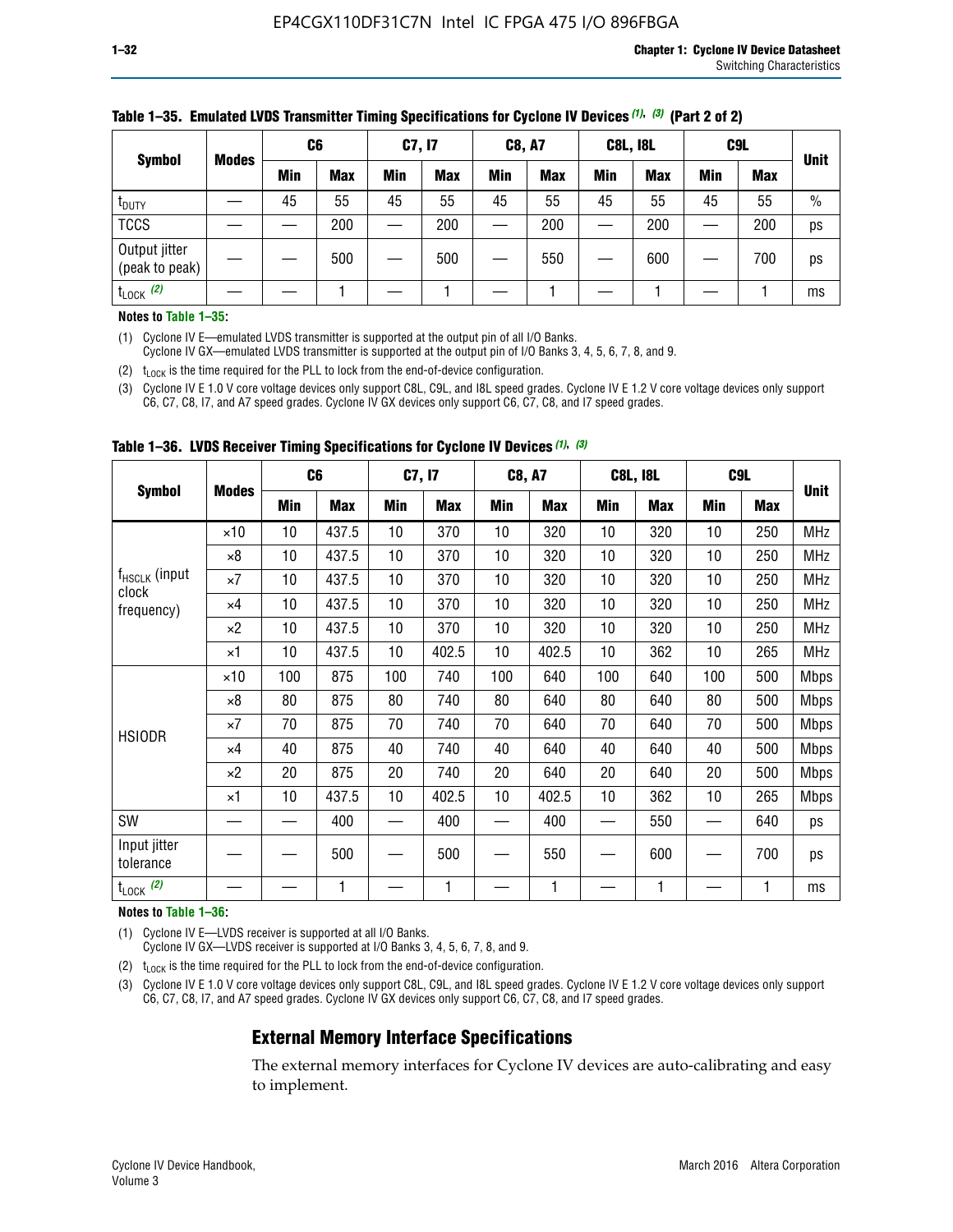**Table 1–35. Emulated LVDS Transmitter Timing Specifications for Cyclone IV Devices (1), (3) (Part 2 of 2)**

| Symbol | Modes | C6 | | C7, I7 | | C8, A7 | | C8L, I8L | | C9L | | Unit |
|---|---|---|---|---|---|---|---|---|---|---|---|---|
| | | Min | Max | Min | Max | Min | Max | Min | Max | Min | Max | |
| $t_{DUTY}$ | — | 45 | 55 | 45 | 55 | 45 | 55 | 45 | 55 | 45 | 55 | % |
| TCCS | — | — | 200 | — | 200 | — | 200 | — | 200 | — | 200 | ps |
| Output jitter (peak to peak) | — | — | 500 | — | 500 | — | 550 | — | 600 | — | 700 | ps |
| $t_{LOCK}$ (2) | — | — | 1 | — | 1 | — | 1 | — | 1 | — | 1 | ms |

**Notes to Table 1–35:**

(1) Cyclone IV E—emulated LVDS transmitter is supported at the output pin of all I/O Banks.
Cyclone IV GX—emulated LVDS transmitter is supported at the output pin of I/O Banks 3, 4, 5, 6, 7, 8, and 9.

(2) $t_{LOCK}$ is the time required for the PLL to lock from the end-of-device configuration.

(3) Cyclone IV E 1.0 V core voltage devices only support C8L, C9L, and I8L speed grades. Cyclone IV E 1.2 V core voltage devices only support C6, C7, C8, I7, and A7 speed grades. Cyclone IV GX devices only support C6, C7, C8, and I7 speed grades.

**Table 1–36. LVDS Receiver Timing Specifications for Cyclone IV Devices (1), (3)**

| Symbol | Modes | C6 | | C7, I7 | | C8, A7 | | C8L, I8L | | C9L | | Unit |
|---|---|---|---|---|---|---|---|---|---|---|---|---|
| | | Min | Max | Min | Max | Min | Max | Min | Max | Min | Max | |
| $f_{HSCLK}$ (input clock frequency) | ×10 | 10 | 437.5 | 10 | 370 | 10 | 320 | 10 | 320 | 10 | 250 | MHz |
| | ×8 | 10 | 437.5 | 10 | 370 | 10 | 320 | 10 | 320 | 10 | 250 | MHz |
| | ×7 | 10 | 437.5 | 10 | 370 | 10 | 320 | 10 | 320 | 10 | 250 | MHz |
| | ×4 | 10 | 437.5 | 10 | 370 | 10 | 320 | 10 | 320 | 10 | 250 | MHz |
| | ×2 | 10 | 437.5 | 10 | 370 | 10 | 320 | 10 | 320 | 10 | 250 | MHz |
| | ×1 | 10 | 437.5 | 10 | 402.5 | 10 | 402.5 | 10 | 362 | 10 | 265 | MHz |
| HSIODR | ×10 | 100 | 875 | 100 | 740 | 100 | 640 | 100 | 640 | 100 | 500 | Mbps |
| | ×8 | 80 | 875 | 80 | 740 | 80 | 640 | 80 | 640 | 80 | 500 | Mbps |
| | ×7 | 70 | 875 | 70 | 740 | 70 | 640 | 70 | 640 | 70 | 500 | Mbps |
| | ×4 | 40 | 875 | 40 | 740 | 40 | 640 | 40 | 640 | 40 | 500 | Mbps |
| | ×2 | 20 | 875 | 20 | 740 | 20 | 640 | 20 | 640 | 20 | 500 | Mbps |
| | ×1 | 10 | 437.5 | 10 | 402.5 | 10 | 402.5 | 10 | 362 | 10 | 265 | Mbps |
| SW | — | — | 400 | — | 400 | — | 400 | — | 550 | — | 640 | ps |
| Input jitter tolerance | — | — | 500 | — | 500 | — | 550 | — | 600 | — | 700 | ps |
| $t_{LOCK}$ (2) | — | — | 1 | — | 1 | — | 1 | — | 1 | — | 1 | ms |

**Notes to Table 1–36:**

(1) Cyclone IV E—LVDS receiver is supported at all I/O Banks.
Cyclone IV GX—LVDS receiver is supported at I/O Banks 3, 4, 5, 6, 7, 8, and 9.

(2) $t_{LOCK}$ is the time required for the PLL to lock from the end-of-device configuration.

(3) Cyclone IV E 1.0 V core voltage devices only support C8L, C9L, and I8L speed grades. Cyclone IV E 1.2 V core voltage devices only support C6, C7, C8, I7, and A7 speed grades. Cyclone IV GX devices only support C6, C7, C8, and I7 speed grades.

## External Memory Interface Specifications

The external memory interfaces for Cyclone IV devices are auto-calibrating and easy to implement.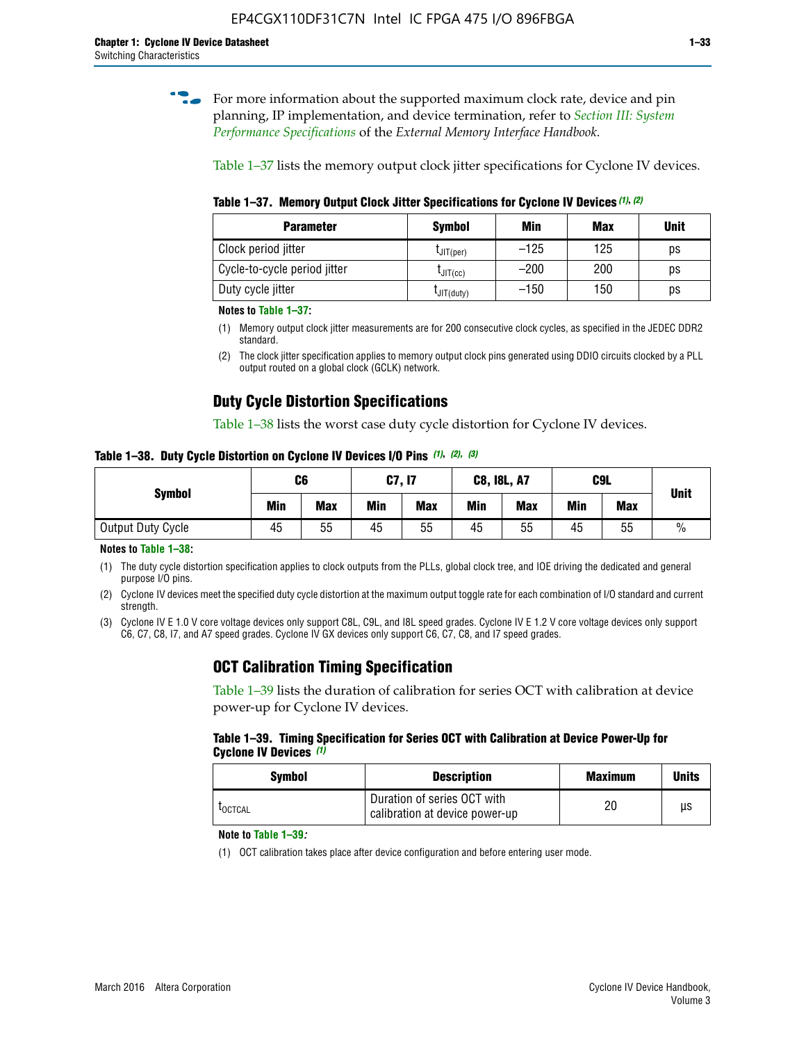For more information about the supported maximum clock rate, device and pin planning, IP implementation, and device termination, refer to *Section III: System Performance Specifications* of the *External Memory Interface Handbook*.

Table 1–37 lists the memory output clock jitter specifications for Cyclone IV devices.

**Table 1–37. Memory Output Clock Jitter Specifications for Cyclone IV Devices (1), (2)**

| Parameter | Symbol | Min | Max | Unit |
|---|---|---|---|---|
| Clock period jitter | $t_{JIT(per)}$ | –125 | 125 | ps |
| Cycle-to-cycle period jitter | $t_{JIT(cc)}$ | –200 | 200 | ps |
| Duty cycle jitter | $t_{JIT(duty)}$ | –150 | 150 | ps |

**Notes to Table 1–37:**

(1) Memory output clock jitter measurements are for 200 consecutive clock cycles, as specified in the JEDEC DDR2 standard.

(2) The clock jitter specification applies to memory output clock pins generated using DDIO circuits clocked by a PLL output routed on a global clock (GCLK) network.

## Duty Cycle Distortion Specifications

Table 1–38 lists the worst case duty cycle distortion for Cyclone IV devices.

**Table 1–38. Duty Cycle Distortion on Cyclone IV Devices I/O Pins (1), (2), (3)**

| Symbol | C6 | | C7, I7 | | C8, I8L, A7 | | C9L | | Unit |
|---|---|---|---|---|---|---|---|---|---|
| | Min | Max | Min | Max | Min | Max | Min | Max | |
| Output Duty Cycle | 45 | 55 | 45 | 55 | 45 | 55 | 45 | 55 | % |

**Notes to Table 1–38:**

(1) The duty cycle distortion specification applies to clock outputs from the PLLs, global clock tree, and IOE driving the dedicated and general purpose I/O pins.

(2) Cyclone IV devices meet the specified duty cycle distortion at the maximum output toggle rate for each combination of I/O standard and current strength.

(3) Cyclone IV E 1.0 V core voltage devices only support C8L, C9L, and I8L speed grades. Cyclone IV E 1.2 V core voltage devices only support C6, C7, C8, I7, and A7 speed grades. Cyclone IV GX devices only support C6, C7, C8, and I7 speed grades.

## OCT Calibration Timing Specification

Table 1–39 lists the duration of calibration for series OCT with calibration at device power-up for Cyclone IV devices.

**Table 1–39. Timing Specification for Series OCT with Calibration at Device Power-Up for Cyclone IV Devices (1)**

| Symbol | Description | Maximum | Units |
|---|---|---|---|
| $t_{OCTCAL}$ | Duration of series OCT with calibration at device power-up | 20 | µs |

**Note to Table 1–39:**

(1) OCT calibration takes place after device configuration and before entering user mode.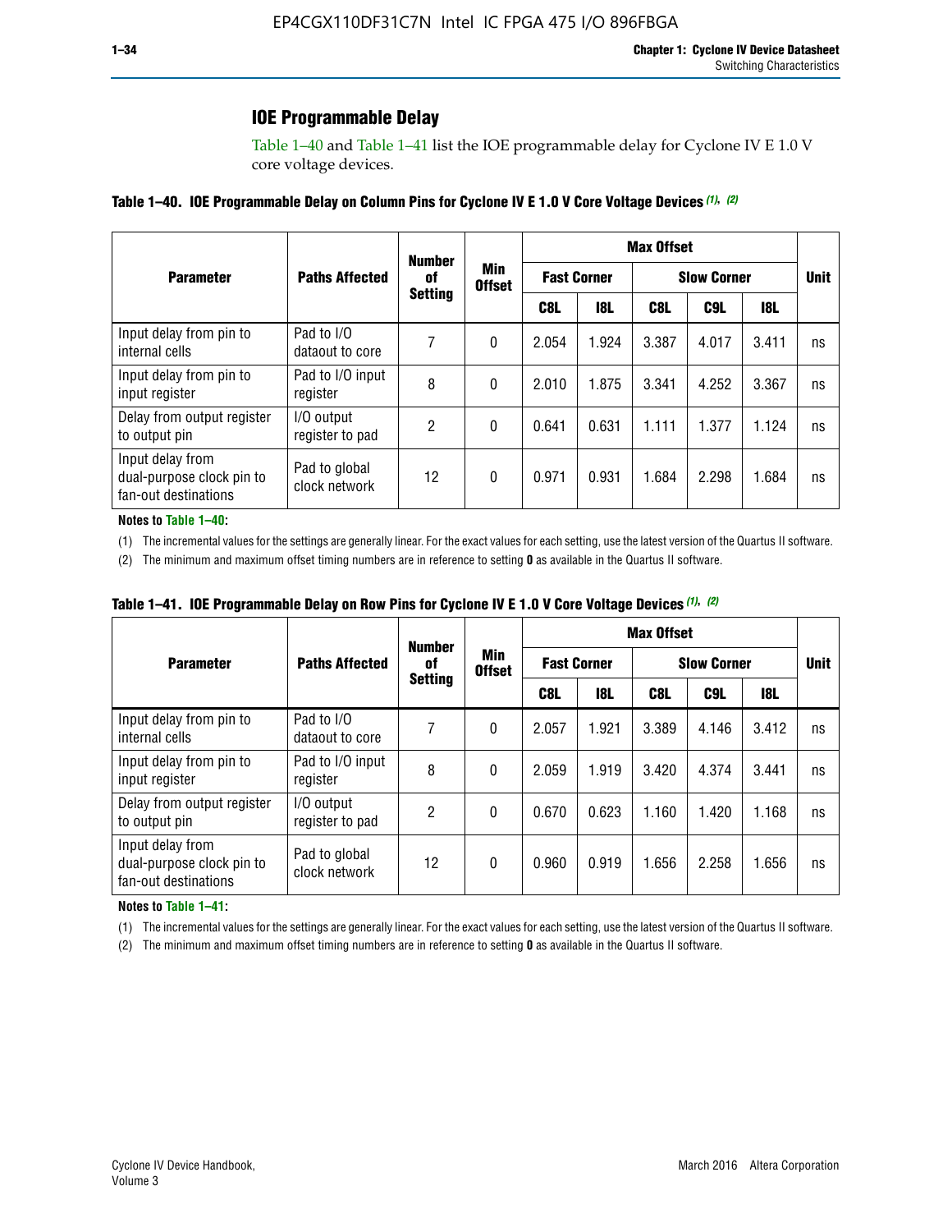## IOE Programmable Delay

Table 1–40 and Table 1–41 list the IOE programmable delay for Cyclone IV E 1.0 V core voltage devices.

**Table 1–40. IOE Programmable Delay on Column Pins for Cyclone IV E 1.0 V Core Voltage Devices (1), (2)**

| Parameter | Paths Affected | Number of Setting | Min Offset | Max Offset | | | | | Unit |
|---|---|---|---|---|---|---|---|---|---|
| | | | | Fast Corner | | Slow Corner | | | |
| | | | | C8L | I8L | C8L | C9L | I8L | |
| Input delay from pin to internal cells | Pad to I/O dataout to core | 7 | 0 | 2.054 | 1.924 | 3.387 | 4.017 | 3.411 | ns |
| Input delay from pin to input register | Pad to I/O input register | 8 | 0 | 2.010 | 1.875 | 3.341 | 4.252 | 3.367 | ns |
| Delay from output register to output pin | I/O output register to pad | 2 | 0 | 0.641 | 0.631 | 1.111 | 1.377 | 1.124 | ns |
| Input delay from dual-purpose clock pin to fan-out destinations | Pad to global clock network | 12 | 0 | 0.971 | 0.931 | 1.684 | 2.298 | 1.684 | ns |

**Notes to Table 1–40:**

(1) The incremental values for the settings are generally linear. For the exact values for each setting, use the latest version of the Quartus II software.

(2) The minimum and maximum offset timing numbers are in reference to setting **0** as available in the Quartus II software.

**Table 1–41. IOE Programmable Delay on Row Pins for Cyclone IV E 1.0 V Core Voltage Devices (1), (2)**

| Parameter | Paths Affected | Number of Setting | Min Offset | Max Offset | | | | | Unit |
|---|---|---|---|---|---|---|---|---|---|
| | | | | Fast Corner | | Slow Corner | | | |
| | | | | C8L | I8L | C8L | C9L | I8L | |
| Input delay from pin to internal cells | Pad to I/O dataout to core | 7 | 0 | 2.057 | 1.921 | 3.389 | 4.146 | 3.412 | ns |
| Input delay from pin to input register | Pad to I/O input register | 8 | 0 | 2.059 | 1.919 | 3.420 | 4.374 | 3.441 | ns |
| Delay from output register to output pin | I/O output register to pad | 2 | 0 | 0.670 | 0.623 | 1.160 | 1.420 | 1.168 | ns |
| Input delay from dual-purpose clock pin to fan-out destinations | Pad to global clock network | 12 | 0 | 0.960 | 0.919 | 1.656 | 2.258 | 1.656 | ns |

**Notes to Table 1–41:**

(1) The incremental values for the settings are generally linear. For the exact values for each setting, use the latest version of the Quartus II software.

(2) The minimum and maximum offset timing numbers are in reference to setting **0** as available in the Quartus II software.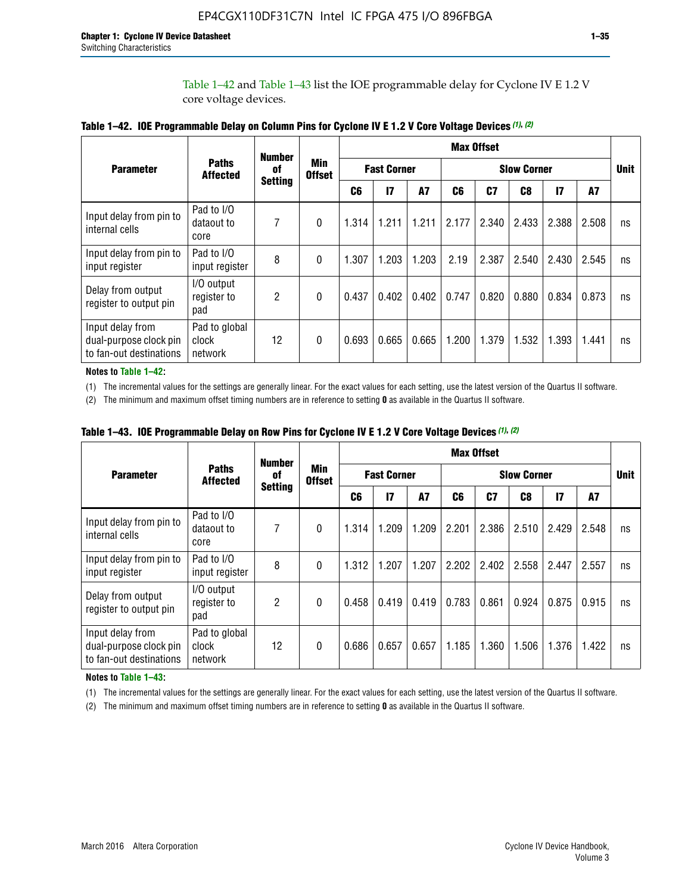Table 1–42 and Table 1–43 list the IOE programmable delay for Cyclone IV E 1.2 V core voltage devices.

**Table 1–42. IOE Programmable Delay on Column Pins for Cyclone IV E 1.2 V Core Voltage Devices (1), (2)**

| Parameter | Paths Affected | Number of Setting | Min Offset | Max Offset | | | | | | | | Unit |
|---|---|---|---|---|---|---|---|---|---|---|---|---|
| | | | | Fast Corner | | | Slow Corner | | | | | |
| | | | | C6 | I7 | A7 | C6 | C7 | C8 | I7 | A7 | |
| Input delay from pin to internal cells | Pad to I/O dataout to core | 7 | 0 | 1.314 | 1.211 | 1.211 | 2.177 | 2.340 | 2.433 | 2.388 | 2.508 | ns |
| Input delay from pin to input register | Pad to I/O input register | 8 | 0 | 1.307 | 1.203 | 1.203 | 2.19 | 2.387 | 2.540 | 2.430 | 2.545 | ns |
| Delay from output register to output pin | I/O output register to pad | 2 | 0 | 0.437 | 0.402 | 0.402 | 0.747 | 0.820 | 0.880 | 0.834 | 0.873 | ns |
| Input delay from dual-purpose clock pin to fan-out destinations | Pad to global clock network | 12 | 0 | 0.693 | 0.665 | 0.665 | 1.200 | 1.379 | 1.532 | 1.393 | 1.441 | ns |

**Notes to Table 1–42:**

(1) The incremental values for the settings are generally linear. For the exact values for each setting, use the latest version of the Quartus II software.

(2) The minimum and maximum offset timing numbers are in reference to setting **0** as available in the Quartus II software.

**Table 1–43. IOE Programmable Delay on Row Pins for Cyclone IV E 1.2 V Core Voltage Devices (1), (2)**

| Parameter | Paths Affected | Number of Setting | Min Offset | Max Offset | | | | | | | | Unit |
|---|---|---|---|---|---|---|---|---|---|---|---|---|
| | | | | Fast Corner | | | Slow Corner | | | | | |
| | | | | C6 | I7 | A7 | C6 | C7 | C8 | I7 | A7 | |
| Input delay from pin to internal cells | Pad to I/O dataout to core | 7 | 0 | 1.314 | 1.209 | 1.209 | 2.201 | 2.386 | 2.510 | 2.429 | 2.548 | ns |
| Input delay from pin to input register | Pad to I/O input register | 8 | 0 | 1.312 | 1.207 | 1.207 | 2.202 | 2.402 | 2.558 | 2.447 | 2.557 | ns |
| Delay from output register to output pin | I/O output register to pad | 2 | 0 | 0.458 | 0.419 | 0.419 | 0.783 | 0.861 | 0.924 | 0.875 | 0.915 | ns |
| Input delay from dual-purpose clock pin to fan-out destinations | Pad to global clock network | 12 | 0 | 0.686 | 0.657 | 0.657 | 1.185 | 1.360 | 1.506 | 1.376 | 1.422 | ns |

**Notes to Table 1–43:**

(1) The incremental values for the settings are generally linear. For the exact values for each setting, use the latest version of the Quartus II software.

(2) The minimum and maximum offset timing numbers are in reference to setting **0** as available in the Quartus II software.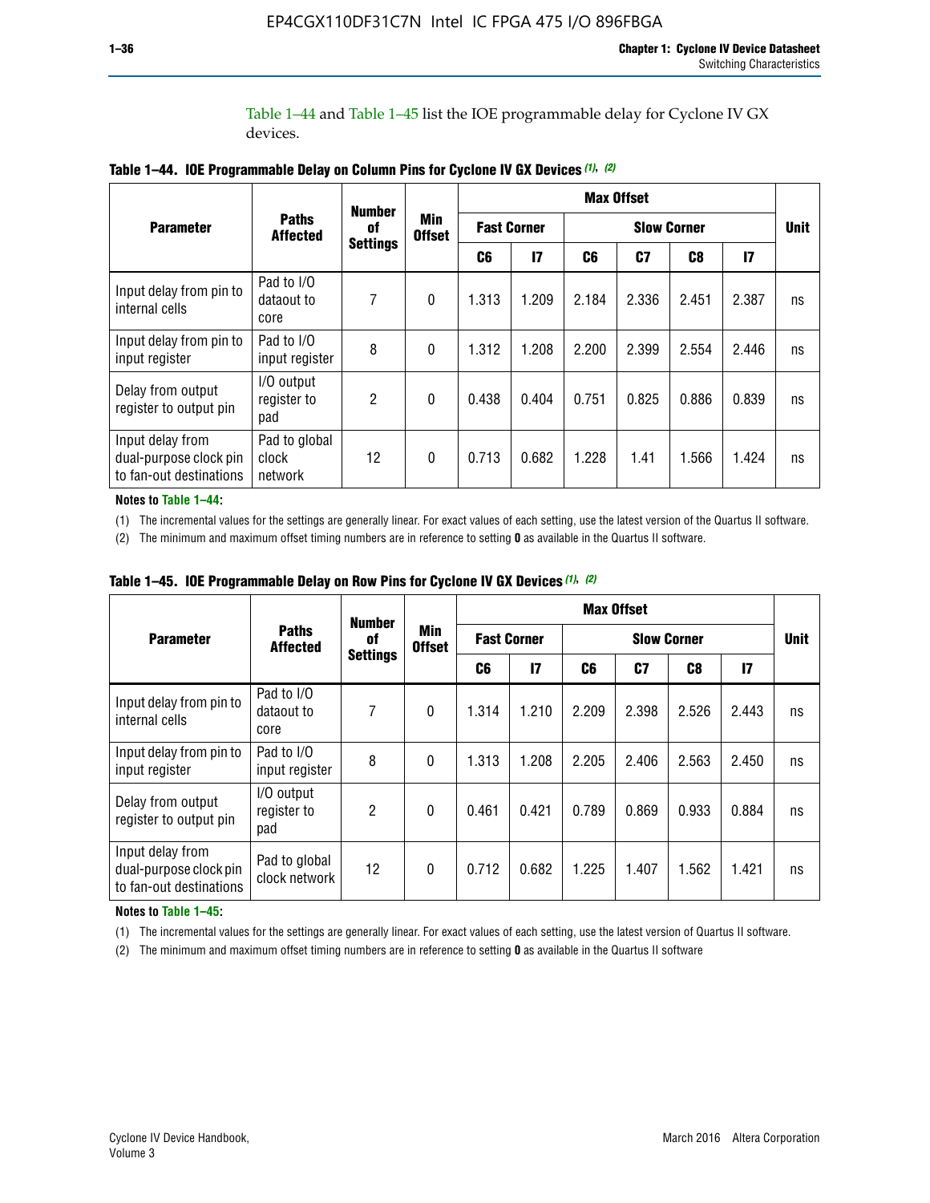Table 1–44 and Table 1–45 list the IOE programmable delay for Cyclone IV GX devices.

**Table 1–44. IOE Programmable Delay on Column Pins for Cyclone IV GX Devices (1), (2)**

| Parameter | Paths Affected | Number of Settings | Min Offset | Max Offset | | | | | | Unit |
|---|---|---|---|---|---|---|---|---|---|---|
| | | | | Fast Corner | | Slow Corner | | | | |
| | | | | C6 | I7 | C6 | C7 | C8 | I7 | |
| Input delay from pin to internal cells | Pad to I/O dataout to core | 7 | 0 | 1.313 | 1.209 | 2.184 | 2.336 | 2.451 | 2.387 | ns |
| Input delay from pin to input register | Pad to I/O input register | 8 | 0 | 1.312 | 1.208 | 2.200 | 2.399 | 2.554 | 2.446 | ns |
| Delay from output register to output pin | I/O output register to pad | 2 | 0 | 0.438 | 0.404 | 0.751 | 0.825 | 0.886 | 0.839 | ns |
| Input delay from dual-purpose clock pin to fan-out destinations | Pad to global clock network | 12 | 0 | 0.713 | 0.682 | 1.228 | 1.41 | 1.566 | 1.424 | ns |

**Notes to Table 1–44:**

(1) The incremental values for the settings are generally linear. For exact values of each setting, use the latest version of the Quartus II software.

(2) The minimum and maximum offset timing numbers are in reference to setting **0** as available in the Quartus II software.

**Table 1–45. IOE Programmable Delay on Row Pins for Cyclone IV GX Devices (1), (2)**

| Parameter | Paths Affected | Number of Settings | Min Offset | Max Offset | | | | | | Unit |
|---|---|---|---|---|---|---|---|---|---|---|
| | | | | Fast Corner | | Slow Corner | | | | |
| | | | | C6 | I7 | C6 | C7 | C8 | I7 | |
| Input delay from pin to internal cells | Pad to I/O dataout to core | 7 | 0 | 1.314 | 1.210 | 2.209 | 2.398 | 2.526 | 2.443 | ns |
| Input delay from pin to input register | Pad to I/O input register | 8 | 0 | 1.313 | 1.208 | 2.205 | 2.406 | 2.563 | 2.450 | ns |
| Delay from output register to output pin | I/O output register to pad | 2 | 0 | 0.461 | 0.421 | 0.789 | 0.869 | 0.933 | 0.884 | ns |
| Input delay from dual-purpose clock pin to fan-out destinations | Pad to global clock network | 12 | 0 | 0.712 | 0.682 | 1.225 | 1.407 | 1.562 | 1.421 | ns |

**Notes to Table 1–45:**

(1) The incremental values for the settings are generally linear. For exact values of each setting, use the latest version of Quartus II software.

(2) The minimum and maximum offset timing numbers are in reference to setting **0** as available in the Quartus II software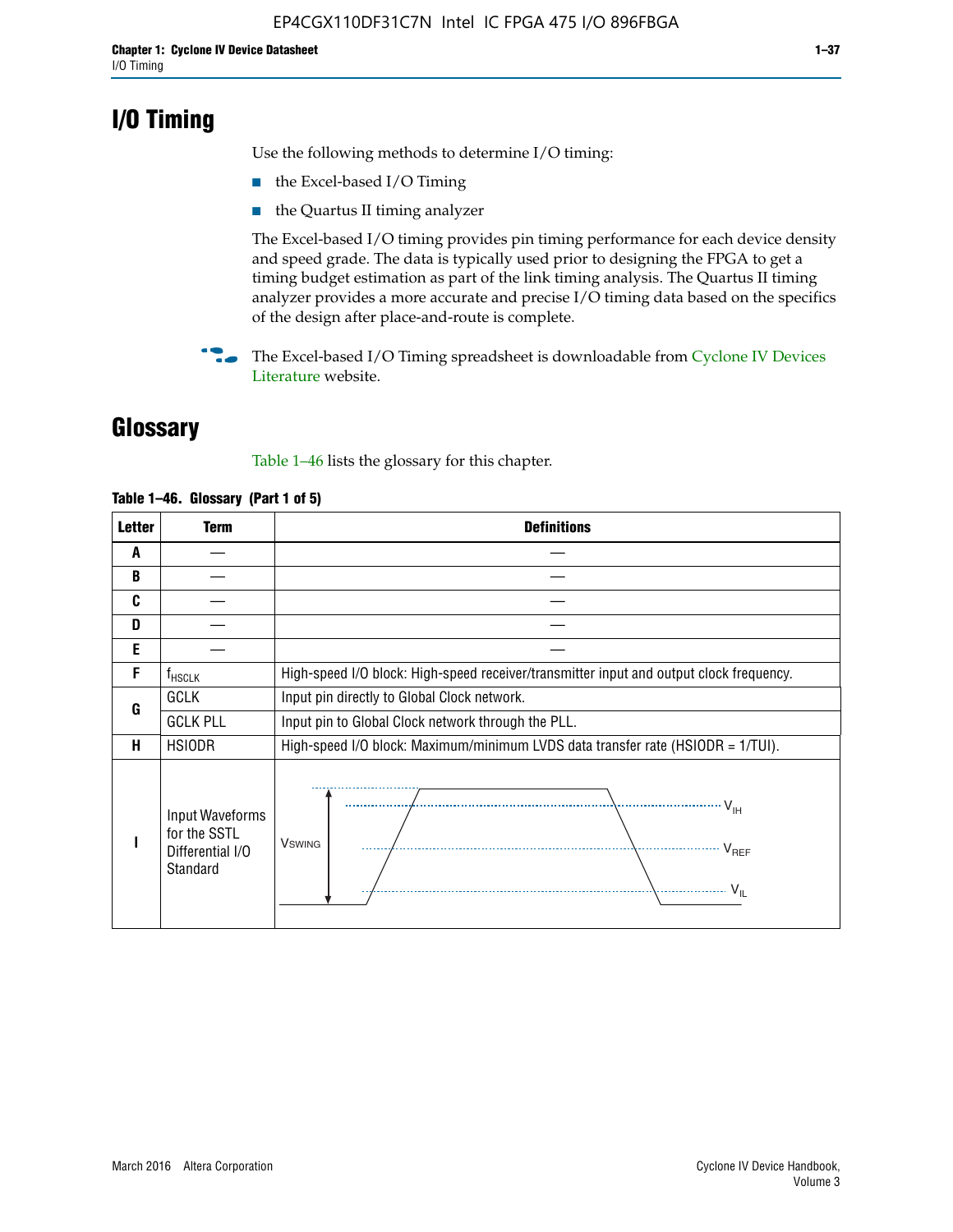# I/O Timing

Use the following methods to determine I/O timing:

- the Excel-based I/O Timing
- the Quartus II timing analyzer

The Excel-based I/O timing provides pin timing performance for each device density and speed grade. The data is typically used prior to designing the FPGA to get a timing budget estimation as part of the link timing analysis. The Quartus II timing analyzer provides a more accurate and precise I/O timing data based on the specifics of the design after place-and-route is complete.

The Excel-based I/O Timing spreadsheet is downloadable from Cyclone IV Devices Literature website.

# Glossary

Table 1–46 lists the glossary for this chapter.

**Table 1–46. Glossary (Part 1 of 5)**

| Letter | Term | Definitions |
|---|---|---|
| A | — | — |
| B | — | — |
| C | — | — |
| D | — | — |
| E | — | — |
| F | $f_{HSCLK}$ | High-speed I/O block: High-speed receiver/transmitter input and output clock frequency. |
| G | GCLK | Input pin directly to Global Clock network. |
| | GCLK PLL | Input pin to Global Clock network through the PLL. |
| H | HSIODR | High-speed I/O block: Maximum/minimum LVDS data transfer rate (HSIODR = 1/TUI). |
| I | Input Waveforms for the SSTL Differential I/O Standard | (Waveform: $V_{SWING}$, $V_{IH}$, $V_{REF}$, $V_{IL}$) |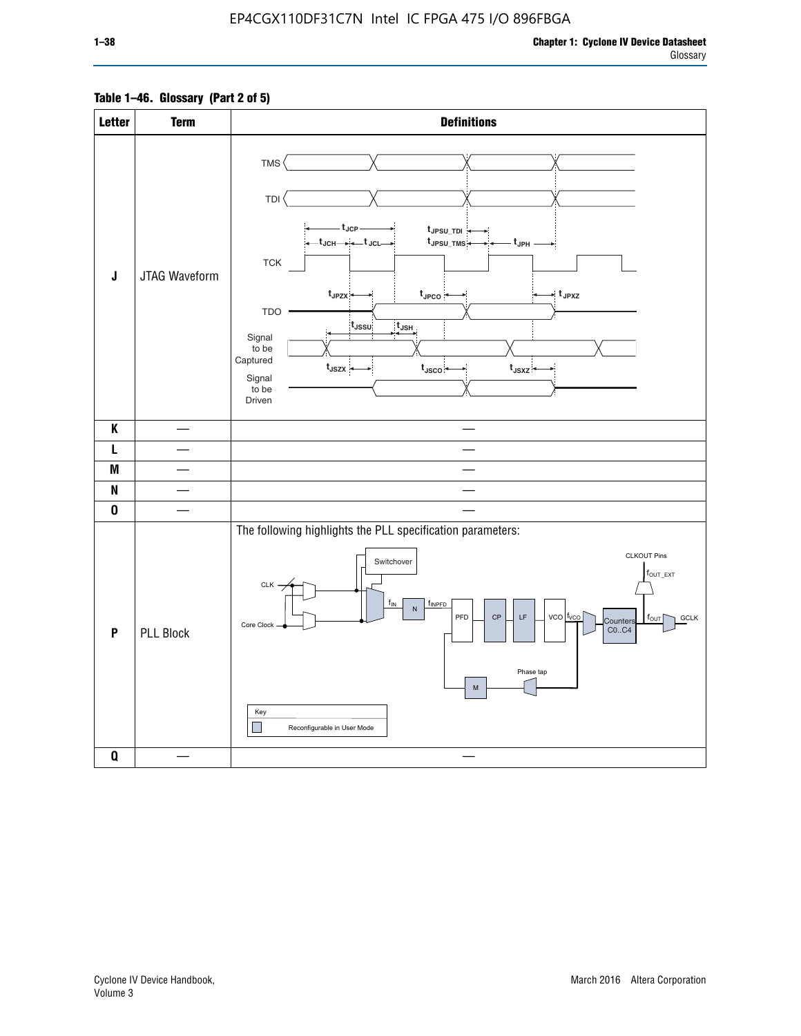**Table 1–46. Glossary (Part 2 of 5)**

| Letter | Term | Definitions |
|---|---|---|
| J | JTAG Waveform | TMS, TDI, TCK, TDO, Signal to be Captured, Signal to be Driven; $t_{JCP}$, $t_{JCH}$, $t_{JCL}$, $t_{JPSU\_TDI}$, $t_{JPSU\_TMS}$, $t_{JPH}$, $t_{JPZX}$, $t_{JPCO}$, $t_{JPXZ}$, $t_{JSSU}$, $t_{JSH}$, $t_{JSZX}$, $t_{JSCO}$, $t_{JSXZ}$ |
| K | — | — |
| L | — | — |
| M | — | — |
| N | — | — |
| O | — | — |
| P | PLL Block | The following highlights the PLL specification parameters: CLK, Core Clock, Switchover, $f_{IN}$, N, $f_{INPFD}$, PFD, CP, LF, VCO, $f_{VCO}$, Counters C0..C4, $f_{OUT}$, GCLK, CLKOUT Pins, $f_{OUT\_EXT}$, Phase tap, M. Key: Reconfigurable in User Mode |
| Q | — | — |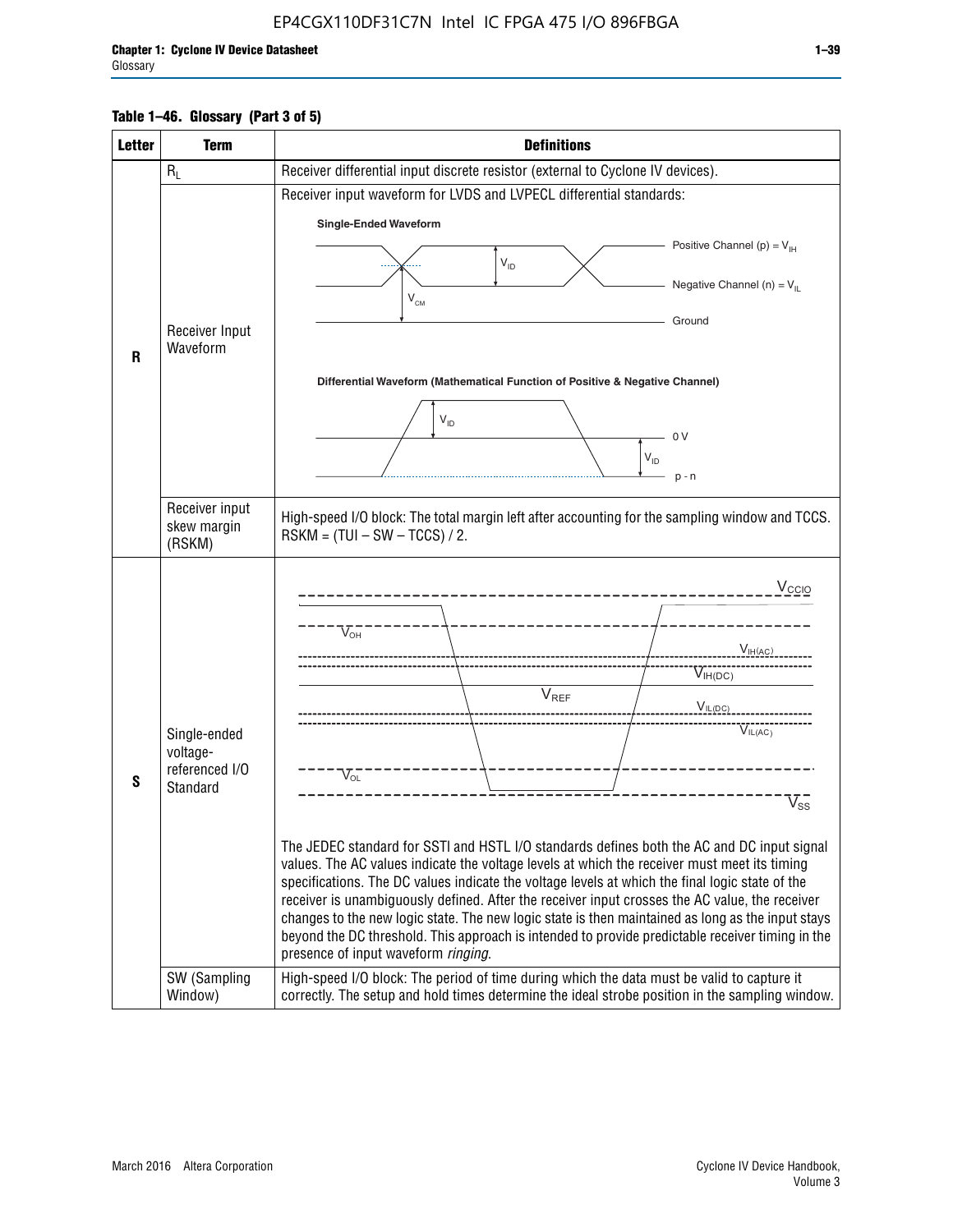**Table 1–46. Glossary (Part 3 of 5)**

| Letter | Term | Definitions |
|---|---|---|
| R | $R_L$ | Receiver differential input discrete resistor (external to Cyclone IV devices). |
| | Receiver Input Waveform | Receiver input waveform for LVDS and LVPECL differential standards:<br>**Single-Ended Waveform**: Positive Channel (p) = $V_{IH}$; Negative Channel (n) = $V_{IL}$; Ground; $V_{ID}$; $V_{CM}$<br>**Differential Waveform (Mathematical Function of Positive & Negative Channel)**: $V_{ID}$; 0 V; $V_{ID}$; p - n |
| | Receiver input skew margin (RSKM) | High-speed I/O block: The total margin left after accounting for the sampling window and TCCS. RSKM = (TUI – SW – TCCS) / 2. |
| S | Single-ended voltage-referenced I/O Standard | $V_{CCIO}$, $V_{OH}$, $V_{IH(AC)}$, $V_{IH(DC)}$, $V_{REF}$, $V_{IL(DC)}$, $V_{IL(AC)}$, $V_{OL}$, $V_{SS}$<br><br>The JEDEC standard for SSTl and HSTL I/O standards defines both the AC and DC input signal values. The AC values indicate the voltage levels at which the receiver must meet its timing specifications. The DC values indicate the voltage levels at which the final logic state of the receiver is unambiguously defined. After the receiver input crosses the AC value, the receiver changes to the new logic state. The new logic state is then maintained as long as the input stays beyond the DC threshold. This approach is intended to provide predictable receiver timing in the presence of input waveform *ringing*. |
| | SW (Sampling Window) | High-speed I/O block: The period of time during which the data must be valid to capture it correctly. The setup and hold times determine the ideal strobe position in the sampling window. |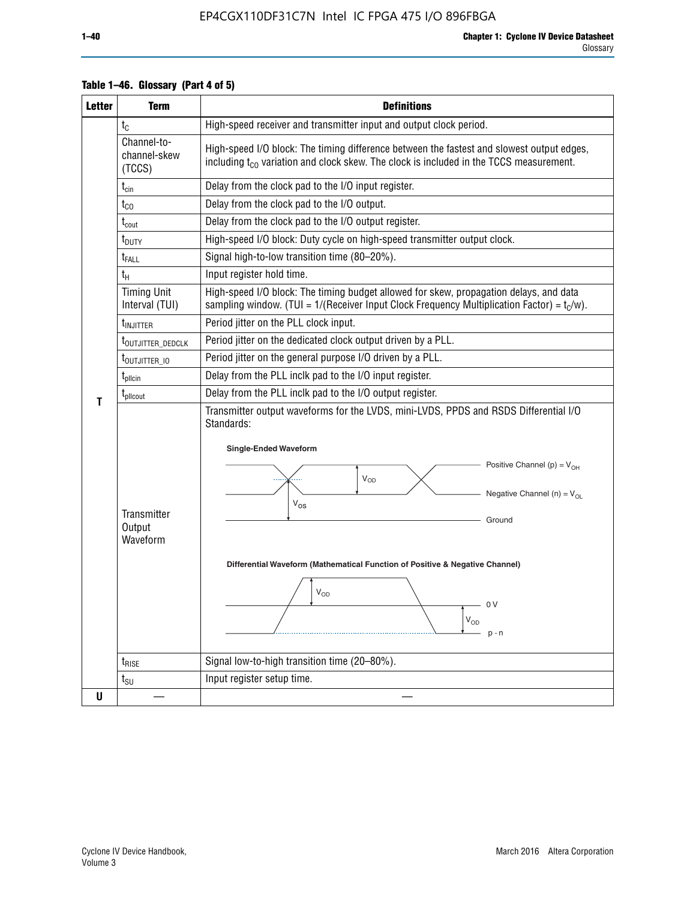**Table 1–46. Glossary (Part 4 of 5)**

| Letter | Term | Definitions |
|---|---|---|
| T | $t_C$ | High-speed receiver and transmitter input and output clock period. |
| | Channel-to-channel-skew (TCCS) | High-speed I/O block: The timing difference between the fastest and slowest output edges, including $t_{CO}$ variation and clock skew. The clock is included in the TCCS measurement. |
| | $t_{cin}$ | Delay from the clock pad to the I/O input register. |
| | $t_{CO}$ | Delay from the clock pad to the I/O output. |
| | $t_{cout}$ | Delay from the clock pad to the I/O output register. |
| | $t_{DUTY}$ | High-speed I/O block: Duty cycle on high-speed transmitter output clock. |
| | $t_{FALL}$ | Signal high-to-low transition time (80–20%). |
| | $t_H$ | Input register hold time. |
| | Timing Unit Interval (TUI) | High-speed I/O block: The timing budget allowed for skew, propagation delays, and data sampling window. (TUI = 1/(Receiver Input Clock Frequency Multiplication Factor) = $t_C$/w). |
| | $t_{INJITTER}$ | Period jitter on the PLL clock input. |
| | $t_{OUTJITTER\_DEDCLK}$ | Period jitter on the dedicated clock output driven by a PLL. |
| | $t_{OUTJITTER\_IO}$ | Period jitter on the general purpose I/O driven by a PLL. |
| | $t_{pllcin}$ | Delay from the PLL inclk pad to the I/O input register. |
| | $t_{pllcout}$ | Delay from the PLL inclk pad to the I/O output register. |
| | Transmitter Output Waveform | Transmitter output waveforms for the LVDS, mini-LVDS, PPDS and RSDS Differential I/O Standards:<br><br>**Single-Ended Waveform**<br>Positive Channel (p) = $V_{OH}$; $V_{OD}$; Negative Channel (n) = $V_{OL}$; $V_{OS}$; Ground<br><br>**Differential Waveform (Mathematical Function of Positive & Negative Channel)**<br>$V_{OD}$; 0 V; $V_{OD}$; p - n |
| | $t_{RISE}$ | Signal low-to-high transition time (20–80%). |
| | $t_{SU}$ | Input register setup time. |
| U | — | — |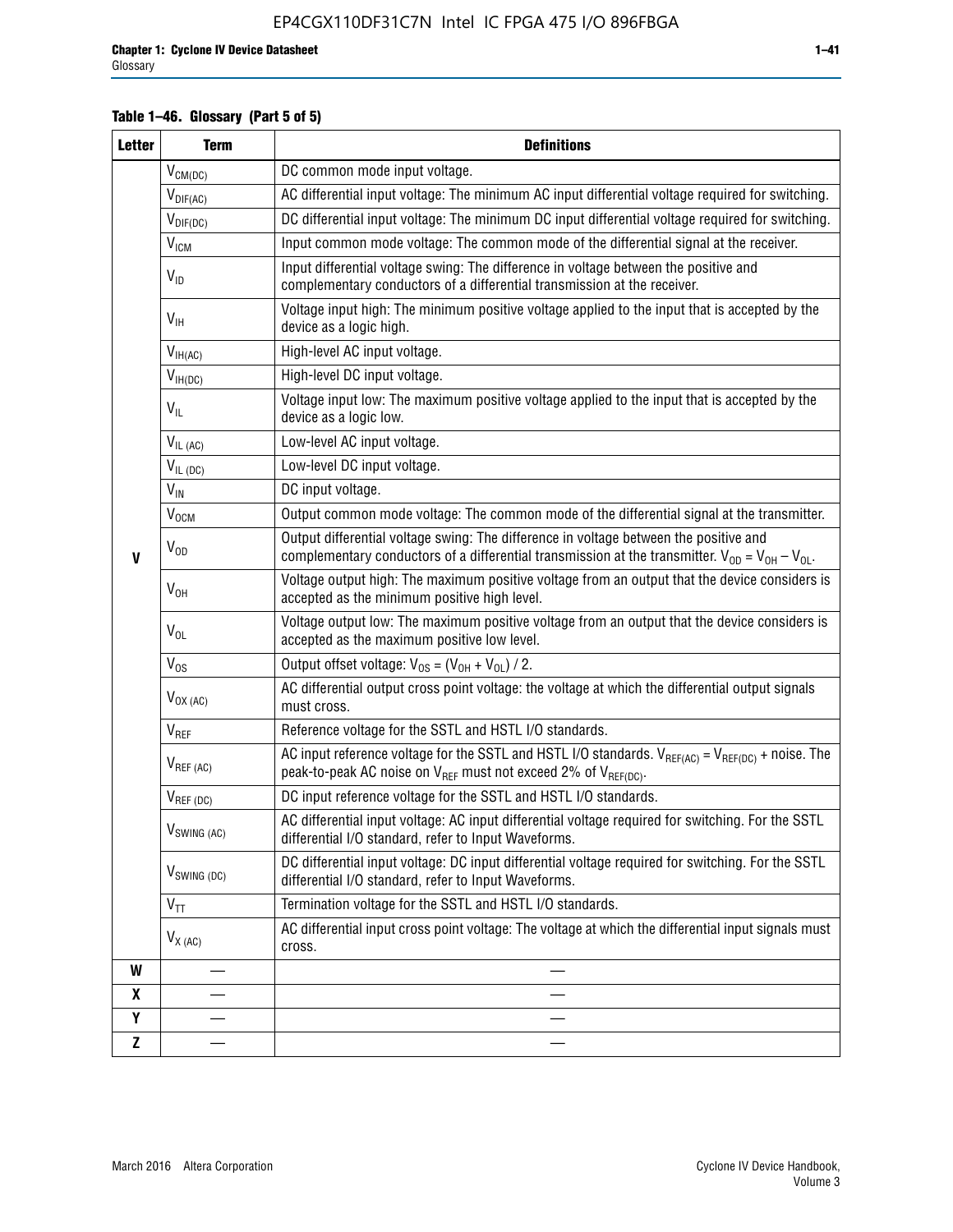**Table 1–46. Glossary (Part 5 of 5)**

| Letter | Term | Definitions |
|---|---|---|
| V | $V_{CM(DC)}$ | DC common mode input voltage. |
| | $V_{DIF(AC)}$ | AC differential input voltage: The minimum AC input differential voltage required for switching. |
| | $V_{DIF(DC)}$ | DC differential input voltage: The minimum DC input differential voltage required for switching. |
| | $V_{ICM}$ | Input common mode voltage: The common mode of the differential signal at the receiver. |
| | $V_{ID}$ | Input differential voltage swing: The difference in voltage between the positive and complementary conductors of a differential transmission at the receiver. |
| | $V_{IH}$ | Voltage input high: The minimum positive voltage applied to the input that is accepted by the device as a logic high. |
| | $V_{IH(AC)}$ | High-level AC input voltage. |
| | $V_{IH(DC)}$ | High-level DC input voltage. |
| | $V_{IL}$ | Voltage input low: The maximum positive voltage applied to the input that is accepted by the device as a logic low. |
| | $V_{IL\ (AC)}$ | Low-level AC input voltage. |
| | $V_{IL\ (DC)}$ | Low-level DC input voltage. |
| | $V_{IN}$ | DC input voltage. |
| | $V_{OCM}$ | Output common mode voltage: The common mode of the differential signal at the transmitter. |
| | $V_{OD}$ | Output differential voltage swing: The difference in voltage between the positive and complementary conductors of a differential transmission at the transmitter. $V_{OD} = V_{OH} – V_{OL}$. |
| | $V_{OH}$ | Voltage output high: The maximum positive voltage from an output that the device considers is accepted as the minimum positive high level. |
| | $V_{OL}$ | Voltage output low: The maximum positive voltage from an output that the device considers is accepted as the maximum positive low level. |
| | $V_{OS}$ | Output offset voltage: $V_{OS} = (V_{OH} + V_{OL}) / 2$. |
| | $V_{OX\ (AC)}$ | AC differential output cross point voltage: the voltage at which the differential output signals must cross. |
| | $V_{REF}$ | Reference voltage for the SSTL and HSTL I/O standards. |
| | $V_{REF\ (AC)}$ | AC input reference voltage for the SSTL and HSTL I/O standards. $V_{REF(AC)} = V_{REF(DC)}$ + noise. The peak-to-peak AC noise on $V_{REF}$ must not exceed 2% of $V_{REF(DC)}$. |
| | $V_{REF\ (DC)}$ | DC input reference voltage for the SSTL and HSTL I/O standards. |
| | $V_{SWING\ (AC)}$ | AC differential input voltage: AC input differential voltage required for switching. For the SSTL differential I/O standard, refer to Input Waveforms. |
| | $V_{SWING\ (DC)}$ | DC differential input voltage: DC input differential voltage required for switching. For the SSTL differential I/O standard, refer to Input Waveforms. |
| | $V_{TT}$ | Termination voltage for the SSTL and HSTL I/O standards. |
| | $V_{X\ (AC)}$ | AC differential input cross point voltage: The voltage at which the differential input signals must cross. |
| W | — | — |
| X | — | — |
| Y | — | — |
| Z | — | — |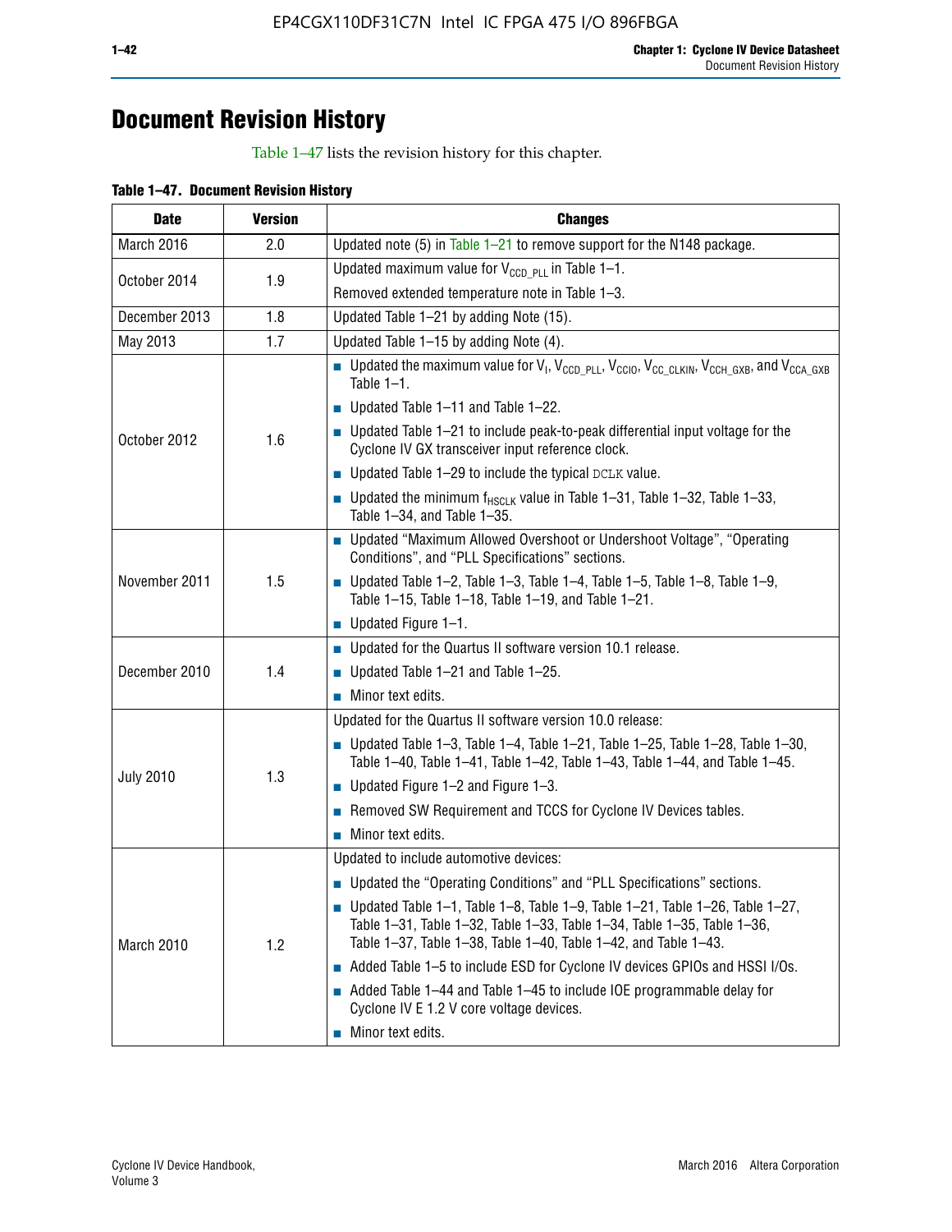# Document Revision History

Table 1–47 lists the revision history for this chapter.

**Table 1–47. Document Revision History**

| Date | Version | Changes |
|---|---|---|
| March 2016 | 2.0 | Updated note (5) in Table 1–21 to remove support for the N148 package. |
| October 2014 | 1.9 | Updated maximum value for $V_{CCD\_PLL}$ in Table 1–1.<br>Removed extended temperature note in Table 1–3. |
| December 2013 | 1.8 | Updated Table 1–21 by adding Note (15). |
| May 2013 | 1.7 | Updated Table 1–15 by adding Note (4). |
| October 2012 | 1.6 | ■ Updated the maximum value for $V_I$, $V_{CCD\_PLL}$, $V_{CCIO}$, $V_{CC\_CLKIN}$, $V_{CCH\_GXB}$, and $V_{CCA\_GXB}$ Table 1–1.<br>■ Updated Table 1–11 and Table 1–22.<br>■ Updated Table 1–21 to include peak-to-peak differential input voltage for the Cyclone IV GX transceiver input reference clock.<br>■ Updated Table 1–29 to include the typical DCLK value.<br>■ Updated the minimum $f_{HSCLK}$ value in Table 1–31, Table 1–32, Table 1–33, Table 1–34, and Table 1–35. |
| November 2011 | 1.5 | ■ Updated "Maximum Allowed Overshoot or Undershoot Voltage", "Operating Conditions", and "PLL Specifications" sections.<br>■ Updated Table 1–2, Table 1–3, Table 1–4, Table 1–5, Table 1–8, Table 1–9, Table 1–15, Table 1–18, Table 1–19, and Table 1–21.<br>■ Updated Figure 1–1. |
| December 2010 | 1.4 | ■ Updated for the Quartus II software version 10.1 release.<br>■ Updated Table 1–21 and Table 1–25.<br>■ Minor text edits. |
| July 2010 | 1.3 | Updated for the Quartus II software version 10.0 release:<br>■ Updated Table 1–3, Table 1–4, Table 1–21, Table 1–25, Table 1–28, Table 1–30, Table 1–40, Table 1–41, Table 1–42, Table 1–43, Table 1–44, and Table 1–45.<br>■ Updated Figure 1–2 and Figure 1–3.<br>■ Removed SW Requirement and TCCS for Cyclone IV Devices tables.<br>■ Minor text edits. |
| March 2010 | 1.2 | Updated to include automotive devices:<br>■ Updated the "Operating Conditions" and "PLL Specifications" sections.<br>■ Updated Table 1–1, Table 1–8, Table 1–9, Table 1–21, Table 1–26, Table 1–27, Table 1–31, Table 1–32, Table 1–33, Table 1–34, Table 1–35, Table 1–36, Table 1–37, Table 1–38, Table 1–40, Table 1–42, and Table 1–43.<br>■ Added Table 1–5 to include ESD for Cyclone IV devices GPIOs and HSSI I/Os.<br>■ Added Table 1–44 and Table 1–45 to include IOE programmable delay for Cyclone IV E 1.2 V core voltage devices.<br>■ Minor text edits. |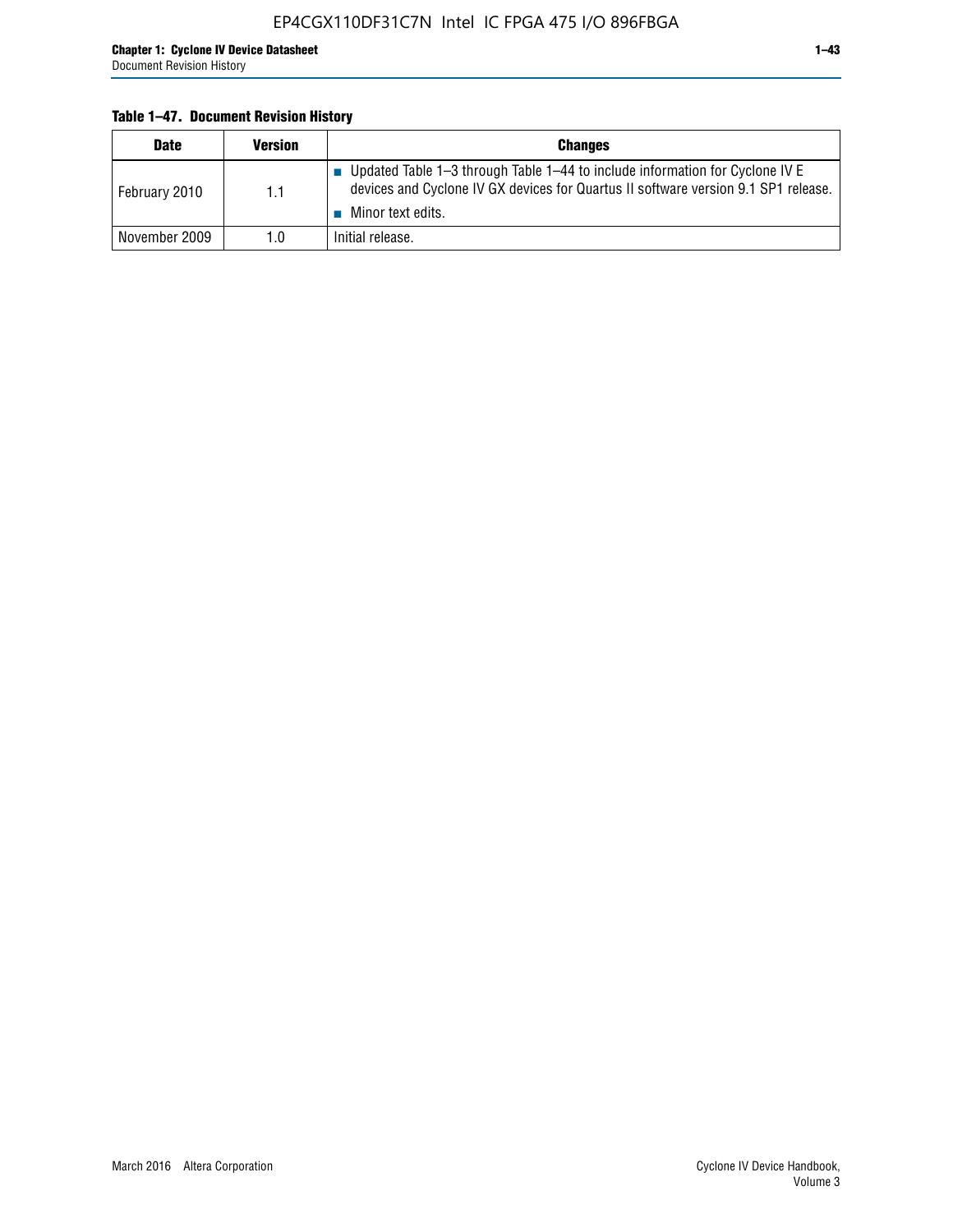**Table 1–47. Document Revision History**

| Date | Version | Changes |
|---|---|---|
| February 2010 | 1.1 | ■ Updated Table 1–3 through Table 1–44 to include information for Cyclone IV E devices and Cyclone IV GX devices for Quartus II software version 9.1 SP1 release.<br>■ Minor text edits. |
| November 2009 | 1.0 | Initial release. |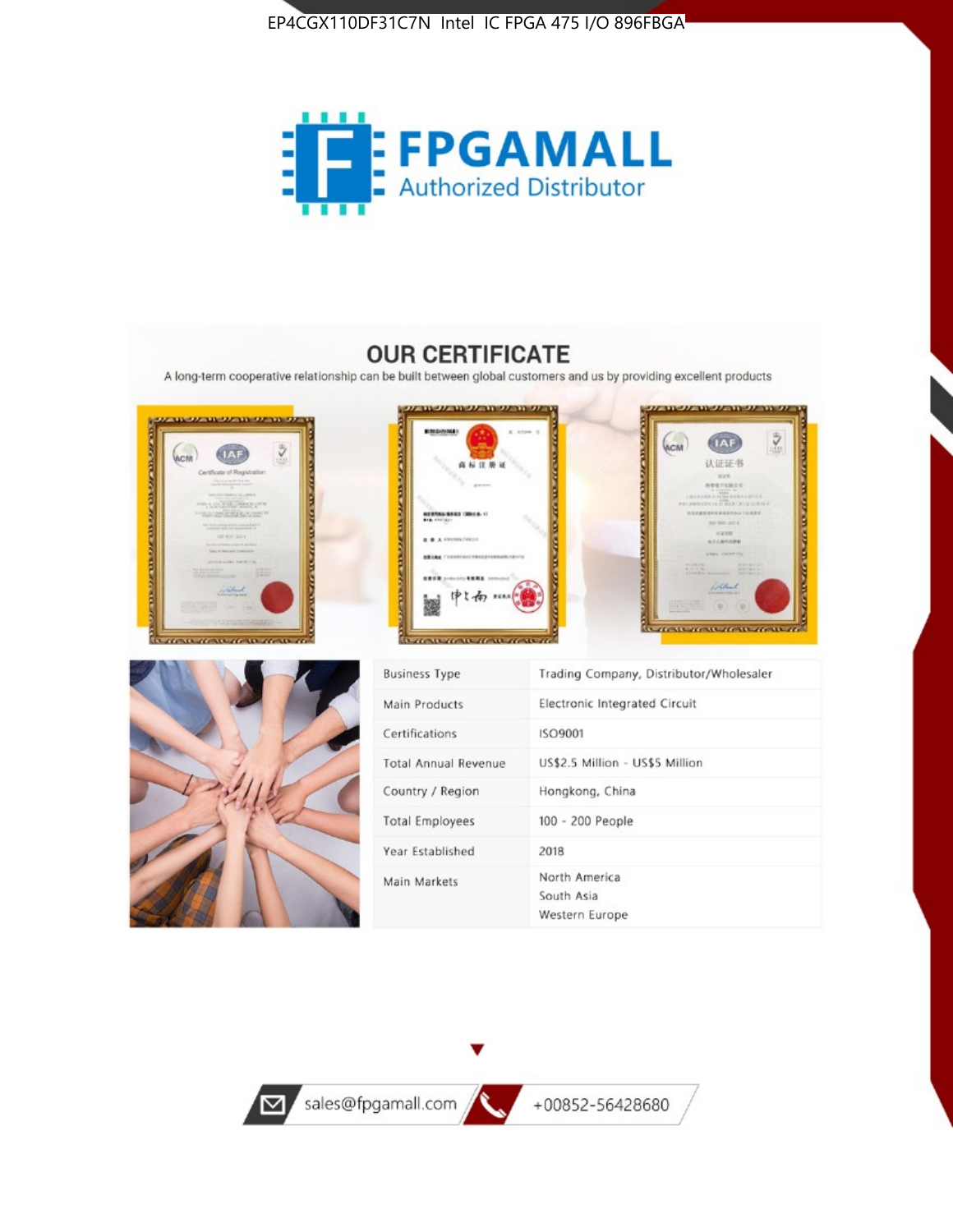FPGAMALL
Authorized Distributor

## OUR CERTIFICATE

A long-term cooperative relationship can be built between global customers and us by providing excellent products

| | |
|---|---|
| Business Type | Trading Company, Distributor/Wholesaler |
| Main Products | Electronic Integrated Circuit |
| Certifications | ISO9001 |
| Total Annual Revenue | US$2.5 Million - US$5 Million |
| Country / Region | Hongkong, China |
| Total Employees | 100 - 200 People |
| Year Established | 2018 |
| Main Markets | North America<br>South Asia<br>Western Europe |

sales@fpgamall.com +00852-56428680